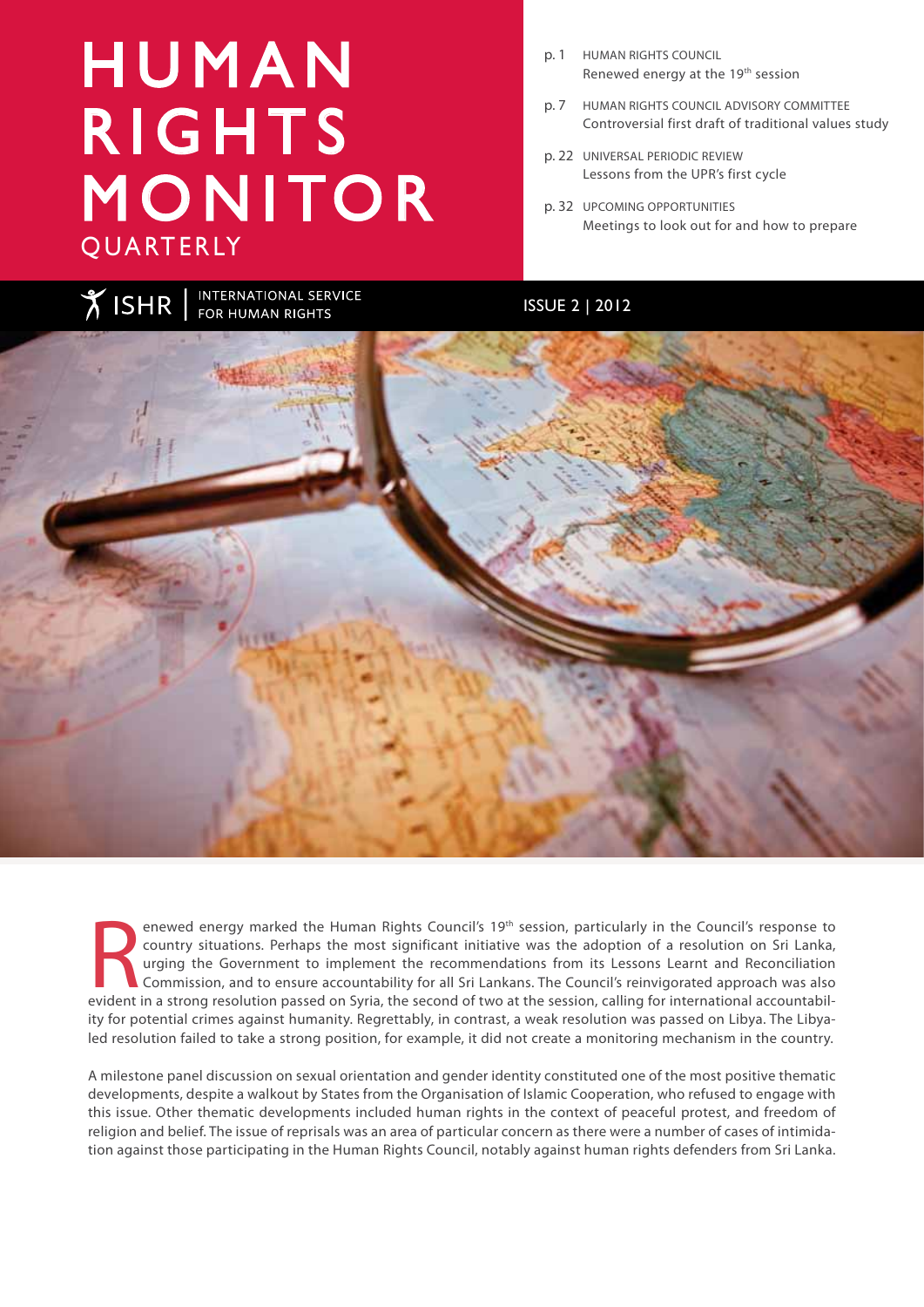# HUMAN RIGHTS MONITOR QUARTERLY

- p. 1 HUMAN RIGHTS COUNCIL
  Renewed energy at the 19th session
- p. 7 HUMAN RIGHTS COUNCIL ADVISORY COMMITTEE
  Controversial first draft of traditional values study
- p. 22 UNIVERSAL PERIODIC REVIEW
  Lessons from the UPR's first cycle
- p. 32 UPCOMING OPPORTUNITIES
  Meetings to look out for and how to prepare

ISHR | INTERNATIONAL SERVICE FOR HUMAN RIGHTS

ISSUE 2 | 2012

Renewed energy marked the Human Rights Council's 19th session, particularly in the Council's response to country situations. Perhaps the most significant initiative was the adoption of a resolution on Sri Lanka, urging the Government to implement the recommendations from its Lessons Learnt and Reconciliation Commission, and to ensure accountability for all Sri Lankans. The Council's reinvigorated approach was also evident in a strong resolution passed on Syria, the second of two at the session, calling for international accountability for potential crimes against humanity. Regrettably, in contrast, a weak resolution was passed on Libya. The Libya-led resolution failed to take a strong position, for example, it did not create a monitoring mechanism in the country.

A milestone panel discussion on sexual orientation and gender identity constituted one of the most positive thematic developments, despite a walkout by States from the Organisation of Islamic Cooperation, who refused to engage with this issue. Other thematic developments included human rights in the context of peaceful protest, and freedom of religion and belief. The issue of reprisals was an area of particular concern as there were a number of cases of intimidation against those participating in the Human Rights Council, notably against human rights defenders from Sri Lanka.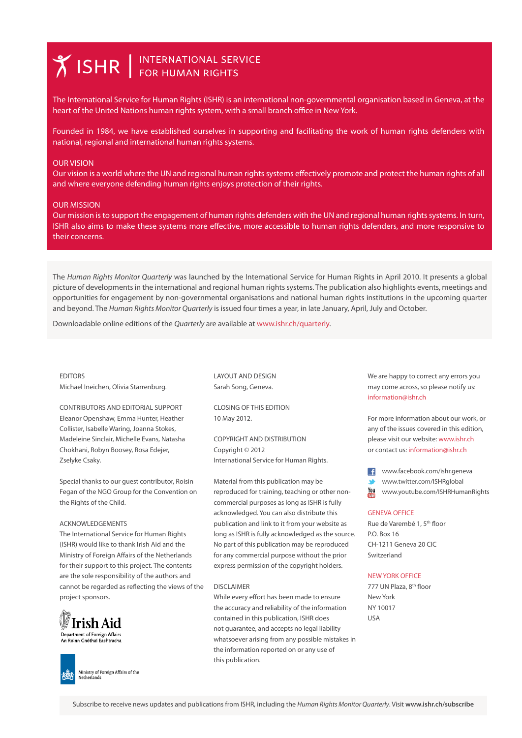# ISHR | INTERNATIONAL SERVICE FOR HUMAN RIGHTS

The International Service for Human Rights (ISHR) is an international non-governmental organisation based in Geneva, at the heart of the United Nations human rights system, with a small branch office in New York.

Founded in 1984, we have established ourselves in supporting and facilitating the work of human rights defenders with national, regional and international human rights systems.

OUR VISION
Our vision is a world where the UN and regional human rights systems effectively promote and protect the human rights of all and where everyone defending human rights enjoys protection of their rights.

OUR MISSION
Our mission is to support the engagement of human rights defenders with the UN and regional human rights systems. In turn, ISHR also aims to make these systems more effective, more accessible to human rights defenders, and more responsive to their concerns.

The *Human Rights Monitor Quarterly* was launched by the International Service for Human Rights in April 2010. It presents a global picture of developments in the international and regional human rights systems. The publication also highlights events, meetings and opportunities for engagement by non-governmental organisations and national human rights institutions in the upcoming quarter and beyond. The *Human Rights Monitor Quarterly* is issued four times a year, in late January, April, July and October.

Downloadable online editions of the *Quarterly* are available at www.ishr.ch/quarterly.

EDITORS
Michael Ineichen, Olivia Starrenburg.

CONTRIBUTORS AND EDITORIAL SUPPORT
Eleanor Openshaw, Emma Hunter, Heather Collister, Isabelle Waring, Joanna Stokes, Madeleine Sinclair, Michelle Evans, Natasha Chokhani, Robyn Boosey, Rosa Edejer, Zselyke Csaky.

Special thanks to our guest contributor, Roisin Fegan of the NGO Group for the Convention on the Rights of the Child.

ACKNOWLEDGEMENTS
The International Service for Human Rights (ISHR) would like to thank Irish Aid and the Ministry of Foreign Affairs of the Netherlands for their support to this project. The contents are the sole responsibility of the authors and cannot be regarded as reflecting the views of the project sponsors.

Irish Aid
Department of Foreign Affairs
An Roinn Gnóthaí Eachtracha

Ministry of Foreign Affairs of the Netherlands

LAYOUT AND DESIGN
Sarah Song, Geneva.

CLOSING OF THIS EDITION
10 May 2012.

COPYRIGHT AND DISTRIBUTION
Copyright © 2012
International Service for Human Rights.

Material from this publication may be reproduced for training, teaching or other non-commercial purposes as long as ISHR is fully acknowledged. You can also distribute this publication and link to it from your website as long as ISHR is fully acknowledged as the source. No part of this publication may be reproduced for any commercial purpose without the prior express permission of the copyright holders.

DISCLAIMER
While every effort has been made to ensure the accuracy and reliability of the information contained in this publication, ISHR does not guarantee, and accepts no legal liability whatsoever arising from any possible mistakes in the information reported on or any use of this publication.

We are happy to correct any errors you may come across, so please notify us: information@ishr.ch

For more information about our work, or any of the issues covered in this edition, please visit our website: www.ishr.ch or contact us: information@ishr.ch

www.facebook.com/ishr.geneva
www.twitter.com/ISHRglobal
www.youtube.com/ISHRHumanRights

GENEVA OFFICE
Rue de Varembé 1, 5th floor
P.O. Box 16
CH-1211 Geneva 20 CIC
Switzerland

NEW YORK OFFICE
777 UN Plaza, 8th floor
New York
NY 10017
USA

Subscribe to receive news updates and publications from ISHR, including the *Human Rights Monitor Quarterly*. Visit **www.ishr.ch/subscribe**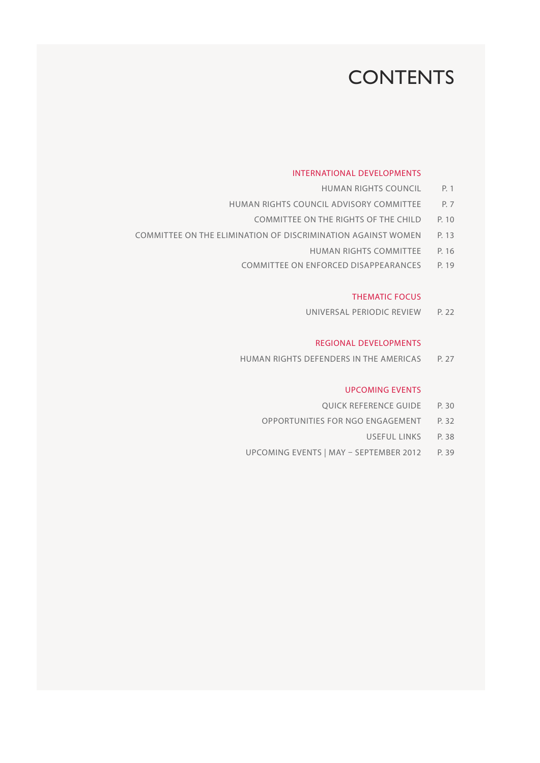# CONTENTS

## INTERNATIONAL DEVELOPMENTS

- HUMAN RIGHTS COUNCIL — P. 1
- HUMAN RIGHTS COUNCIL ADVISORY COMMITTEE — P. 7
- COMMITTEE ON THE RIGHTS OF THE CHILD — P. 10
- COMMITTEE ON THE ELIMINATION OF DISCRIMINATION AGAINST WOMEN — P. 13
- HUMAN RIGHTS COMMITTEE — P. 16
- COMMITTEE ON ENFORCED DISAPPEARANCES — P. 19

## THEMATIC FOCUS

- UNIVERSAL PERIODIC REVIEW — P. 22

## REGIONAL DEVELOPMENTS

- HUMAN RIGHTS DEFENDERS IN THE AMERICAS — P. 27

## UPCOMING EVENTS

- QUICK REFERENCE GUIDE — P. 30
- OPPORTUNITIES FOR NGO ENGAGEMENT — P. 32
- USEFUL LINKS — P. 38
- UPCOMING EVENTS | MAY – SEPTEMBER 2012 — P. 39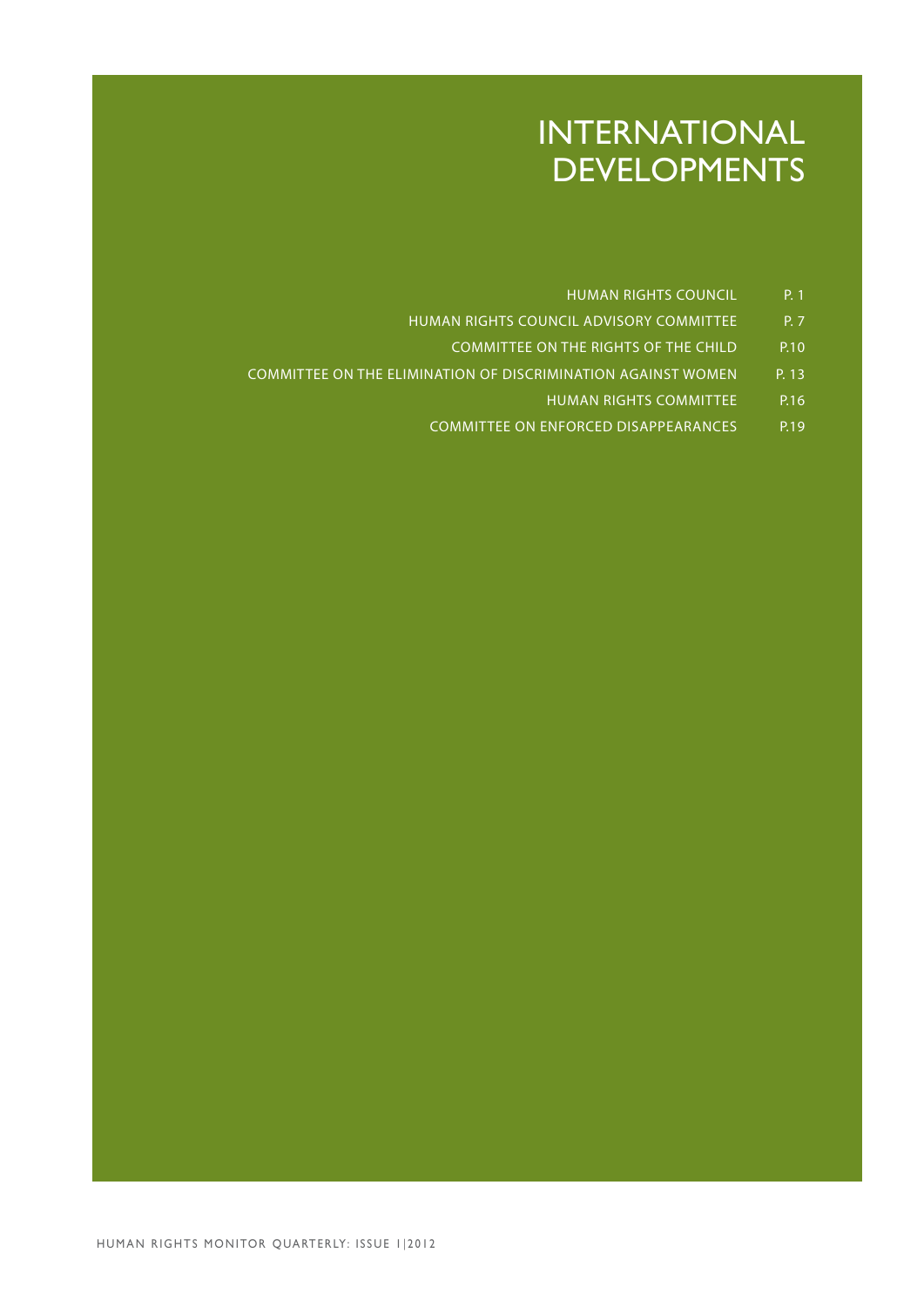# INTERNATIONAL DEVELOPMENTS

| | |
|---|---|
| HUMAN RIGHTS COUNCIL | P. 1 |
| HUMAN RIGHTS COUNCIL ADVISORY COMMITTEE | P. 7 |
| COMMITTEE ON THE RIGHTS OF THE CHILD | P.10 |
| COMMITTEE ON THE ELIMINATION OF DISCRIMINATION AGAINST WOMEN | P. 13 |
| HUMAN RIGHTS COMMITTEE | P.16 |
| COMMITTEE ON ENFORCED DISAPPEARANCES | P.19 |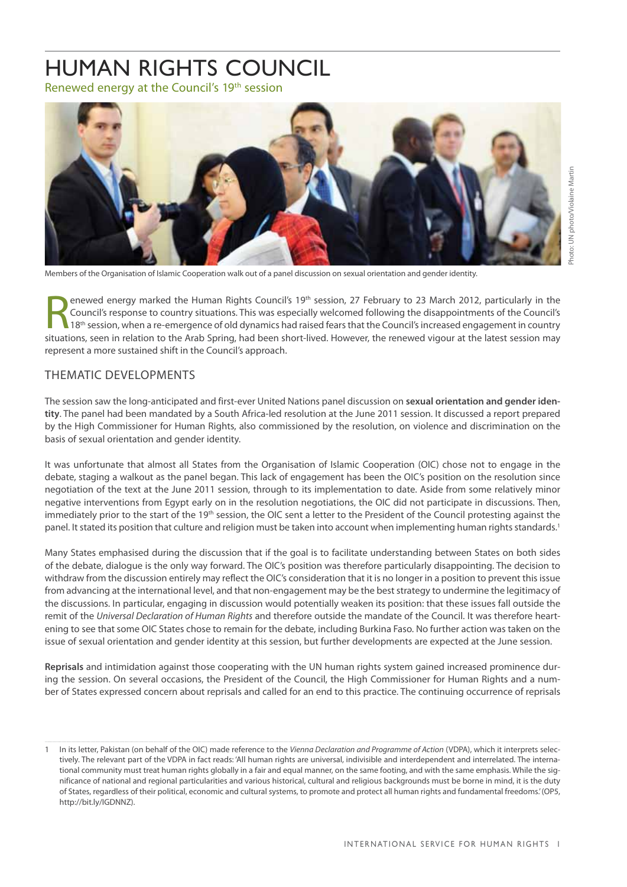# HUMAN RIGHTS COUNCIL

Renewed energy at the Council's 19th session

Members of the Organisation of Islamic Cooperation walk out of a panel discussion on sexual orientation and gender identity.

Photo: UN photo/Violaine Martin

Renewed energy marked the Human Rights Council's 19th session, 27 February to 23 March 2012, particularly in the Council's response to country situations. This was especially welcomed following the disappointments of the Council's 18th session, when a re-emergence of old dynamics had raised fears that the Council's increased engagement in country situations, seen in relation to the Arab Spring, had been short-lived. However, the renewed vigour at the latest session may represent a more sustained shift in the Council's approach.

## THEMATIC DEVELOPMENTS

The session saw the long-anticipated and first-ever United Nations panel discussion on **sexual orientation and gender identity**. The panel had been mandated by a South Africa-led resolution at the June 2011 session. It discussed a report prepared by the High Commissioner for Human Rights, also commissioned by the resolution, on violence and discrimination on the basis of sexual orientation and gender identity.

It was unfortunate that almost all States from the Organisation of Islamic Cooperation (OIC) chose not to engage in the debate, staging a walkout as the panel began. This lack of engagement has been the OIC's position on the resolution since negotiation of the text at the June 2011 session, through to its implementation to date. Aside from some relatively minor negative interventions from Egypt early on in the resolution negotiations, the OIC did not participate in discussions. Then, immediately prior to the start of the 19th session, the OIC sent a letter to the President of the Council protesting against the panel. It stated its position that culture and religion must be taken into account when implementing human rights standards.[1]

Many States emphasised during the discussion that if the goal is to facilitate understanding between States on both sides of the debate, dialogue is the only way forward. The OIC's position was therefore particularly disappointing. The decision to withdraw from the discussion entirely may reflect the OIC's consideration that it is no longer in a position to prevent this issue from advancing at the international level, and that non-engagement may be the best strategy to undermine the legitimacy of the discussions. In particular, engaging in discussion would potentially weaken its position: that these issues fall outside the remit of the *Universal Declaration of Human Rights* and therefore outside the mandate of the Council. It was therefore heartening to see that some OIC States chose to remain for the debate, including Burkina Faso. No further action was taken on the issue of sexual orientation and gender identity at this session, but further developments are expected at the June session.

**Reprisals** and intimidation against those cooperating with the UN human rights system gained increased prominence during the session. On several occasions, the President of the Council, the High Commissioner for Human Rights and a number of States expressed concern about reprisals and called for an end to this practice. The continuing occurrence of reprisals

---

1 In its letter, Pakistan (on behalf of the OIC) made reference to the *Vienna Declaration and Programme of Action* (VDPA), which it interprets selectively. The relevant part of the VDPA in fact reads: 'All human rights are universal, indivisible and interdependent and interrelated. The international community must treat human rights globally in a fair and equal manner, on the same footing, and with the same emphasis. While the significance of national and regional particularities and various historical, cultural and religious backgrounds must be borne in mind, it is the duty of States, regardless of their political, economic and cultural systems, to promote and protect all human rights and fundamental freedoms.' (OP5, http://bit.ly/IGDNNZ).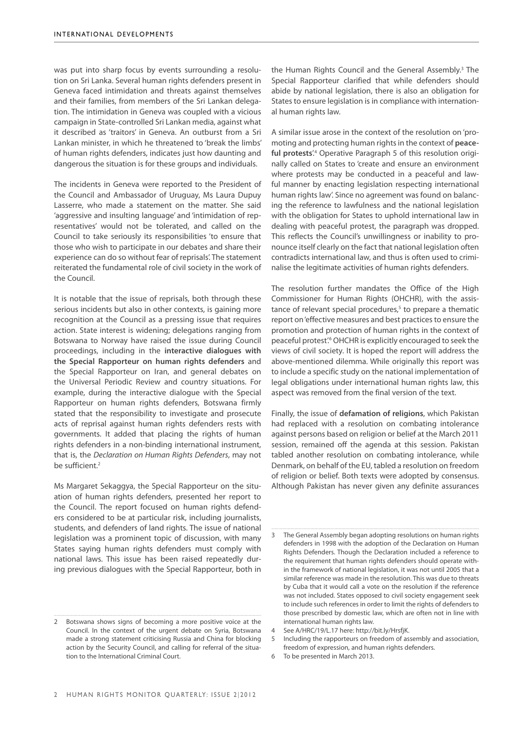was put into sharp focus by events surrounding a resolution on Sri Lanka. Several human rights defenders present in Geneva faced intimidation and threats against themselves and their families, from members of the Sri Lankan delegation. The intimidation in Geneva was coupled with a vicious campaign in State-controlled Sri Lankan media, against what it described as 'traitors' in Geneva. An outburst from a Sri Lankan minister, in which he threatened to 'break the limbs' of human rights defenders, indicates just how daunting and dangerous the situation is for these groups and individuals.

The incidents in Geneva were reported to the President of the Council and Ambassador of Uruguay, Ms Laura Dupuy Lasserre, who made a statement on the matter. She said 'aggressive and insulting language' and 'intimidation of representatives' would not be tolerated, and called on the Council to take seriously its responsibilities 'to ensure that those who wish to participate in our debates and share their experience can do so without fear of reprisals'. The statement reiterated the fundamental role of civil society in the work of the Council.

It is notable that the issue of reprisals, both through these serious incidents but also in other contexts, is gaining more recognition at the Council as a pressing issue that requires action. State interest is widening; delegations ranging from Botswana to Norway have raised the issue during Council proceedings, including in the **interactive dialogues with the Special Rapporteur on human rights defenders** and the Special Rapporteur on Iran, and general debates on the Universal Periodic Review and country situations. For example, during the interactive dialogue with the Special Rapporteur on human rights defenders, Botswana firmly stated that the responsibility to investigate and prosecute acts of reprisal against human rights defenders rests with governments. It added that placing the rights of human rights defenders in a non-binding international instrument, that is, the *Declaration on Human Rights Defenders*, may not be sufficient.[2]

Ms Margaret Sekaggya, the Special Rapporteur on the situation of human rights defenders, presented her report to the Council. The report focused on human rights defenders considered to be at particular risk, including journalists, students, and defenders of land rights. The issue of national legislation was a prominent topic of discussion, with many States saying human rights defenders must comply with national laws. This issue has been raised repeatedly during previous dialogues with the Special Rapporteur, both in the Human Rights Council and the General Assembly.[3] The Special Rapporteur clarified that while defenders should abide by national legislation, there is also an obligation for States to ensure legislation is in compliance with international human rights law.

A similar issue arose in the context of the resolution on 'promoting and protecting human rights in the context of **peaceful protests**'.[4] Operative Paragraph 5 of this resolution originally called on States to 'create and ensure an environment where protests may be conducted in a peaceful and lawful manner by enacting legislation respecting international human rights law'. Since no agreement was found on balancing the reference to lawfulness and the national legislation with the obligation for States to uphold international law in dealing with peaceful protest, the paragraph was dropped. This reflects the Council's unwillingness or inability to pronounce itself clearly on the fact that national legislation often contradicts international law, and thus is often used to criminalise the legitimate activities of human rights defenders.

The resolution further mandates the Office of the High Commissioner for Human Rights (OHCHR), with the assistance of relevant special procedures,[5] to prepare a thematic report on 'effective measures and best practices to ensure the promotion and protection of human rights in the context of peaceful protest'.[6] OHCHR is explicitly encouraged to seek the views of civil society. It is hoped the report will address the above-mentioned dilemma. While originally this report was to include a specific study on the national implementation of legal obligations under international human rights law, this aspect was removed from the final version of the text.

Finally, the issue of **defamation of religions**, which Pakistan had replaced with a resolution on combating intolerance against persons based on religion or belief at the March 2011 session, remained off the agenda at this session. Pakistan tabled another resolution on combating intolerance, while Denmark, on behalf of the EU, tabled a resolution on freedom of religion or belief. Both texts were adopted by consensus. Although Pakistan has never given any definite assurances

---

2 Botswana shows signs of becoming a more positive voice at the Council. In the context of the urgent debate on Syria, Botswana made a strong statement criticising Russia and China for blocking action by the Security Council, and calling for referral of the situation to the International Criminal Court.

3 The General Assembly began adopting resolutions on human rights defenders in 1998 with the adoption of the Declaration on Human Rights Defenders. Though the Declaration included a reference to the requirement that human rights defenders should operate within the framework of national legislation, it was not until 2005 that a similar reference was made in the resolution. This was due to threats by Cuba that it would call a vote on the resolution if the reference was not included. States opposed to civil society engagement seek to include such references in order to limit the rights of defenders to those prescribed by domestic law, which are often not in line with international human rights law.

4 See A/HRC/19/L.17 here: http://bit.ly/HrsfjK.

5 Including the rapporteurs on freedom of assembly and association, freedom of expression, and human rights defenders.

6 To be presented in March 2013.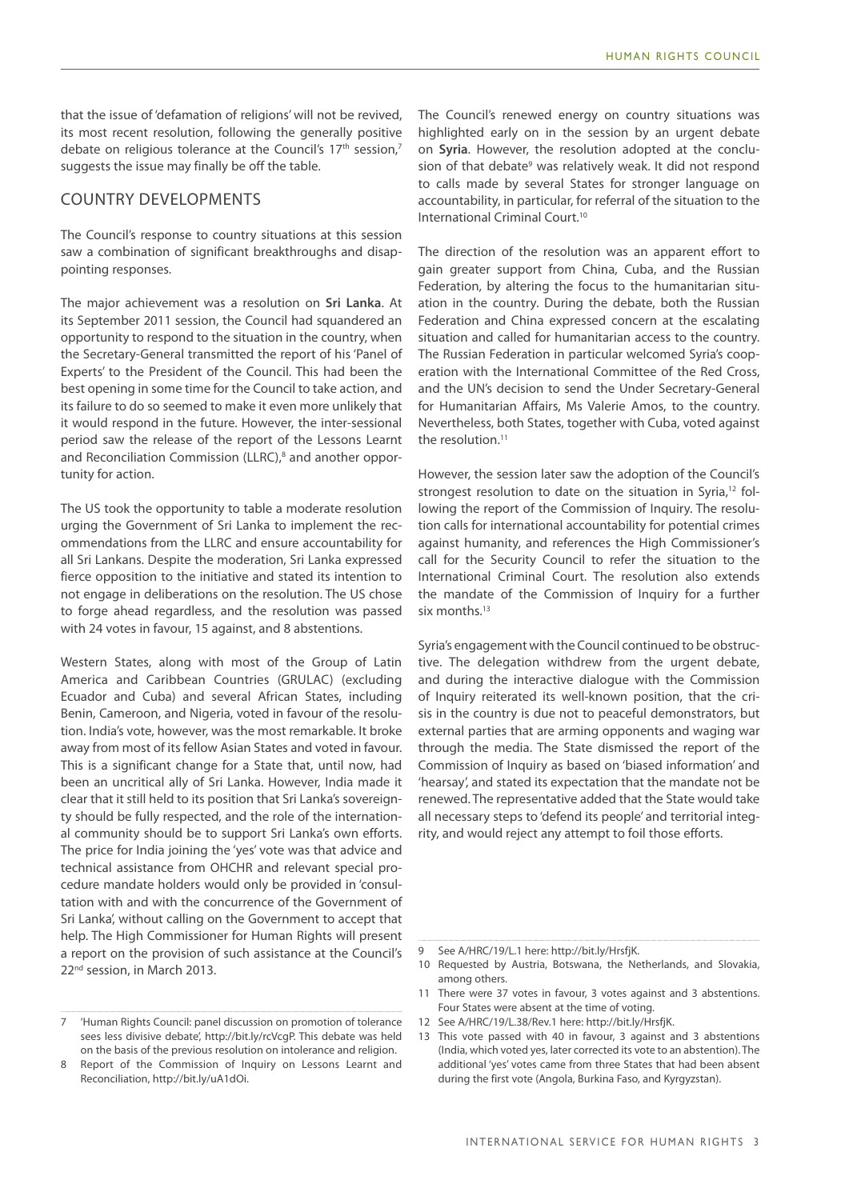that the issue of 'defamation of religions' will not be revived, its most recent resolution, following the generally positive debate on religious tolerance at the Council's 17th session,[7] suggests the issue may finally be off the table.

## COUNTRY DEVELOPMENTS

The Council's response to country situations at this session saw a combination of significant breakthroughs and disappointing responses.

The major achievement was a resolution on **Sri Lanka**. At its September 2011 session, the Council had squandered an opportunity to respond to the situation in the country, when the Secretary-General transmitted the report of his 'Panel of Experts' to the President of the Council. This had been the best opening in some time for the Council to take action, and its failure to do so seemed to make it even more unlikely that it would respond in the future. However, the inter-sessional period saw the release of the report of the Lessons Learnt and Reconciliation Commission (LLRC),[8] and another opportunity for action.

The US took the opportunity to table a moderate resolution urging the Government of Sri Lanka to implement the recommendations from the LLRC and ensure accountability for all Sri Lankans. Despite the moderation, Sri Lanka expressed fierce opposition to the initiative and stated its intention to not engage in deliberations on the resolution. The US chose to forge ahead regardless, and the resolution was passed with 24 votes in favour, 15 against, and 8 abstentions.

Western States, along with most of the Group of Latin America and Caribbean Countries (GRULAC) (excluding Ecuador and Cuba) and several African States, including Benin, Cameroon, and Nigeria, voted in favour of the resolution. India's vote, however, was the most remarkable. It broke away from most of its fellow Asian States and voted in favour. This is a significant change for a State that, until now, had been an uncritical ally of Sri Lanka. However, India made it clear that it still held to its position that Sri Lanka's sovereignty should be fully respected, and the role of the international community should be to support Sri Lanka's own efforts. The price for India joining the 'yes' vote was that advice and technical assistance from OHCHR and relevant special procedure mandate holders would only be provided in 'consultation with and with the concurrence of the Government of Sri Lanka', without calling on the Government to accept that help. The High Commissioner for Human Rights will present a report on the provision of such assistance at the Council's 22nd session, in March 2013.

The Council's renewed energy on country situations was highlighted early on in the session by an urgent debate on **Syria**. However, the resolution adopted at the conclusion of that debate[9] was relatively weak. It did not respond to calls made by several States for stronger language on accountability, in particular, for referral of the situation to the International Criminal Court.[10]

The direction of the resolution was an apparent effort to gain greater support from China, Cuba, and the Russian Federation, by altering the focus to the humanitarian situation in the country. During the debate, both the Russian Federation and China expressed concern at the escalating situation and called for humanitarian access to the country. The Russian Federation in particular welcomed Syria's cooperation with the International Committee of the Red Cross, and the UN's decision to send the Under Secretary-General for Humanitarian Affairs, Ms Valerie Amos, to the country. Nevertheless, both States, together with Cuba, voted against the resolution.[11]

However, the session later saw the adoption of the Council's strongest resolution to date on the situation in Syria,[12] following the report of the Commission of Inquiry. The resolution calls for international accountability for potential crimes against humanity, and references the High Commissioner's call for the Security Council to refer the situation to the International Criminal Court. The resolution also extends the mandate of the Commission of Inquiry for a further six months.[13]

Syria's engagement with the Council continued to be obstructive. The delegation withdrew from the urgent debate, and during the interactive dialogue with the Commission of Inquiry reiterated its well-known position, that the crisis in the country is due not to peaceful demonstrators, but external parties that are arming opponents and waging war through the media. The State dismissed the report of the Commission of Inquiry as based on 'biased information' and 'hearsay', and stated its expectation that the mandate not be renewed. The representative added that the State would take all necessary steps to 'defend its people' and territorial integrity, and would reject any attempt to foil those efforts.

---

7 'Human Rights Council: panel discussion on promotion of tolerance sees less divisive debate', http://bit.ly/rcVcgP. This debate was held on the basis of the previous resolution on intolerance and religion.

8 Report of the Commission of Inquiry on Lessons Learnt and Reconciliation, http://bit.ly/uA1dOi.

9 See A/HRC/19/L.1 here: http://bit.ly/HrsfjK.

10 Requested by Austria, Botswana, the Netherlands, and Slovakia, among others.

11 There were 37 votes in favour, 3 votes against and 3 abstentions. Four States were absent at the time of voting.

12 See A/HRC/19/L.38/Rev.1 here: http://bit.ly/HrsfjK.

13 This vote passed with 40 in favour, 3 against and 3 abstentions (India, which voted yes, later corrected its vote to an abstention). The additional 'yes' votes came from three States that had been absent during the first vote (Angola, Burkina Faso, and Kyrgyzstan).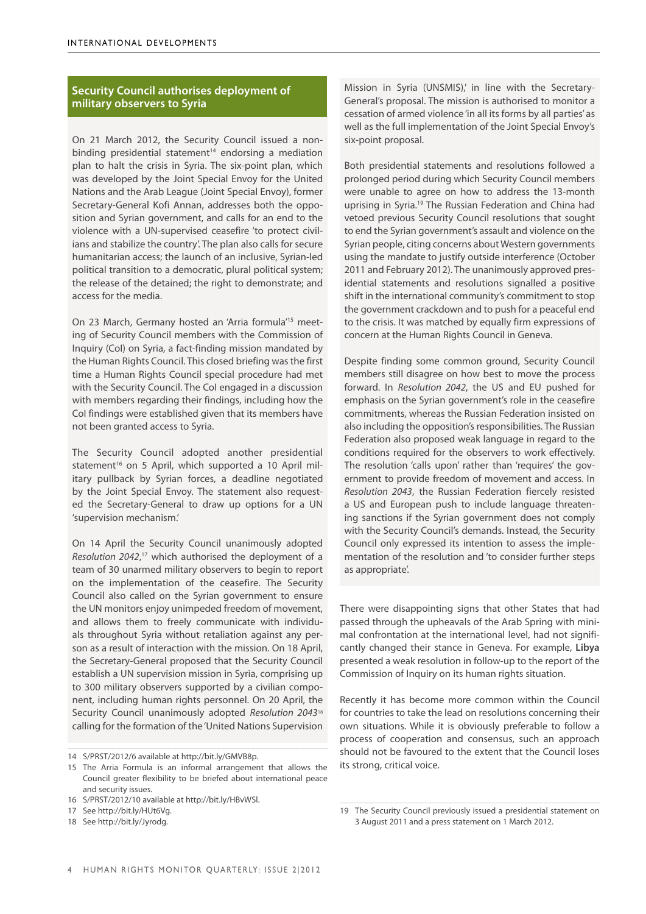## Security Council authorises deployment of military observers to Syria

On 21 March 2012, the Security Council issued a non-binding presidential statement[14] endorsing a mediation plan to halt the crisis in Syria. The six-point plan, which was developed by the Joint Special Envoy for the United Nations and the Arab League (Joint Special Envoy), former Secretary-General Kofi Annan, addresses both the opposition and Syrian government, and calls for an end to the violence with a UN-supervised ceasefire 'to protect civilians and stabilize the country'. The plan also calls for secure humanitarian access; the launch of an inclusive, Syrian-led political transition to a democratic, plural political system; the release of the detained; the right to demonstrate; and access for the media.

On 23 March, Germany hosted an 'Arria formula'[15] meeting of Security Council members with the Commission of Inquiry (CoI) on Syria, a fact-finding mission mandated by the Human Rights Council. This closed briefing was the first time a Human Rights Council special procedure had met with the Security Council. The CoI engaged in a discussion with members regarding their findings, including how the CoI findings were established given that its members have not been granted access to Syria.

The Security Council adopted another presidential statement[16] on 5 April, which supported a 10 April military pullback by Syrian forces, a deadline negotiated by the Joint Special Envoy. The statement also requested the Secretary-General to draw up options for a UN 'supervision mechanism.'

On 14 April the Security Council unanimously adopted *Resolution 2042*,[17] which authorised the deployment of a team of 30 unarmed military observers to begin to report on the implementation of the ceasefire. The Security Council also called on the Syrian government to ensure the UN monitors enjoy unimpeded freedom of movement, and allows them to freely communicate with individuals throughout Syria without retaliation against any person as a result of interaction with the mission. On 18 April, the Secretary-General proposed that the Security Council establish a UN supervision mission in Syria, comprising up to 300 military observers supported by a civilian component, including human rights personnel. On 20 April, the Security Council unanimously adopted *Resolution 2043*[18] calling for the formation of the 'United Nations Supervision Mission in Syria (UNSMIS),' in line with the Secretary-General's proposal. The mission is authorised to monitor a cessation of armed violence 'in all its forms by all parties' as well as the full implementation of the Joint Special Envoy's six-point proposal.

Both presidential statements and resolutions followed a prolonged period during which Security Council members were unable to agree on how to address the 13-month uprising in Syria.[19] The Russian Federation and China had vetoed previous Security Council resolutions that sought to end the Syrian government's assault and violence on the Syrian people, citing concerns about Western governments using the mandate to justify outside interference (October 2011 and February 2012). The unanimously approved presidential statements and resolutions signalled a positive shift in the international community's commitment to stop the government crackdown and to push for a peaceful end to the crisis. It was matched by equally firm expressions of concern at the Human Rights Council in Geneva.

Despite finding some common ground, Security Council members still disagree on how best to move the process forward. In *Resolution 2042*, the US and EU pushed for emphasis on the Syrian government's role in the ceasefire commitments, whereas the Russian Federation insisted on also including the opposition's responsibilities. The Russian Federation also proposed weak language in regard to the conditions required for the observers to work effectively. The resolution 'calls upon' rather than 'requires' the government to provide freedom of movement and access. In *Resolution 2043*, the Russian Federation fiercely resisted a US and European push to include language threatening sanctions if the Syrian government does not comply with the Security Council's demands. Instead, the Security Council only expressed its intention to assess the implementation of the resolution and 'to consider further steps as appropriate'.

14 S/PRST/2012/6 available at http://bit.ly/GMVB8p.

15 The Arria Formula is an informal arrangement that allows the Council greater flexibility to be briefed about international peace and security issues.

16 S/PRST/2012/10 available at http://bit.ly/HBvWSl.

17 See http://bit.ly/HUt6Vg.

18 See http://bit.ly/Jyrodg.

19 The Security Council previously issued a presidential statement on 3 August 2011 and a press statement on 1 March 2012.

There were disappointing signs that other States that had passed through the upheavals of the Arab Spring with minimal confrontation at the international level, had not significantly changed their stance in Geneva. For example, **Libya** presented a weak resolution in follow-up to the report of the Commission of Inquiry on its human rights situation.

Recently it has become more common within the Council for countries to take the lead on resolutions concerning their own situations. While it is obviously preferable to follow a process of cooperation and consensus, such an approach should not be favoured to the extent that the Council loses its strong, critical voice.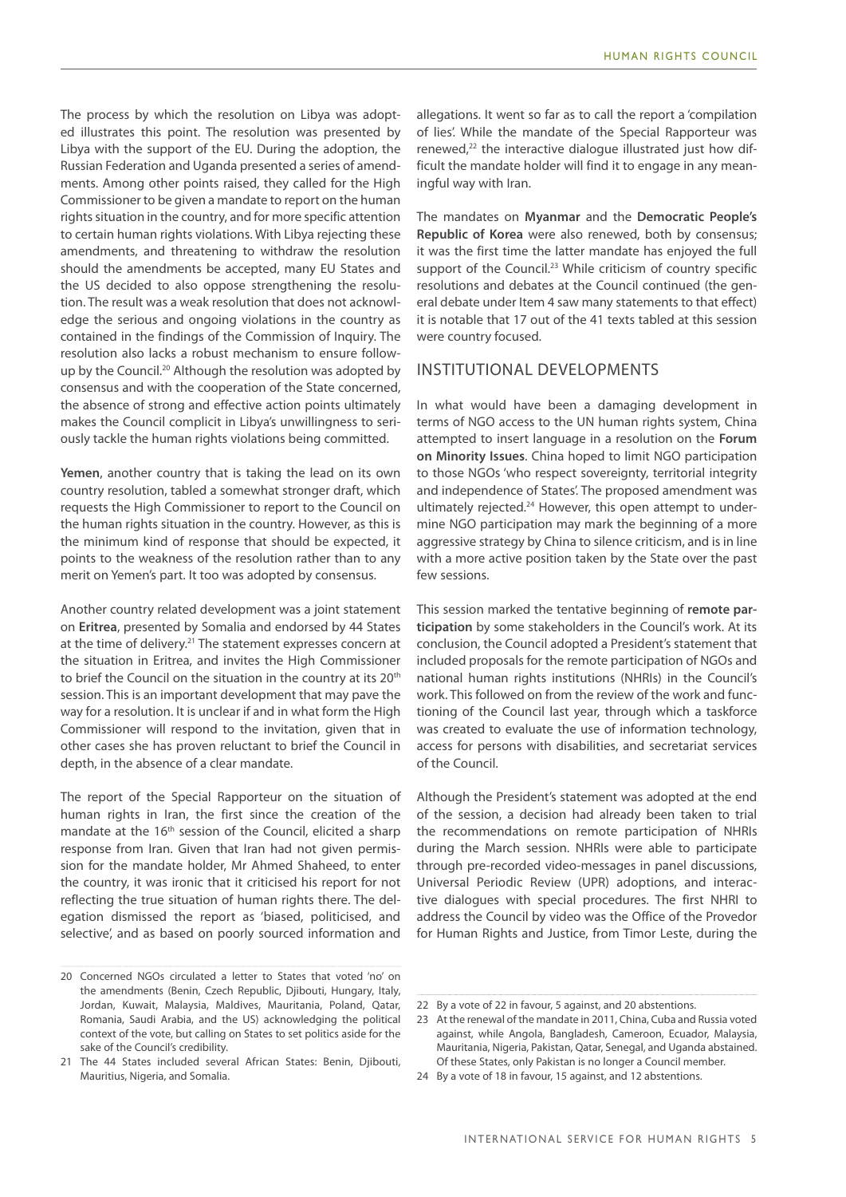The process by which the resolution on Libya was adopted illustrates this point. The resolution was presented by Libya with the support of the EU. During the adoption, the Russian Federation and Uganda presented a series of amendments. Among other points raised, they called for the High Commissioner to be given a mandate to report on the human rights situation in the country, and for more specific attention to certain human rights violations. With Libya rejecting these amendments, and threatening to withdraw the resolution should the amendments be accepted, many EU States and the US decided to also oppose strengthening the resolution. The result was a weak resolution that does not acknowledge the serious and ongoing violations in the country as contained in the findings of the Commission of Inquiry. The resolution also lacks a robust mechanism to ensure follow-up by the Council.[20] Although the resolution was adopted by consensus and with the cooperation of the State concerned, the absence of strong and effective action points ultimately makes the Council complicit in Libya's unwillingness to seriously tackle the human rights violations being committed.

**Yemen**, another country that is taking the lead on its own country resolution, tabled a somewhat stronger draft, which requests the High Commissioner to report to the Council on the human rights situation in the country. However, as this is the minimum kind of response that should be expected, it points to the weakness of the resolution rather than to any merit on Yemen's part. It too was adopted by consensus.

Another country related development was a joint statement on **Eritrea**, presented by Somalia and endorsed by 44 States at the time of delivery.[21] The statement expresses concern at the situation in Eritrea, and invites the High Commissioner to brief the Council on the situation in the country at its 20th session. This is an important development that may pave the way for a resolution. It is unclear if and in what form the High Commissioner will respond to the invitation, given that in other cases she has proven reluctant to brief the Council in depth, in the absence of a clear mandate.

The report of the Special Rapporteur on the situation of human rights in Iran, the first since the creation of the mandate at the 16th session of the Council, elicited a sharp response from Iran. Given that Iran had not given permission for the mandate holder, Mr Ahmed Shaheed, to enter the country, it was ironic that it criticised his report for not reflecting the true situation of human rights there. The delegation dismissed the report as 'biased, politicised, and selective', and as based on poorly sourced information and allegations. It went so far as to call the report a 'compilation of lies'. While the mandate of the Special Rapporteur was renewed,[22] the interactive dialogue illustrated just how difficult the mandate holder will find it to engage in any meaningful way with Iran.

The mandates on **Myanmar** and the **Democratic People's Republic of Korea** were also renewed, both by consensus; it was the first time the latter mandate has enjoyed the full support of the Council.[23] While criticism of country specific resolutions and debates at the Council continued (the general debate under Item 4 saw many statements to that effect) it is notable that 17 out of the 41 texts tabled at this session were country focused.

## INSTITUTIONAL DEVELOPMENTS

In what would have been a damaging development in terms of NGO access to the UN human rights system, China attempted to insert language in a resolution on the **Forum on Minority Issues**. China hoped to limit NGO participation to those NGOs 'who respect sovereignty, territorial integrity and independence of States'. The proposed amendment was ultimately rejected.[24] However, this open attempt to undermine NGO participation may mark the beginning of a more aggressive strategy by China to silence criticism, and is in line with a more active position taken by the State over the past few sessions.

This session marked the tentative beginning of **remote participation** by some stakeholders in the Council's work. At its conclusion, the Council adopted a President's statement that included proposals for the remote participation of NGOs and national human rights institutions (NHRIs) in the Council's work. This followed on from the review of the work and functioning of the Council last year, through which a taskforce was created to evaluate the use of information technology, access for persons with disabilities, and secretariat services of the Council.

Although the President's statement was adopted at the end of the session, a decision had already been taken to trial the recommendations on remote participation of NHRIs during the March session. NHRIs were able to participate through pre-recorded video-messages in panel discussions, Universal Periodic Review (UPR) adoptions, and interactive dialogues with special procedures. The first NHRI to address the Council by video was the Office of the Provedor for Human Rights and Justice, from Timor Leste, during the

---

20 Concerned NGOs circulated a letter to States that voted 'no' on the amendments (Benin, Czech Republic, Djibouti, Hungary, Italy, Jordan, Kuwait, Malaysia, Maldives, Mauritania, Poland, Qatar, Romania, Saudi Arabia, and the US) acknowledging the political context of the vote, but calling on States to set politics aside for the sake of the Council's credibility.

21 The 44 States included several African States: Benin, Djibouti, Mauritius, Nigeria, and Somalia.

22 By a vote of 22 in favour, 5 against, and 20 abstentions.

23 At the renewal of the mandate in 2011, China, Cuba and Russia voted against, while Angola, Bangladesh, Cameroon, Ecuador, Malaysia, Mauritania, Nigeria, Pakistan, Qatar, Senegal, and Uganda abstained. Of these States, only Pakistan is no longer a Council member.

24 By a vote of 18 in favour, 15 against, and 12 abstentions.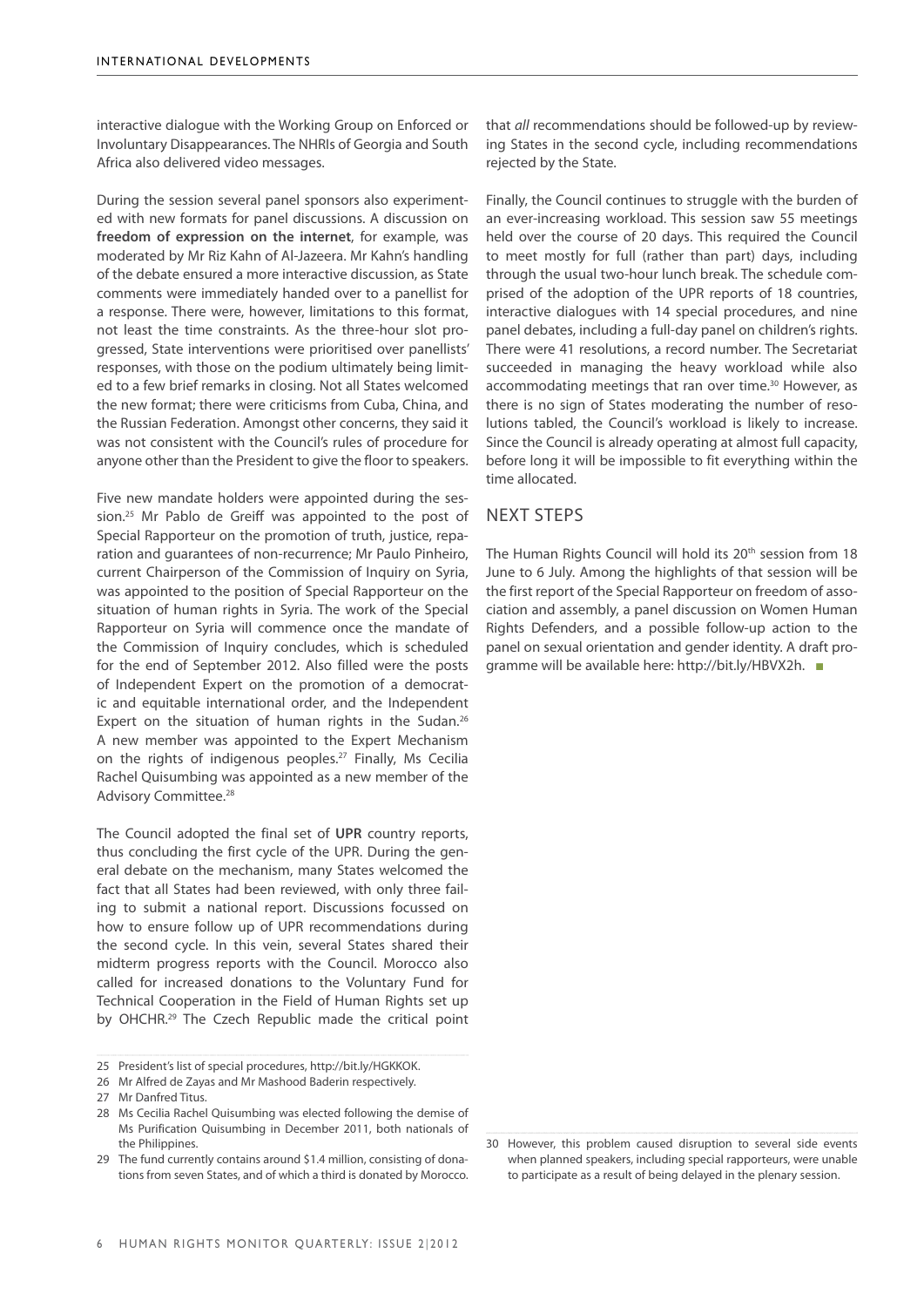interactive dialogue with the Working Group on Enforced or Involuntary Disappearances. The NHRIs of Georgia and South Africa also delivered video messages.

During the session several panel sponsors also experimented with new formats for panel discussions. A discussion on **freedom of expression on the internet**, for example, was moderated by Mr Riz Kahn of Al-Jazeera. Mr Kahn's handling of the debate ensured a more interactive discussion, as State comments were immediately handed over to a panellist for a response. There were, however, limitations to this format, not least the time constraints. As the three-hour slot progressed, State interventions were prioritised over panellists' responses, with those on the podium ultimately being limited to a few brief remarks in closing. Not all States welcomed the new format; there were criticisms from Cuba, China, and the Russian Federation. Amongst other concerns, they said it was not consistent with the Council's rules of procedure for anyone other than the President to give the floor to speakers.

Five new mandate holders were appointed during the session.[25] Mr Pablo de Greiff was appointed to the post of Special Rapporteur on the promotion of truth, justice, reparation and guarantees of non-recurrence; Mr Paulo Pinheiro, current Chairperson of the Commission of Inquiry on Syria, was appointed to the position of Special Rapporteur on the situation of human rights in Syria. The work of the Special Rapporteur on Syria will commence once the mandate of the Commission of Inquiry concludes, which is scheduled for the end of September 2012. Also filled were the posts of Independent Expert on the promotion of a democratic and equitable international order, and the Independent Expert on the situation of human rights in the Sudan.[26] A new member was appointed to the Expert Mechanism on the rights of indigenous peoples.[27] Finally, Ms Cecilia Rachel Quisumbing was appointed as a new member of the Advisory Committee.[28]

The Council adopted the final set of **UPR** country reports, thus concluding the first cycle of the UPR. During the general debate on the mechanism, many States welcomed the fact that all States had been reviewed, with only three failing to submit a national report. Discussions focussed on how to ensure follow up of UPR recommendations during the second cycle. In this vein, several States shared their midterm progress reports with the Council. Morocco also called for increased donations to the Voluntary Fund for Technical Cooperation in the Field of Human Rights set up by OHCHR.[29] The Czech Republic made the critical point that *all* recommendations should be followed-up by reviewing States in the second cycle, including recommendations rejected by the State.

Finally, the Council continues to struggle with the burden of an ever-increasing workload. This session saw 55 meetings held over the course of 20 days. This required the Council to meet mostly for full (rather than part) days, including through the usual two-hour lunch break. The schedule comprised of the adoption of the UPR reports of 18 countries, interactive dialogues with 14 special procedures, and nine panel debates, including a full-day panel on children's rights. There were 41 resolutions, a record number. The Secretariat succeeded in managing the heavy workload while also accommodating meetings that ran over time.[30] However, as there is no sign of States moderating the number of resolutions tabled, the Council's workload is likely to increase. Since the Council is already operating at almost full capacity, before long it will be impossible to fit everything within the time allocated.

## NEXT STEPS

The Human Rights Council will hold its 20th session from 18 June to 6 July. Among the highlights of that session will be the first report of the Special Rapporteur on freedom of association and assembly, a panel discussion on Women Human Rights Defenders, and a possible follow-up action to the panel on sexual orientation and gender identity. A draft programme will be available here: http://bit.ly/HBVX2h.

---

25 President's list of special procedures, http://bit.ly/HGKKOK.

26 Mr Alfred de Zayas and Mr Mashood Baderin respectively.

27 Mr Danfred Titus.

28 Ms Cecilia Rachel Quisumbing was elected following the demise of Ms Purification Quisumbing in December 2011, both nationals of the Philippines.

29 The fund currently contains around $1.4 million, consisting of donations from seven States, and of which a third is donated by Morocco.

30 However, this problem caused disruption to several side events when planned speakers, including special rapporteurs, were unable to participate as a result of being delayed in the plenary session.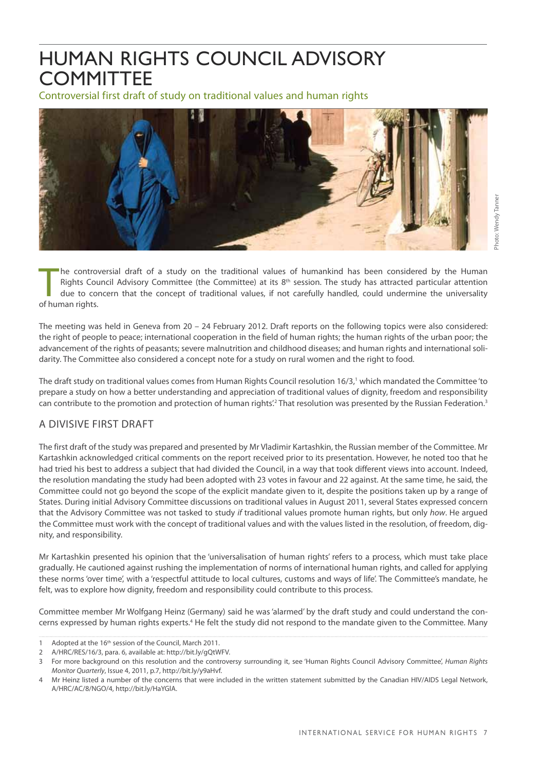# HUMAN RIGHTS COUNCIL ADVISORY COMMITTEE

Controversial first draft of study on traditional values and human rights

Photo: Wendy Tanner

The controversial draft of a study on the traditional values of humankind has been considered by the Human Rights Council Advisory Committee (the Committee) at its 8th session. The study has attracted particular attention due to concern that the concept of traditional values, if not carefully handled, could undermine the universality of human rights.

The meeting was held in Geneva from 20 – 24 February 2012. Draft reports on the following topics were also considered: the right of people to peace; international cooperation in the field of human rights; the human rights of the urban poor; the advancement of the rights of peasants; severe malnutrition and childhood diseases; and human rights and international solidarity. The Committee also considered a concept note for a study on rural women and the right to food.

The draft study on traditional values comes from Human Rights Council resolution 16/3,[1] which mandated the Committee 'to prepare a study on how a better understanding and appreciation of traditional values of dignity, freedom and responsibility can contribute to the promotion and protection of human rights'.[2] That resolution was presented by the Russian Federation.[3]

## A DIVISIVE FIRST DRAFT

The first draft of the study was prepared and presented by Mr Vladimir Kartashkin, the Russian member of the Committee. Mr Kartashkin acknowledged critical comments on the report received prior to its presentation. However, he noted too that he had tried his best to address a subject that had divided the Council, in a way that took different views into account. Indeed, the resolution mandating the study had been adopted with 23 votes in favour and 22 against. At the same time, he said, the Committee could not go beyond the scope of the explicit mandate given to it, despite the positions taken up by a range of States. During initial Advisory Committee discussions on traditional values in August 2011, several States expressed concern that the Advisory Committee was not tasked to study *if* traditional values promote human rights, but only *how*. He argued the Committee must work with the concept of traditional values and with the values listed in the resolution, of freedom, dignity, and responsibility.

Mr Kartashkin presented his opinion that the 'universalisation of human rights' refers to a process, which must take place gradually. He cautioned against rushing the implementation of norms of international human rights, and called for applying these norms 'over time', with a 'respectful attitude to local cultures, customs and ways of life'. The Committee's mandate, he felt, was to explore how dignity, freedom and responsibility could contribute to this process.

Committee member Mr Wolfgang Heinz (Germany) said he was 'alarmed' by the draft study and could understand the concerns expressed by human rights experts.[4] He felt the study did not respond to the mandate given to the Committee. Many

---

1 Adopted at the 16th session of the Council, March 2011.

2 A/HRC/RES/16/3, para. 6, available at: http://bit.ly/gQtWFV.

3 For more background on this resolution and the controversy surrounding it, see 'Human Rights Council Advisory Committee', *Human Rights Monitor Quarterly*, Issue 4, 2011, p.7, http://bit.ly/y9aHvf.

4 Mr Heinz listed a number of the concerns that were included in the written statement submitted by the Canadian HIV/AIDS Legal Network, A/HRC/AC/8/NGO/4, http://bit.ly/HaYGIA.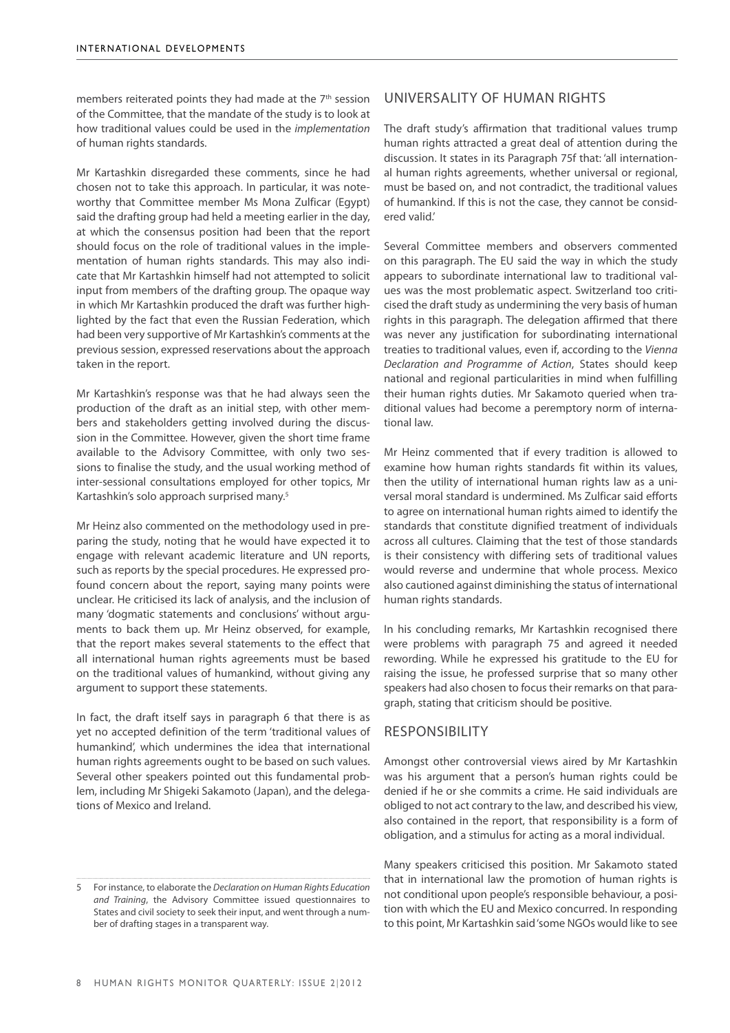members reiterated points they had made at the 7th session of the Committee, that the mandate of the study is to look at how traditional values could be used in the *implementation* of human rights standards.

Mr Kartashkin disregarded these comments, since he had chosen not to take this approach. In particular, it was noteworthy that Committee member Ms Mona Zulficar (Egypt) said the drafting group had held a meeting earlier in the day, at which the consensus position had been that the report should focus on the role of traditional values in the implementation of human rights standards. This may also indicate that Mr Kartashkin himself had not attempted to solicit input from members of the drafting group. The opaque way in which Mr Kartashkin produced the draft was further highlighted by the fact that even the Russian Federation, which had been very supportive of Mr Kartashkin's comments at the previous session, expressed reservations about the approach taken in the report.

Mr Kartashkin's response was that he had always seen the production of the draft as an initial step, with other members and stakeholders getting involved during the discussion in the Committee. However, given the short time frame available to the Advisory Committee, with only two sessions to finalise the study, and the usual working method of inter-sessional consultations employed for other topics, Mr Kartashkin's solo approach surprised many.[5]

Mr Heinz also commented on the methodology used in preparing the study, noting that he would have expected it to engage with relevant academic literature and UN reports, such as reports by the special procedures. He expressed profound concern about the report, saying many points were unclear. He criticised its lack of analysis, and the inclusion of many 'dogmatic statements and conclusions' without arguments to back them up. Mr Heinz observed, for example, that the report makes several statements to the effect that all international human rights agreements must be based on the traditional values of humankind, without giving any argument to support these statements.

In fact, the draft itself says in paragraph 6 that there is as yet no accepted definition of the term 'traditional values of humankind', which undermines the idea that international human rights agreements ought to be based on such values. Several other speakers pointed out this fundamental problem, including Mr Shigeki Sakamoto (Japan), and the delegations of Mexico and Ireland.

## UNIVERSALITY OF HUMAN RIGHTS

The draft study's affirmation that traditional values trump human rights attracted a great deal of attention during the discussion. It states in its Paragraph 75f that: 'all international human rights agreements, whether universal or regional, must be based on, and not contradict, the traditional values of humankind. If this is not the case, they cannot be considered valid.'

Several Committee members and observers commented on this paragraph. The EU said the way in which the study appears to subordinate international law to traditional values was the most problematic aspect. Switzerland too criticised the draft study as undermining the very basis of human rights in this paragraph. The delegation affirmed that there was never any justification for subordinating international treaties to traditional values, even if, according to the *Vienna Declaration and Programme of Action*, States should keep national and regional particularities in mind when fulfilling their human rights duties. Mr Sakamoto queried when traditional values had become a peremptory norm of international law.

Mr Heinz commented that if every tradition is allowed to examine how human rights standards fit within its values, then the utility of international human rights law as a universal moral standard is undermined. Ms Zulficar said efforts to agree on international human rights aimed to identify the standards that constitute dignified treatment of individuals across all cultures. Claiming that the test of those standards is their consistency with differing sets of traditional values would reverse and undermine that whole process. Mexico also cautioned against diminishing the status of international human rights standards.

In his concluding remarks, Mr Kartashkin recognised there were problems with paragraph 75 and agreed it needed rewording. While he expressed his gratitude to the EU for raising the issue, he professed surprise that so many other speakers had also chosen to focus their remarks on that paragraph, stating that criticism should be positive.

## RESPONSIBILITY

Amongst other controversial views aired by Mr Kartashkin was his argument that a person's human rights could be denied if he or she commits a crime. He said individuals are obliged to not act contrary to the law, and described his view, also contained in the report, that responsibility is a form of obligation, and a stimulus for acting as a moral individual.

Many speakers criticised this position. Mr Sakamoto stated that in international law the promotion of human rights is not conditional upon people's responsible behaviour, a position with which the EU and Mexico concurred. In responding to this point, Mr Kartashkin said 'some NGOs would like to see

---

5 For instance, to elaborate the *Declaration on Human Rights Education and Training*, the Advisory Committee issued questionnaires to States and civil society to seek their input, and went through a number of drafting stages in a transparent way.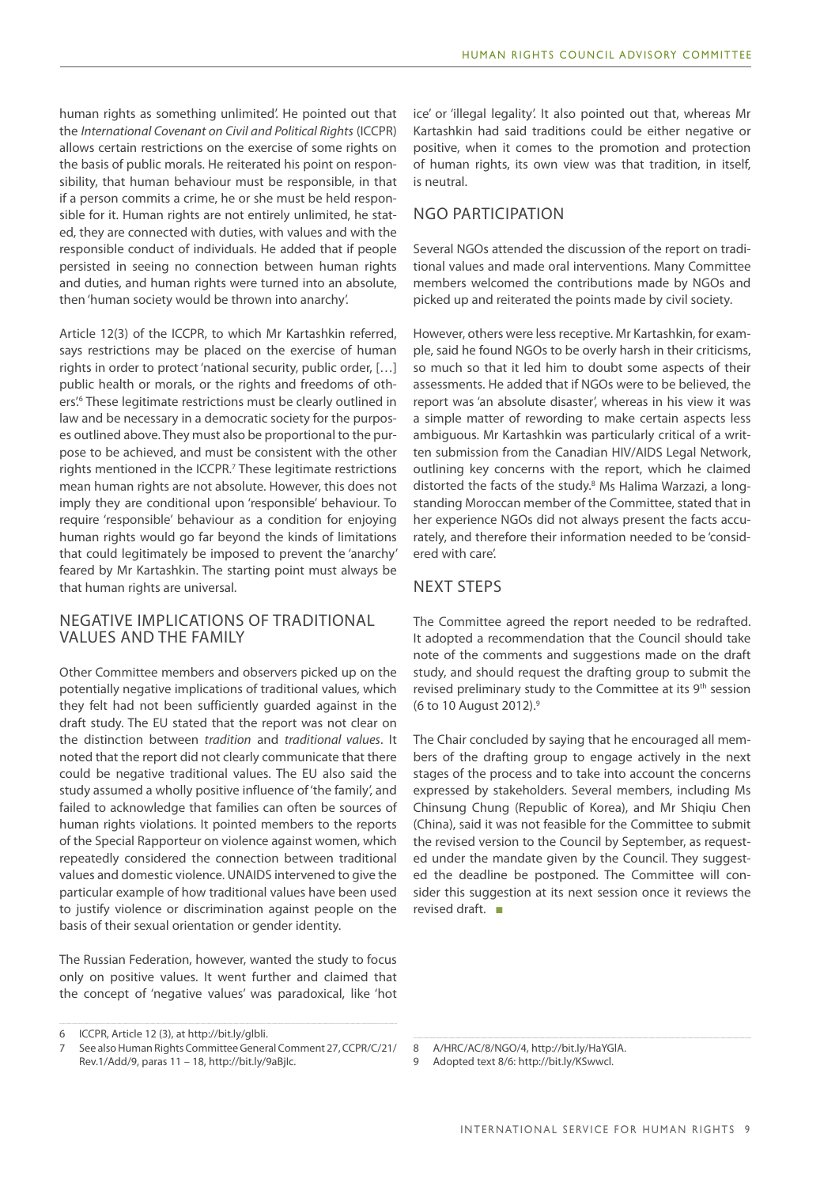human rights as something unlimited'. He pointed out that the *International Covenant on Civil and Political Rights* (ICCPR) allows certain restrictions on the exercise of some rights on the basis of public morals. He reiterated his point on responsibility, that human behaviour must be responsible, in that if a person commits a crime, he or she must be held responsible for it. Human rights are not entirely unlimited, he stated, they are connected with duties, with values and with the responsible conduct of individuals. He added that if people persisted in seeing no connection between human rights and duties, and human rights were turned into an absolute, then 'human society would be thrown into anarchy'.

Article 12(3) of the ICCPR, to which Mr Kartashkin referred, says restrictions may be placed on the exercise of human rights in order to protect 'national security, public order, […] public health or morals, or the rights and freedoms of others'.[6] These legitimate restrictions must be clearly outlined in law and be necessary in a democratic society for the purposes outlined above. They must also be proportional to the purpose to be achieved, and must be consistent with the other rights mentioned in the ICCPR.[7] These legitimate restrictions mean human rights are not absolute. However, this does not imply they are conditional upon 'responsible' behaviour. To require 'responsible' behaviour as a condition for enjoying human rights would go far beyond the kinds of limitations that could legitimately be imposed to prevent the 'anarchy' feared by Mr Kartashkin. The starting point must always be that human rights are universal.

## NEGATIVE IMPLICATIONS OF TRADITIONAL VALUES AND THE FAMILY

Other Committee members and observers picked up on the potentially negative implications of traditional values, which they felt had not been sufficiently guarded against in the draft study. The EU stated that the report was not clear on the distinction between *tradition* and *traditional values*. It noted that the report did not clearly communicate that there could be negative traditional values. The EU also said the study assumed a wholly positive influence of 'the family', and failed to acknowledge that families can often be sources of human rights violations. It pointed members to the reports of the Special Rapporteur on violence against women, which repeatedly considered the connection between traditional values and domestic violence. UNAIDS intervened to give the particular example of how traditional values have been used to justify violence or discrimination against people on the basis of their sexual orientation or gender identity.

The Russian Federation, however, wanted the study to focus only on positive values. It went further and claimed that the concept of 'negative values' was paradoxical, like 'hot ice' or 'illegal legality'. It also pointed out that, whereas Mr Kartashkin had said traditions could be either negative or positive, when it comes to the promotion and protection of human rights, its own view was that tradition, in itself, is neutral.

## NGO PARTICIPATION

Several NGOs attended the discussion of the report on traditional values and made oral interventions. Many Committee members welcomed the contributions made by NGOs and picked up and reiterated the points made by civil society.

However, others were less receptive. Mr Kartashkin, for example, said he found NGOs to be overly harsh in their criticisms, so much so that it led him to doubt some aspects of their assessments. He added that if NGOs were to be believed, the report was 'an absolute disaster', whereas in his view it was a simple matter of rewording to make certain aspects less ambiguous. Mr Kartashkin was particularly critical of a written submission from the Canadian HIV/AIDS Legal Network, outlining key concerns with the report, which he claimed distorted the facts of the study.[8] Ms Halima Warzazi, a longstanding Moroccan member of the Committee, stated that in her experience NGOs did not always present the facts accurately, and therefore their information needed to be 'considered with care'.

## NEXT STEPS

The Committee agreed the report needed to be redrafted. It adopted a recommendation that the Council should take note of the comments and suggestions made on the draft study, and should request the drafting group to submit the revised preliminary study to the Committee at its 9th session (6 to 10 August 2012).[9]

The Chair concluded by saying that he encouraged all members of the drafting group to engage actively in the next stages of the process and to take into account the concerns expressed by stakeholders. Several members, including Ms Chinsung Chung (Republic of Korea), and Mr Shiqiu Chen (China), said it was not feasible for the Committee to submit the revised version to the Council by September, as requested under the mandate given by the Council. They suggested the deadline be postponed. The Committee will consider this suggestion at its next session once it reviews the revised draft. ■

---

6 ICCPR, Article 12 (3), at http://bit.ly/glbli.

7 See also Human Rights Committee General Comment 27, CCPR/C/21/Rev.1/Add/9, paras 11 – 18, http://bit.ly/9aBjlc.

8 A/HRC/AC/8/NGO/4, http://bit.ly/HaYGlA.

9 Adopted text 8/6: http://bit.ly/KSwwcl.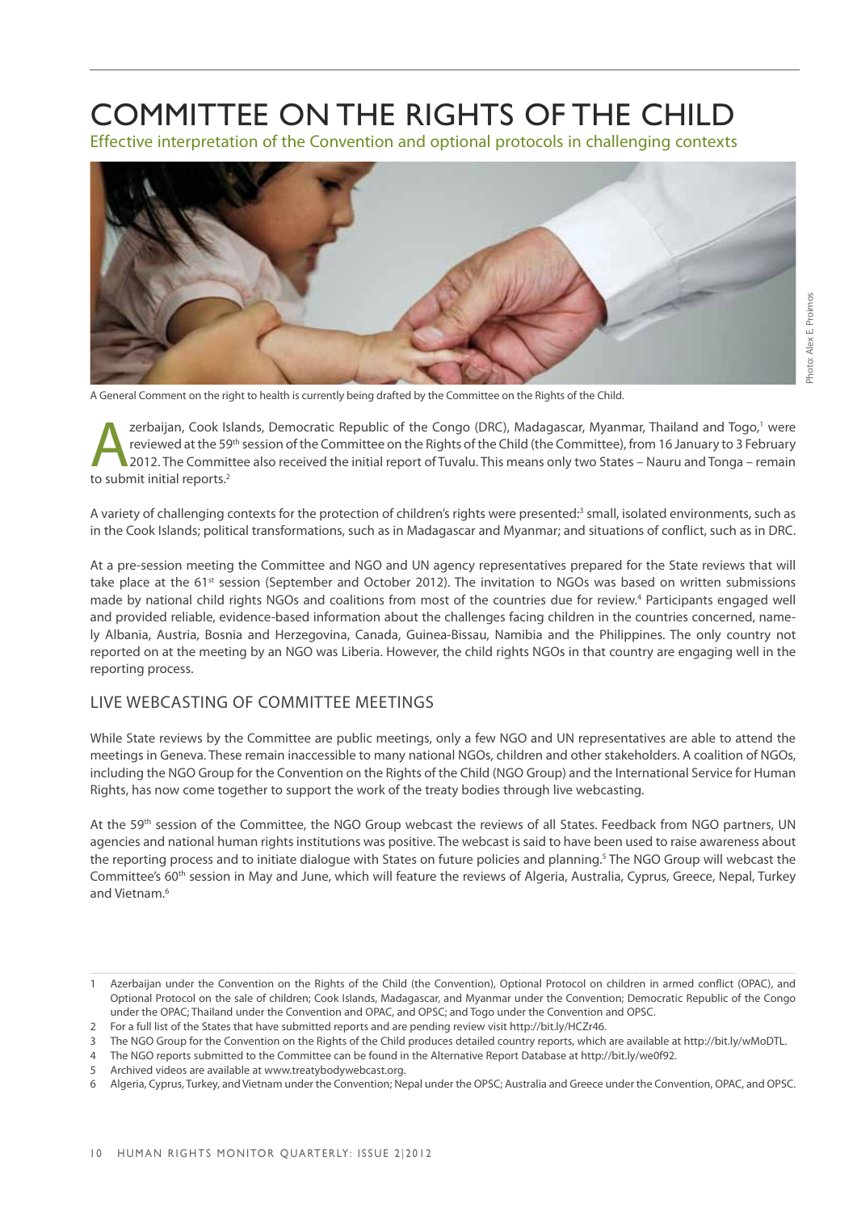# COMMITTEE ON THE RIGHTS OF THE CHILD

Effective interpretation of the Convention and optional protocols in challenging contexts

A General Comment on the right to health is currently being drafted by the Committee on the Rights of the Child.

Photo: Alex E. Proimos

Azerbaijan, Cook Islands, Democratic Republic of the Congo (DRC), Madagascar, Myanmar, Thailand and Togo,[1] were reviewed at the 59th session of the Committee on the Rights of the Child (the Committee), from 16 January to 3 February 2012. The Committee also received the initial report of Tuvalu. This means only two States – Nauru and Tonga – remain to submit initial reports.[2]

A variety of challenging contexts for the protection of children's rights were presented:[3] small, isolated environments, such as in the Cook Islands; political transformations, such as in Madagascar and Myanmar; and situations of conflict, such as in DRC.

At a pre-session meeting the Committee and NGO and UN agency representatives prepared for the State reviews that will take place at the 61st session (September and October 2012). The invitation to NGOs was based on written submissions made by national child rights NGOs and coalitions from most of the countries due for review.[4] Participants engaged well and provided reliable, evidence-based information about the challenges facing children in the countries concerned, namely Albania, Austria, Bosnia and Herzegovina, Canada, Guinea-Bissau, Namibia and the Philippines. The only country not reported on at the meeting by an NGO was Liberia. However, the child rights NGOs in that country are engaging well in the reporting process.

## LIVE WEBCASTING OF COMMITTEE MEETINGS

While State reviews by the Committee are public meetings, only a few NGO and UN representatives are able to attend the meetings in Geneva. These remain inaccessible to many national NGOs, children and other stakeholders. A coalition of NGOs, including the NGO Group for the Convention on the Rights of the Child (NGO Group) and the International Service for Human Rights, has now come together to support the work of the treaty bodies through live webcasting.

At the 59th session of the Committee, the NGO Group webcast the reviews of all States. Feedback from NGO partners, UN agencies and national human rights institutions was positive. The webcast is said to have been used to raise awareness about the reporting process and to initiate dialogue with States on future policies and planning.[5] The NGO Group will webcast the Committee's 60th session in May and June, which will feature the reviews of Algeria, Australia, Cyprus, Greece, Nepal, Turkey and Vietnam.[6]

---

1 Azerbaijan under the Convention on the Rights of the Child (the Convention), Optional Protocol on children in armed conflict (OPAC), and Optional Protocol on the sale of children; Cook Islands, Madagascar, and Myanmar under the Convention; Democratic Republic of the Congo under the OPAC; Thailand under the Convention and OPAC, and OPSC; and Togo under the Convention and OPSC.

2 For a full list of the States that have submitted reports and are pending review visit http://bit.ly/HCZr46.

3 The NGO Group for the Convention on the Rights of the Child produces detailed country reports, which are available at http://bit.ly/wMoDTL.

4 The NGO reports submitted to the Committee can be found in the Alternative Report Database at http://bit.ly/we0f92.

5 Archived videos are available at www.treatybodywebcast.org.

6 Algeria, Cyprus, Turkey, and Vietnam under the Convention; Nepal under the OPSC; Australia and Greece under the Convention, OPAC, and OPSC.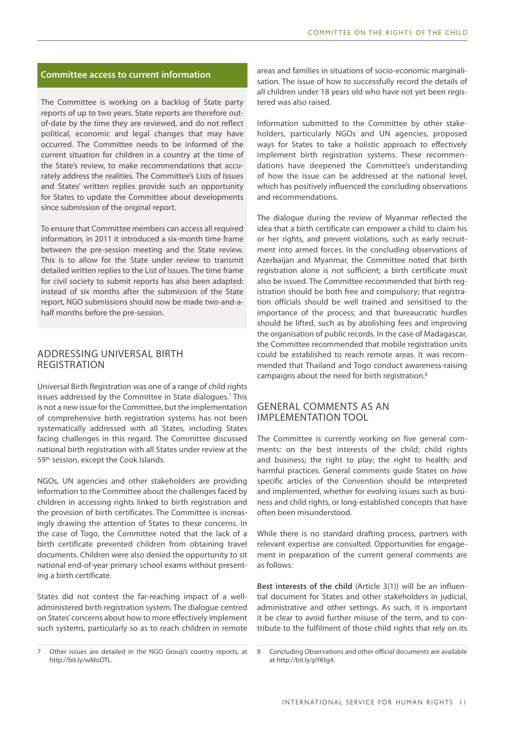## Committee access to current information

The Committee is working on a backlog of State party reports of up to two years. State reports are therefore out-of-date by the time they are reviewed, and do not reflect political, economic and legal changes that may have occurred. The Committee needs to be informed of the current situation for children in a country at the time of the State's review, to make recommendations that accurately address the realities. The Committee's Lists of Issues and States' written replies provide such an opportunity for States to update the Committee about developments since submission of the original report.

To ensure that Committee members can access all required information, in 2011 it introduced a six-month time frame between the pre-session meeting and the State review. This is to allow for the State under review to transmit detailed written replies to the List of Issues. The time frame for civil society to submit reports has also been adapted: instead of six months after the submission of the State report, NGO submissions should now be made two-and-a-half months before the pre-session.

## ADDRESSING UNIVERSAL BIRTH REGISTRATION

Universal Birth Registration was one of a range of child rights issues addressed by the Committee in State dialogues.[7] This is not a new issue for the Committee, but the implementation of comprehensive birth registration systems has not been systematically addressed with all States, including States facing challenges in this regard. The Committee discussed national birth registration with all States under review at the 59th session, except the Cook Islands.

NGOs, UN agencies and other stakeholders are providing information to the Committee about the challenges faced by children in accessing rights linked to birth registration and the provision of birth certificates. The Committee is increasingly drawing the attention of States to these concerns. In the case of Togo, the Committee noted that the lack of a birth certificate prevented children from obtaining travel documents. Children were also denied the opportunity to sit national end-of-year primary school exams without presenting a birth certificate.

States did not contest the far-reaching impact of a well-administered birth registration system. The dialogue centred on States' concerns about how to more effectively implement such systems, particularly so as to reach children in remote areas and families in situations of socio-economic marginalisation. The issue of how to successfully record the details of all children under 18 years old who have not yet been registered was also raised.

Information submitted to the Committee by other stakeholders, particularly NGOs and UN agencies, proposed ways for States to take a holistic approach to effectively implement birth registration systems. These recommendations have deepened the Committee's understanding of how the issue can be addressed at the national level, which has positively influenced the concluding observations and recommendations.

The dialogue during the review of Myanmar reflected the idea that a birth certificate can empower a child to claim his or her rights, and prevent violations, such as early recruitment into armed forces. In the concluding observations of Azerbaijan and Myanmar, the Committee noted that birth registration alone is not sufficient; a birth certificate must also be issued. The Committee recommended that birth registration should be both free and compulsory; that registration officials should be well trained and sensitised to the importance of the process; and that bureaucratic hurdles should be lifted, such as by abolishing fees and improving the organisation of public records. In the case of Madagascar, the Committee recommended that mobile registration units could be established to reach remote areas. It was recommended that Thailand and Togo conduct awareness-raising campaigns about the need for birth registration.[8]

## GENERAL COMMENTS AS AN IMPLEMENTATION TOOL

The Committee is currently working on five general comments: on the best interests of the child; child rights and business; the right to play; the right to health; and harmful practices. General comments guide States on how specific articles of the Convention should be interpreted and implemented, whether for evolving issues such as business and child rights, or long-established concepts that have often been misunderstood.

While there is no standard drafting process, partners with relevant expertise are consulted. Opportunities for engagement in preparation of the current general comments are as follows:

**Best interests of the child** (Article 3(1)) will be an influential document for States and other stakeholders in judicial, administrative and other settings. As such, it is important it be clear to avoid further misuse of the term, and to contribute to the fulfilment of those child rights that rely on its

---

7 Other issues are detailed in the NGO Group's country reports, at http://bit.ly/wMoDTL.

8 Concluding Observations and other official documents are available at http://bit.ly/pYKtg4.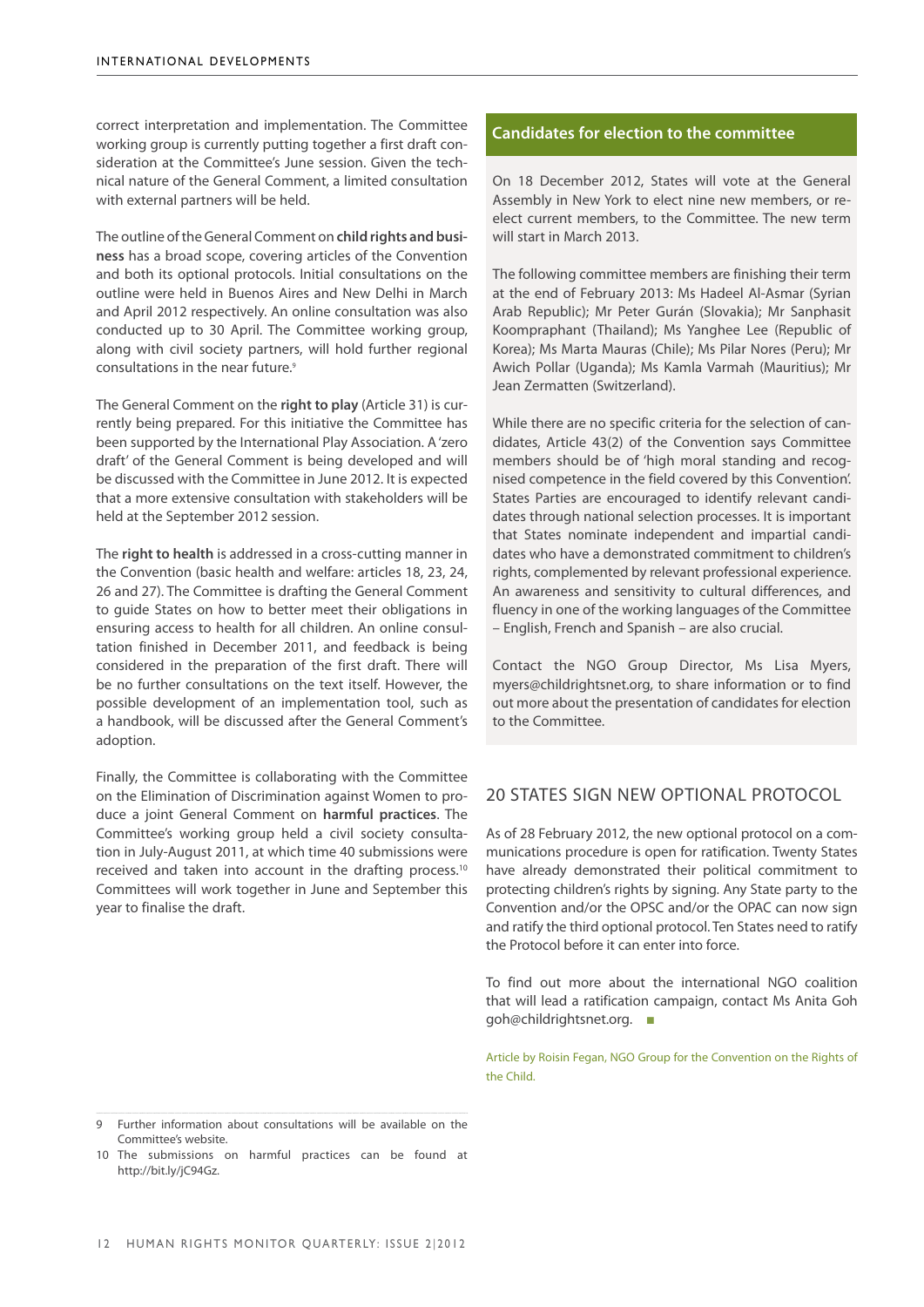correct interpretation and implementation. The Committee working group is currently putting together a first draft consideration at the Committee's June session. Given the technical nature of the General Comment, a limited consultation with external partners will be held.

The outline of the General Comment on **child rights and business** has a broad scope, covering articles of the Convention and both its optional protocols. Initial consultations on the outline were held in Buenos Aires and New Delhi in March and April 2012 respectively. An online consultation was also conducted up to 30 April. The Committee working group, along with civil society partners, will hold further regional consultations in the near future.[9]

The General Comment on the **right to play** (Article 31) is currently being prepared. For this initiative the Committee has been supported by the International Play Association. A 'zero draft' of the General Comment is being developed and will be discussed with the Committee in June 2012. It is expected that a more extensive consultation with stakeholders will be held at the September 2012 session.

The **right to health** is addressed in a cross-cutting manner in the Convention (basic health and welfare: articles 18, 23, 24, 26 and 27). The Committee is drafting the General Comment to guide States on how to better meet their obligations in ensuring access to health for all children. An online consultation finished in December 2011, and feedback is being considered in the preparation of the first draft. There will be no further consultations on the text itself. However, the possible development of an implementation tool, such as a handbook, will be discussed after the General Comment's adoption.

Finally, the Committee is collaborating with the Committee on the Elimination of Discrimination against Women to produce a joint General Comment on **harmful practices**. The Committee's working group held a civil society consultation in July-August 2011, at which time 40 submissions were received and taken into account in the drafting process.[10] Committees will work together in June and September this year to finalise the draft.

9 Further information about consultations will be available on the Committee's website.

10 The submissions on harmful practices can be found at http://bit.ly/jC94Gz.

### Candidates for election to the committee

On 18 December 2012, States will vote at the General Assembly in New York to elect nine new members, or re-elect current members, to the Committee. The new term will start in March 2013.

The following committee members are finishing their term at the end of February 2013: Ms Hadeel Al-Asmar (Syrian Arab Republic); Mr Peter Gurán (Slovakia); Mr Sanphasit Koompraphant (Thailand); Ms Yanghee Lee (Republic of Korea); Ms Marta Mauras (Chile); Ms Pilar Nores (Peru); Mr Awich Pollar (Uganda); Ms Kamla Varmah (Mauritius); Mr Jean Zermatten (Switzerland).

While there are no specific criteria for the selection of candidates, Article 43(2) of the Convention says Committee members should be of 'high moral standing and recognised competence in the field covered by this Convention'. States Parties are encouraged to identify relevant candidates through national selection processes. It is important that States nominate independent and impartial candidates who have a demonstrated commitment to children's rights, complemented by relevant professional experience. An awareness and sensitivity to cultural differences, and fluency in one of the working languages of the Committee – English, French and Spanish – are also crucial.

Contact the NGO Group Director, Ms Lisa Myers, myers@childrightsnet.org, to share information or to find out more about the presentation of candidates for election to the Committee.

## 20 STATES SIGN NEW OPTIONAL PROTOCOL

As of 28 February 2012, the new optional protocol on a communications procedure is open for ratification. Twenty States have already demonstrated their political commitment to protecting children's rights by signing. Any State party to the Convention and/or the OPSC and/or the OPAC can now sign and ratify the third optional protocol. Ten States need to ratify the Protocol before it can enter into force.

To find out more about the international NGO coalition that will lead a ratification campaign, contact Ms Anita Goh goh@childrightsnet.org. ■

Article by Roisin Fegan, NGO Group for the Convention on the Rights of the Child.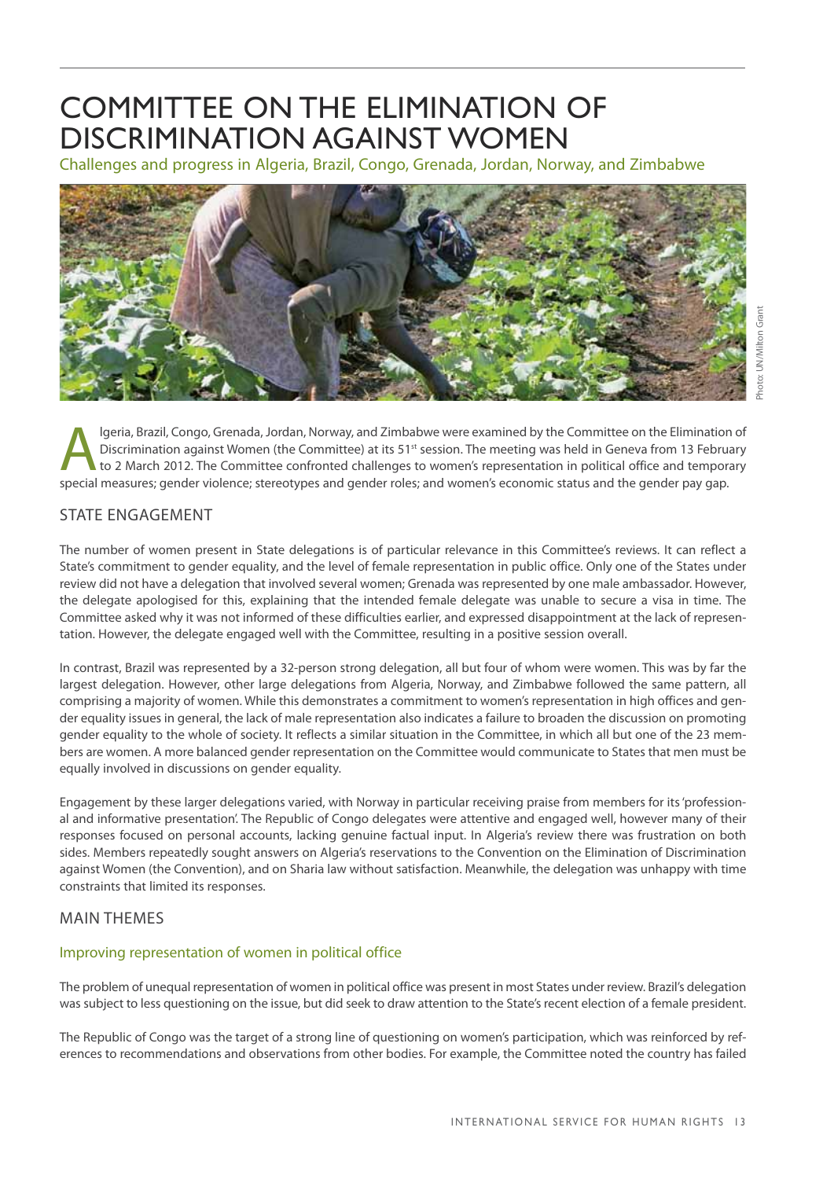# COMMITTEE ON THE ELIMINATION OF DISCRIMINATION AGAINST WOMEN

Challenges and progress in Algeria, Brazil, Congo, Grenada, Jordan, Norway, and Zimbabwe

Photo: UN/Milton Grant

Algeria, Brazil, Congo, Grenada, Jordan, Norway, and Zimbabwe were examined by the Committee on the Elimination of Discrimination against Women (the Committee) at its 51st session. The meeting was held in Geneva from 13 February to 2 March 2012. The Committee confronted challenges to women's representation in political office and temporary special measures; gender violence; stereotypes and gender roles; and women's economic status and the gender pay gap.

## STATE ENGAGEMENT

The number of women present in State delegations is of particular relevance in this Committee's reviews. It can reflect a State's commitment to gender equality, and the level of female representation in public office. Only one of the States under review did not have a delegation that involved several women; Grenada was represented by one male ambassador. However, the delegate apologised for this, explaining that the intended female delegate was unable to secure a visa in time. The Committee asked why it was not informed of these difficulties earlier, and expressed disappointment at the lack of representation. However, the delegate engaged well with the Committee, resulting in a positive session overall.

In contrast, Brazil was represented by a 32-person strong delegation, all but four of whom were women. This was by far the largest delegation. However, other large delegations from Algeria, Norway, and Zimbabwe followed the same pattern, all comprising a majority of women. While this demonstrates a commitment to women's representation in high offices and gender equality issues in general, the lack of male representation also indicates a failure to broaden the discussion on promoting gender equality to the whole of society. It reflects a similar situation in the Committee, in which all but one of the 23 members are women. A more balanced gender representation on the Committee would communicate to States that men must be equally involved in discussions on gender equality.

Engagement by these larger delegations varied, with Norway in particular receiving praise from members for its 'professional and informative presentation'. The Republic of Congo delegates were attentive and engaged well, however many of their responses focused on personal accounts, lacking genuine factual input. In Algeria's review there was frustration on both sides. Members repeatedly sought answers on Algeria's reservations to the Convention on the Elimination of Discrimination against Women (the Convention), and on Sharia law without satisfaction. Meanwhile, the delegation was unhappy with time constraints that limited its responses.

## MAIN THEMES

### Improving representation of women in political office

The problem of unequal representation of women in political office was present in most States under review. Brazil's delegation was subject to less questioning on the issue, but did seek to draw attention to the State's recent election of a female president.

The Republic of Congo was the target of a strong line of questioning on women's participation, which was reinforced by references to recommendations and observations from other bodies. For example, the Committee noted the country has failed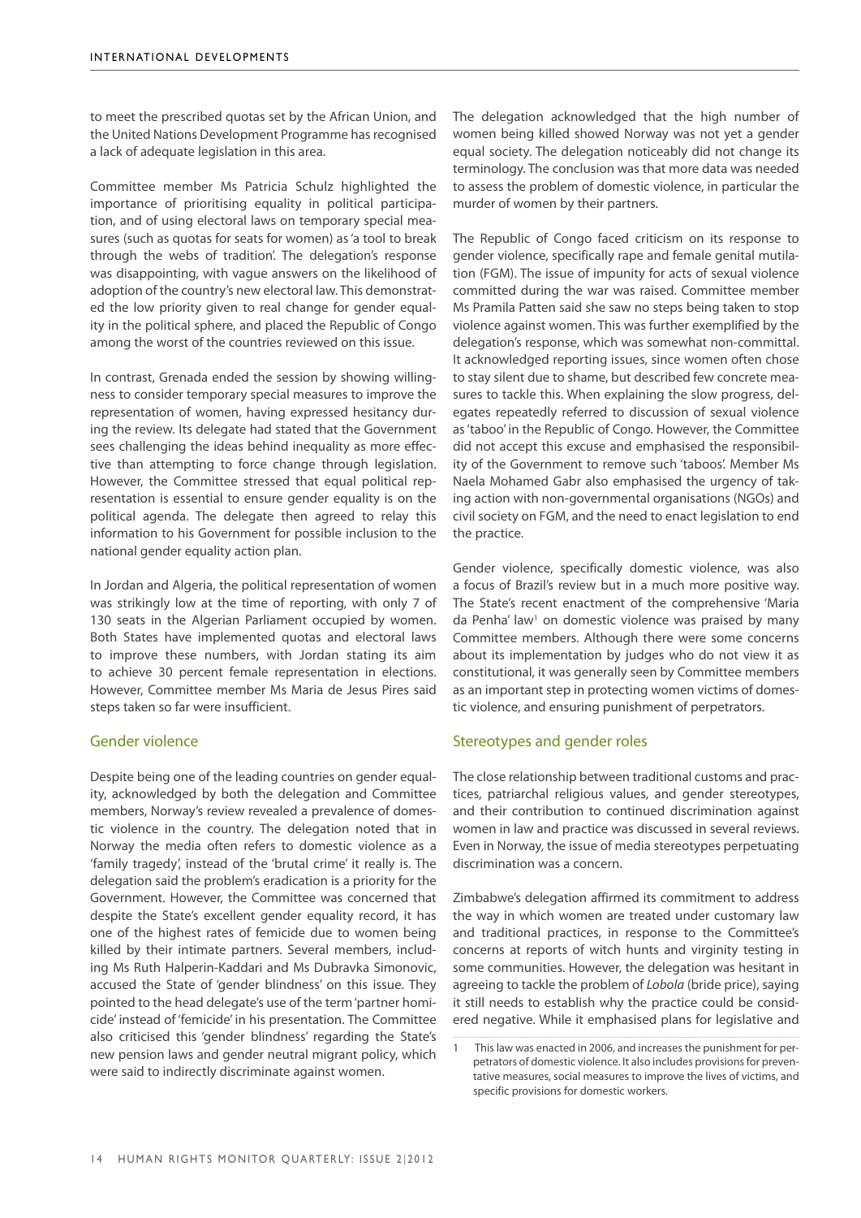to meet the prescribed quotas set by the African Union, and the United Nations Development Programme has recognised a lack of adequate legislation in this area.

Committee member Ms Patricia Schulz highlighted the importance of prioritising equality in political participation, and of using electoral laws on temporary special measures (such as quotas for seats for women) as 'a tool to break through the webs of tradition'. The delegation's response was disappointing, with vague answers on the likelihood of adoption of the country's new electoral law. This demonstrated the low priority given to real change for gender equality in the political sphere, and placed the Republic of Congo among the worst of the countries reviewed on this issue.

In contrast, Grenada ended the session by showing willingness to consider temporary special measures to improve the representation of women, having expressed hesitancy during the review. Its delegate had stated that the Government sees challenging the ideas behind inequality as more effective than attempting to force change through legislation. However, the Committee stressed that equal political representation is essential to ensure gender equality is on the political agenda. The delegate then agreed to relay this information to his Government for possible inclusion to the national gender equality action plan.

In Jordan and Algeria, the political representation of women was strikingly low at the time of reporting, with only 7 of 130 seats in the Algerian Parliament occupied by women. Both States have implemented quotas and electoral laws to improve these numbers, with Jordan stating its aim to achieve 30 percent female representation in elections. However, Committee member Ms Maria de Jesus Pires said steps taken so far were insufficient.

## Gender violence

Despite being one of the leading countries on gender equality, acknowledged by both the delegation and Committee members, Norway's review revealed a prevalence of domestic violence in the country. The delegation noted that in Norway the media often refers to domestic violence as a 'family tragedy', instead of the 'brutal crime' it really is. The delegation said the problem's eradication is a priority for the Government. However, the Committee was concerned that despite the State's excellent gender equality record, it has one of the highest rates of femicide due to women being killed by their intimate partners. Several members, including Ms Ruth Halperin-Kaddari and Ms Dubravka Simonovic, accused the State of 'gender blindness' on this issue. They pointed to the head delegate's use of the term 'partner homicide' instead of 'femicide' in his presentation. The Committee also criticised this 'gender blindness' regarding the State's new pension laws and gender neutral migrant policy, which were said to indirectly discriminate against women.

The delegation acknowledged that the high number of women being killed showed Norway was not yet a gender equal society. The delegation noticeably did not change its terminology. The conclusion was that more data was needed to assess the problem of domestic violence, in particular the murder of women by their partners.

The Republic of Congo faced criticism on its response to gender violence, specifically rape and female genital mutilation (FGM). The issue of impunity for acts of sexual violence committed during the war was raised. Committee member Ms Pramila Patten said she saw no steps being taken to stop violence against women. This was further exemplified by the delegation's response, which was somewhat non-committal. It acknowledged reporting issues, since women often chose to stay silent due to shame, but described few concrete measures to tackle this. When explaining the slow progress, delegates repeatedly referred to discussion of sexual violence as 'taboo' in the Republic of Congo. However, the Committee did not accept this excuse and emphasised the responsibility of the Government to remove such 'taboos'. Member Ms Naela Mohamed Gabr also emphasised the urgency of taking action with non-governmental organisations (NGOs) and civil society on FGM, and the need to enact legislation to end the practice.

Gender violence, specifically domestic violence, was also a focus of Brazil's review but in a much more positive way. The State's recent enactment of the comprehensive 'Maria da Penha' law[1] on domestic violence was praised by many Committee members. Although there were some concerns about its implementation by judges who do not view it as constitutional, it was generally seen by Committee members as an important step in protecting women victims of domestic violence, and ensuring punishment of perpetrators.

## Stereotypes and gender roles

The close relationship between traditional customs and practices, patriarchal religious values, and gender stereotypes, and their contribution to continued discrimination against women in law and practice was discussed in several reviews. Even in Norway, the issue of media stereotypes perpetuating discrimination was a concern.

Zimbabwe's delegation affirmed its commitment to address the way in which women are treated under customary law and traditional practices, in response to the Committee's concerns at reports of witch hunts and virginity testing in some communities. However, the delegation was hesitant in agreeing to tackle the problem of *Lobola* (bride price), saying it still needs to establish why the practice could be considered negative. While it emphasised plans for legislative and

[1] This law was enacted in 2006, and increases the punishment for perpetrators of domestic violence. It also includes provisions for preventative measures, social measures to improve the lives of victims, and specific provisions for domestic workers.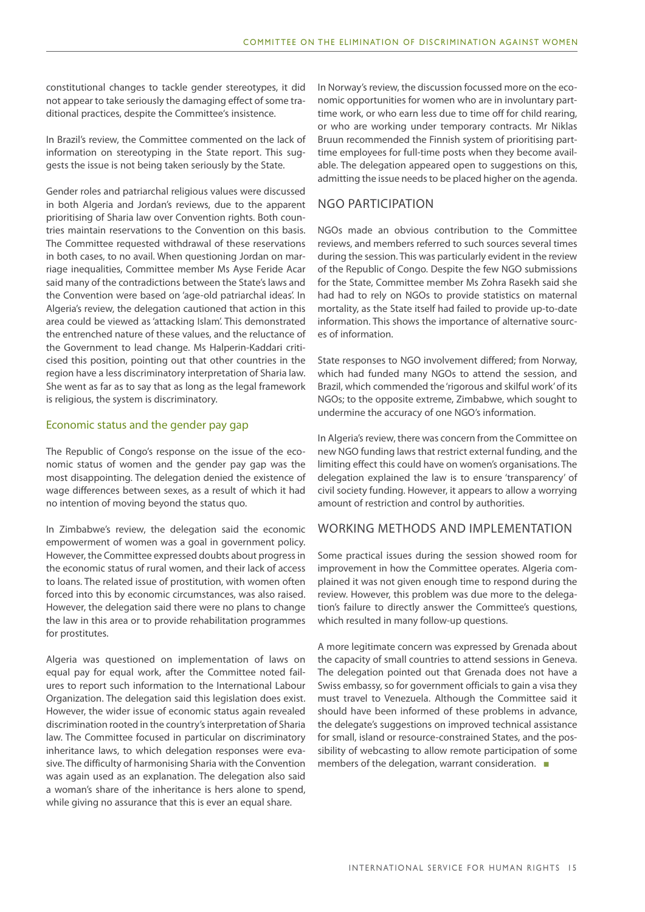constitutional changes to tackle gender stereotypes, it did not appear to take seriously the damaging effect of some traditional practices, despite the Committee's insistence.

In Brazil's review, the Committee commented on the lack of information on stereotyping in the State report. This suggests the issue is not being taken seriously by the State.

Gender roles and patriarchal religious values were discussed in both Algeria and Jordan's reviews, due to the apparent prioritising of Sharia law over Convention rights. Both countries maintain reservations to the Convention on this basis. The Committee requested withdrawal of these reservations in both cases, to no avail. When questioning Jordan on marriage inequalities, Committee member Ms Ayse Feride Acar said many of the contradictions between the State's laws and the Convention were based on 'age-old patriarchal ideas'. In Algeria's review, the delegation cautioned that action in this area could be viewed as 'attacking Islam'. This demonstrated the entrenched nature of these values, and the reluctance of the Government to lead change. Ms Halperin-Kaddari criticised this position, pointing out that other countries in the region have a less discriminatory interpretation of Sharia law. She went as far as to say that as long as the legal framework is religious, the system is discriminatory.

### Economic status and the gender pay gap

The Republic of Congo's response on the issue of the economic status of women and the gender pay gap was the most disappointing. The delegation denied the existence of wage differences between sexes, as a result of which it had no intention of moving beyond the status quo.

In Zimbabwe's review, the delegation said the economic empowerment of women was a goal in government policy. However, the Committee expressed doubts about progress in the economic status of rural women, and their lack of access to loans. The related issue of prostitution, with women often forced into this by economic circumstances, was also raised. However, the delegation said there were no plans to change the law in this area or to provide rehabilitation programmes for prostitutes.

Algeria was questioned on implementation of laws on equal pay for equal work, after the Committee noted failures to report such information to the International Labour Organization. The delegation said this legislation does exist. However, the wider issue of economic status again revealed discrimination rooted in the country's interpretation of Sharia law. The Committee focused in particular on discriminatory inheritance laws, to which delegation responses were evasive. The difficulty of harmonising Sharia with the Convention was again used as an explanation. The delegation also said a woman's share of the inheritance is hers alone to spend, while giving no assurance that this is ever an equal share.

In Norway's review, the discussion focussed more on the economic opportunities for women who are in involuntary part-time work, or who earn less due to time off for child rearing, or who are working under temporary contracts. Mr Niklas Bruun recommended the Finnish system of prioritising part-time employees for full-time posts when they become available. The delegation appeared open to suggestions on this, admitting the issue needs to be placed higher on the agenda.

## NGO PARTICIPATION

NGOs made an obvious contribution to the Committee reviews, and members referred to such sources several times during the session. This was particularly evident in the review of the Republic of Congo. Despite the few NGO submissions for the State, Committee member Ms Zohra Rasekh said she had had to rely on NGOs to provide statistics on maternal mortality, as the State itself had failed to provide up-to-date information. This shows the importance of alternative sources of information.

State responses to NGO involvement differed; from Norway, which had funded many NGOs to attend the session, and Brazil, which commended the 'rigorous and skilful work' of its NGOs; to the opposite extreme, Zimbabwe, which sought to undermine the accuracy of one NGO's information.

In Algeria's review, there was concern from the Committee on new NGO funding laws that restrict external funding, and the limiting effect this could have on women's organisations. The delegation explained the law is to ensure 'transparency' of civil society funding. However, it appears to allow a worrying amount of restriction and control by authorities.

## WORKING METHODS AND IMPLEMENTATION

Some practical issues during the session showed room for improvement in how the Committee operates. Algeria complained it was not given enough time to respond during the review. However, this problem was due more to the delegation's failure to directly answer the Committee's questions, which resulted in many follow-up questions.

A more legitimate concern was expressed by Grenada about the capacity of small countries to attend sessions in Geneva. The delegation pointed out that Grenada does not have a Swiss embassy, so for government officials to gain a visa they must travel to Venezuela. Although the Committee said it should have been informed of these problems in advance, the delegate's suggestions on improved technical assistance for small, island or resource-constrained States, and the possibility of webcasting to allow remote participation of some members of the delegation, warrant consideration. ■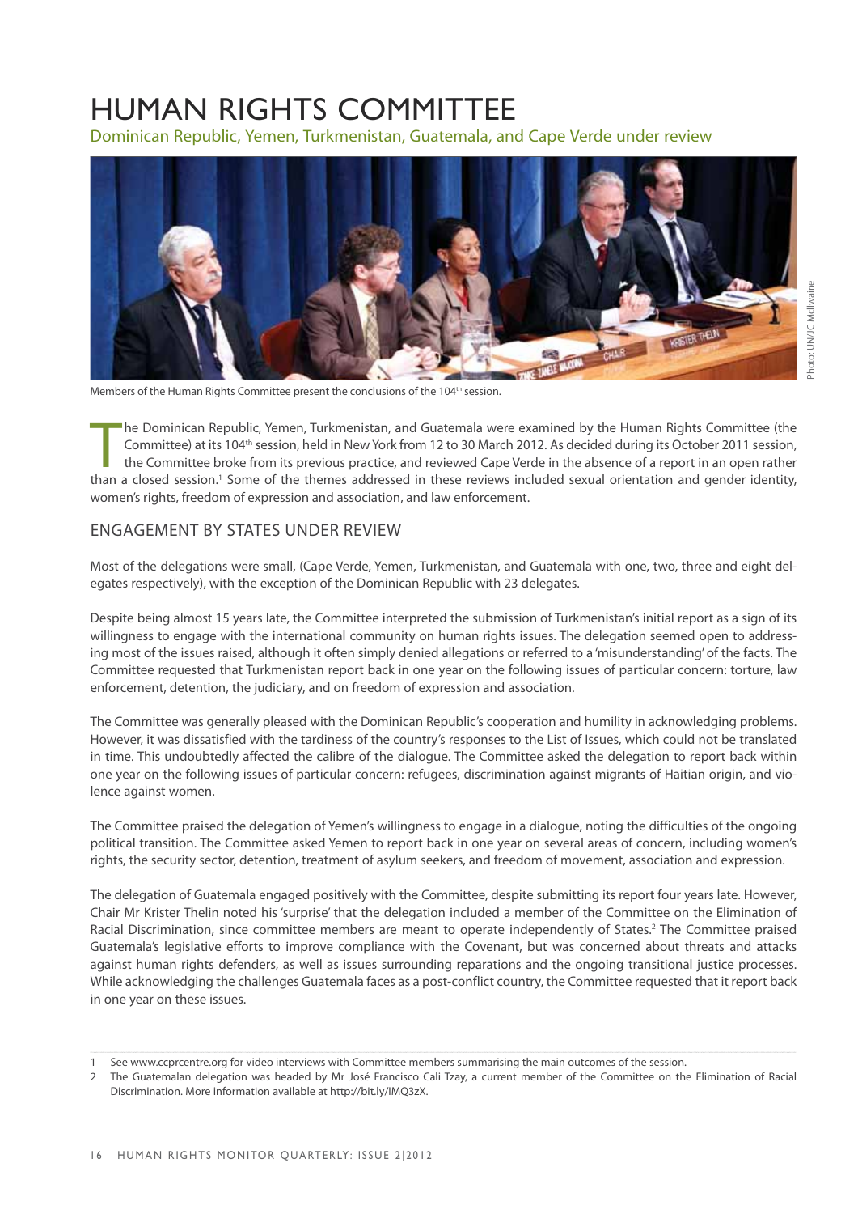# HUMAN RIGHTS COMMITTEE

Dominican Republic, Yemen, Turkmenistan, Guatemala, and Cape Verde under review

Members of the Human Rights Committee present the conclusions of the 104th session.

Photo: UN/JC McIlwaine

The Dominican Republic, Yemen, Turkmenistan, and Guatemala were examined by the Human Rights Committee (the Committee) at its 104th session, held in New York from 12 to 30 March 2012. As decided during its October 2011 session, the Committee broke from its previous practice, and reviewed Cape Verde in the absence of a report in an open rather than a closed session.[1] Some of the themes addressed in these reviews included sexual orientation and gender identity, women's rights, freedom of expression and association, and law enforcement.

## ENGAGEMENT BY STATES UNDER REVIEW

Most of the delegations were small, (Cape Verde, Yemen, Turkmenistan, and Guatemala with one, two, three and eight delegates respectively), with the exception of the Dominican Republic with 23 delegates.

Despite being almost 15 years late, the Committee interpreted the submission of Turkmenistan's initial report as a sign of its willingness to engage with the international community on human rights issues. The delegation seemed open to addressing most of the issues raised, although it often simply denied allegations or referred to a 'misunderstanding' of the facts. The Committee requested that Turkmenistan report back in one year on the following issues of particular concern: torture, law enforcement, detention, the judiciary, and on freedom of expression and association.

The Committee was generally pleased with the Dominican Republic's cooperation and humility in acknowledging problems. However, it was dissatisfied with the tardiness of the country's responses to the List of Issues, which could not be translated in time. This undoubtedly affected the calibre of the dialogue. The Committee asked the delegation to report back within one year on the following issues of particular concern: refugees, discrimination against migrants of Haitian origin, and violence against women.

The Committee praised the delegation of Yemen's willingness to engage in a dialogue, noting the difficulties of the ongoing political transition. The Committee asked Yemen to report back in one year on several areas of concern, including women's rights, the security sector, detention, treatment of asylum seekers, and freedom of movement, association and expression.

The delegation of Guatemala engaged positively with the Committee, despite submitting its report four years late. However, Chair Mr Krister Thelin noted his 'surprise' that the delegation included a member of the Committee on the Elimination of Racial Discrimination, since committee members are meant to operate independently of States.[2] The Committee praised Guatemala's legislative efforts to improve compliance with the Covenant, but was concerned about threats and attacks against human rights defenders, as well as issues surrounding reparations and the ongoing transitional justice processes. While acknowledging the challenges Guatemala faces as a post-conflict country, the Committee requested that it report back in one year on these issues.

---

1 See www.ccprcentre.org for video interviews with Committee members summarising the main outcomes of the session.

2 The Guatemalan delegation was headed by Mr José Francisco Cali Tzay, a current member of the Committee on the Elimination of Racial Discrimination. More information available at http://bit.ly/IMQ3zX.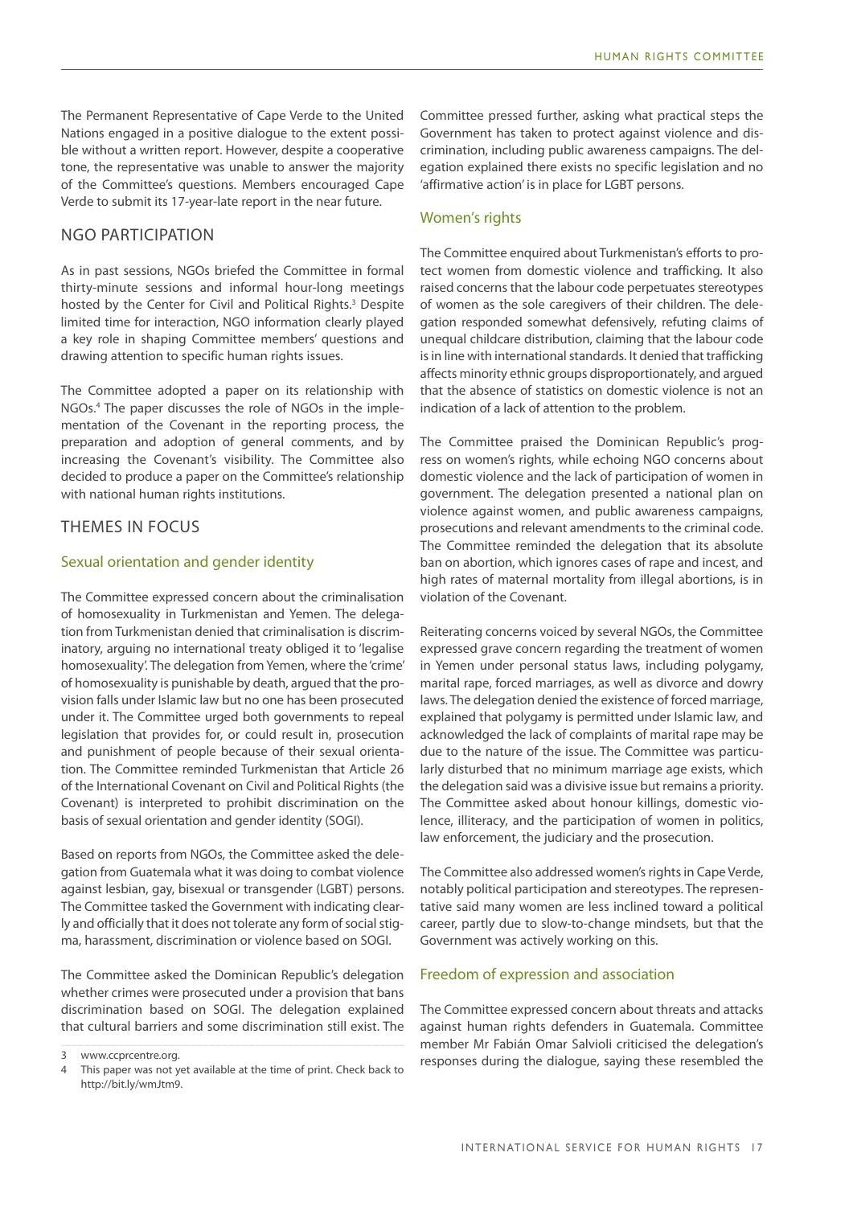The Permanent Representative of Cape Verde to the United Nations engaged in a positive dialogue to the extent possible without a written report. However, despite a cooperative tone, the representative was unable to answer the majority of the Committee's questions. Members encouraged Cape Verde to submit its 17-year-late report in the near future.

## NGO PARTICIPATION

As in past sessions, NGOs briefed the Committee in formal thirty-minute sessions and informal hour-long meetings hosted by the Center for Civil and Political Rights.[3] Despite limited time for interaction, NGO information clearly played a key role in shaping Committee members' questions and drawing attention to specific human rights issues.

The Committee adopted a paper on its relationship with NGOs.[4] The paper discusses the role of NGOs in the implementation of the Covenant in the reporting process, the preparation and adoption of general comments, and by increasing the Covenant's visibility. The Committee also decided to produce a paper on the Committee's relationship with national human rights institutions.

## THEMES IN FOCUS

### Sexual orientation and gender identity

The Committee expressed concern about the criminalisation of homosexuality in Turkmenistan and Yemen. The delegation from Turkmenistan denied that criminalisation is discriminatory, arguing no international treaty obliged it to 'legalise homosexuality'. The delegation from Yemen, where the 'crime' of homosexuality is punishable by death, argued that the provision falls under Islamic law but no one has been prosecuted under it. The Committee urged both governments to repeal legislation that provides for, or could result in, prosecution and punishment of people because of their sexual orientation. The Committee reminded Turkmenistan that Article 26 of the International Covenant on Civil and Political Rights (the Covenant) is interpreted to prohibit discrimination on the basis of sexual orientation and gender identity (SOGI).

Based on reports from NGOs, the Committee asked the delegation from Guatemala what it was doing to combat violence against lesbian, gay, bisexual or transgender (LGBT) persons. The Committee tasked the Government with indicating clearly and officially that it does not tolerate any form of social stigma, harassment, discrimination or violence based on SOGI.

The Committee asked the Dominican Republic's delegation whether crimes were prosecuted under a provision that bans discrimination based on SOGI. The delegation explained that cultural barriers and some discrimination still exist. The Committee pressed further, asking what practical steps the Government has taken to protect against violence and discrimination, including public awareness campaigns. The delegation explained there exists no specific legislation and no 'affirmative action' is in place for LGBT persons.

### Women's rights

The Committee enquired about Turkmenistan's efforts to protect women from domestic violence and trafficking. It also raised concerns that the labour code perpetuates stereotypes of women as the sole caregivers of their children. The delegation responded somewhat defensively, refuting claims of unequal childcare distribution, claiming that the labour code is in line with international standards. It denied that trafficking affects minority ethnic groups disproportionately, and argued that the absence of statistics on domestic violence is not an indication of a lack of attention to the problem.

The Committee praised the Dominican Republic's progress on women's rights, while echoing NGO concerns about domestic violence and the lack of participation of women in government. The delegation presented a national plan on violence against women, and public awareness campaigns, prosecutions and relevant amendments to the criminal code. The Committee reminded the delegation that its absolute ban on abortion, which ignores cases of rape and incest, and high rates of maternal mortality from illegal abortions, is in violation of the Covenant.

Reiterating concerns voiced by several NGOs, the Committee expressed grave concern regarding the treatment of women in Yemen under personal status laws, including polygamy, marital rape, forced marriages, as well as divorce and dowry laws. The delegation denied the existence of forced marriage, explained that polygamy is permitted under Islamic law, and acknowledged the lack of complaints of marital rape may be due to the nature of the issue. The Committee was particularly disturbed that no minimum marriage age exists, which the delegation said was a divisive issue but remains a priority. The Committee asked about honour killings, domestic violence, illiteracy, and the participation of women in politics, law enforcement, the judiciary and the prosecution.

The Committee also addressed women's rights in Cape Verde, notably political participation and stereotypes. The representative said many women are less inclined toward a political career, partly due to slow-to-change mindsets, but that the Government was actively working on this.

### Freedom of expression and association

The Committee expressed concern about threats and attacks against human rights defenders in Guatemala. Committee member Mr Fabián Omar Salvioli criticised the delegation's responses during the dialogue, saying these resembled the

---

3 www.ccprcentre.org.

4 This paper was not yet available at the time of print. Check back to http://bit.ly/wmJtm9.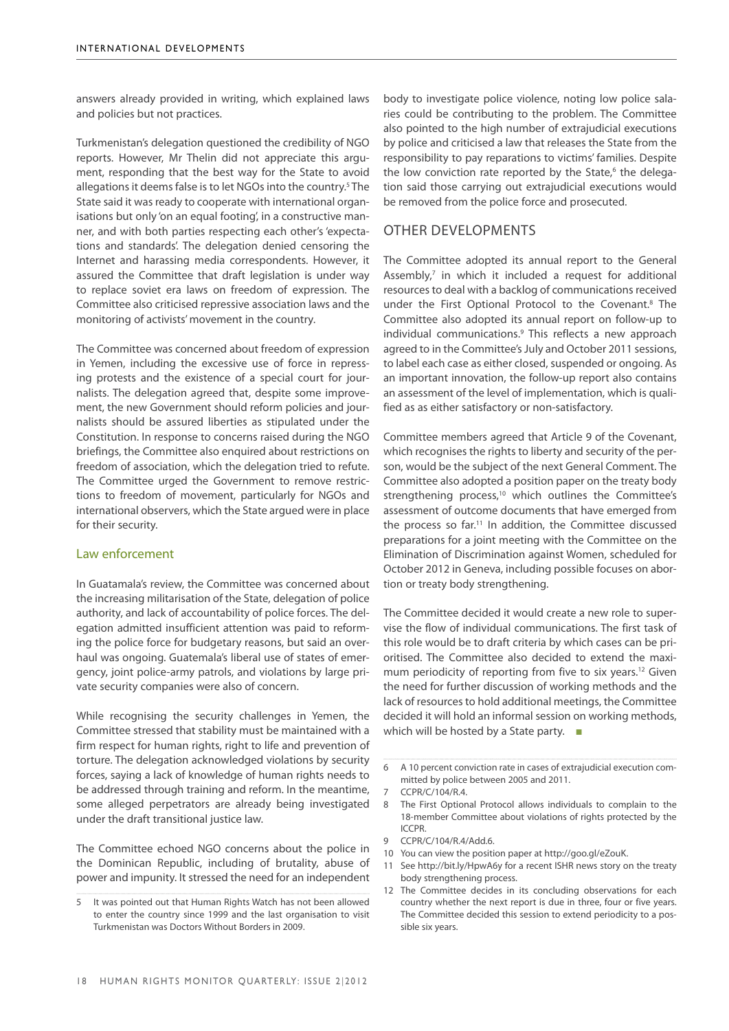answers already provided in writing, which explained laws and policies but not practices.

Turkmenistan's delegation questioned the credibility of NGO reports. However, Mr Thelin did not appreciate this argument, responding that the best way for the State to avoid allegations it deems false is to let NGOs into the country.[5] The State said it was ready to cooperate with international organisations but only 'on an equal footing', in a constructive manner, and with both parties respecting each other's 'expectations and standards'. The delegation denied censoring the Internet and harassing media correspondents. However, it assured the Committee that draft legislation is under way to replace soviet era laws on freedom of expression. The Committee also criticised repressive association laws and the monitoring of activists' movement in the country.

The Committee was concerned about freedom of expression in Yemen, including the excessive use of force in repressing protests and the existence of a special court for journalists. The delegation agreed that, despite some improvement, the new Government should reform policies and journalists should be assured liberties as stipulated under the Constitution. In response to concerns raised during the NGO briefings, the Committee also enquired about restrictions on freedom of association, which the delegation tried to refute. The Committee urged the Government to remove restrictions to freedom of movement, particularly for NGOs and international observers, which the State argued were in place for their security.

### Law enforcement

In Guatamala's review, the Committee was concerned about the increasing militarisation of the State, delegation of police authority, and lack of accountability of police forces. The delegation admitted insufficient attention was paid to reforming the police force for budgetary reasons, but said an overhaul was ongoing. Guatemala's liberal use of states of emergency, joint police-army patrols, and violations by large private security companies were also of concern.

While recognising the security challenges in Yemen, the Committee stressed that stability must be maintained with a firm respect for human rights, right to life and prevention of torture. The delegation acknowledged violations by security forces, saying a lack of knowledge of human rights needs to be addressed through training and reform. In the meantime, some alleged perpetrators are already being investigated under the draft transitional justice law.

The Committee echoed NGO concerns about the police in the Dominican Republic, including of brutality, abuse of power and impunity. It stressed the need for an independent body to investigate police violence, noting low police salaries could be contributing to the problem. The Committee also pointed to the high number of extrajudicial executions by police and criticised a law that releases the State from the responsibility to pay reparations to victims' families. Despite the low conviction rate reported by the State,[6] the delegation said those carrying out extrajudicial executions would be removed from the police force and prosecuted.

## OTHER DEVELOPMENTS

The Committee adopted its annual report to the General Assembly,[7] in which it included a request for additional resources to deal with a backlog of communications received under the First Optional Protocol to the Covenant.[8] The Committee also adopted its annual report on follow-up to individual communications.[9] This reflects a new approach agreed to in the Committee's July and October 2011 sessions, to label each case as either closed, suspended or ongoing. As an important innovation, the follow-up report also contains an assessment of the level of implementation, which is qualified as as either satisfactory or non-satisfactory.

Committee members agreed that Article 9 of the Covenant, which recognises the rights to liberty and security of the person, would be the subject of the next General Comment. The Committee also adopted a position paper on the treaty body strengthening process,[10] which outlines the Committee's assessment of outcome documents that have emerged from the process so far.[11] In addition, the Committee discussed preparations for a joint meeting with the Committee on the Elimination of Discrimination against Women, scheduled for October 2012 in Geneva, including possible focuses on abortion or treaty body strengthening.

The Committee decided it would create a new role to supervise the flow of individual communications. The first task of this role would be to draft criteria by which cases can be prioritised. The Committee also decided to extend the maximum periodicity of reporting from five to six years.[12] Given the need for further discussion of working methods and the lack of resources to hold additional meetings, the Committee decided it will hold an informal session on working methods, which will be hosted by a State party. ■

---

5 It was pointed out that Human Rights Watch has not been allowed to enter the country since 1999 and the last organisation to visit Turkmenistan was Doctors Without Borders in 2009.

6 A 10 percent conviction rate in cases of extrajudicial execution committed by police between 2005 and 2011.

7 CCPR/C/104/R.4.

8 The First Optional Protocol allows individuals to complain to the 18-member Committee about violations of rights protected by the ICCPR.

9 CCPR/C/104/R.4/Add.6.

10 You can view the position paper at http://goo.gl/eZouK.

11 See http://bit.ly/HpwA6y for a recent ISHR news story on the treaty body strengthening process.

12 The Committee decides in its concluding observations for each country whether the next report is due in three, four or five years. The Committee decided this session to extend periodicity to a possible six years.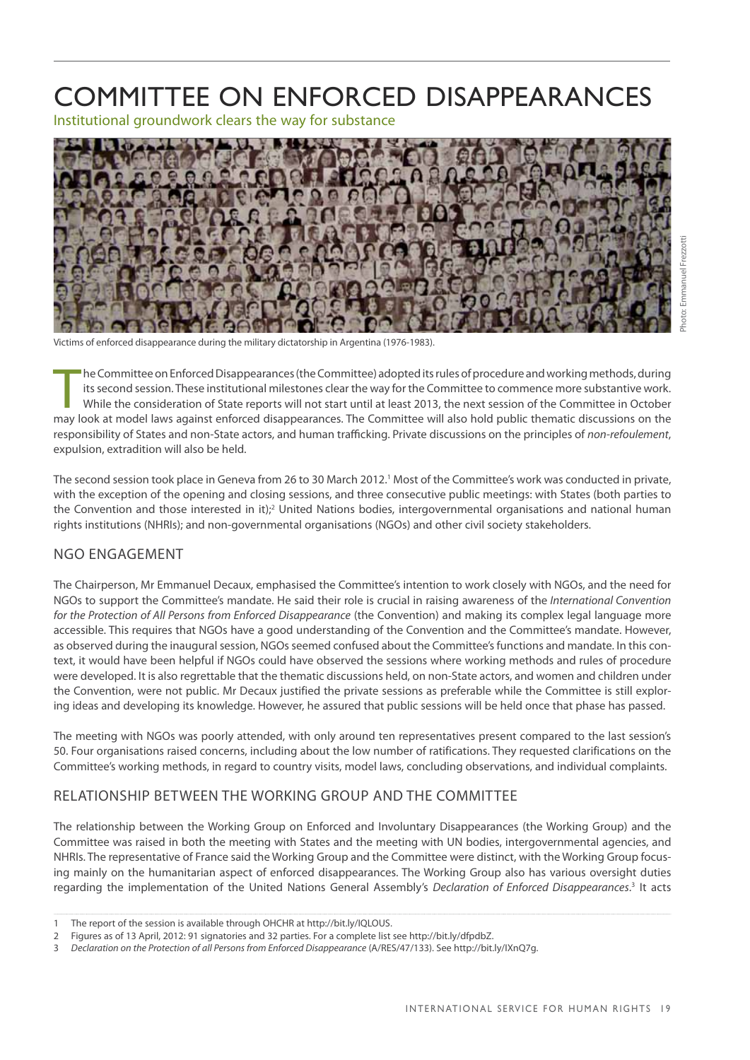# COMMITTEE ON ENFORCED DISAPPEARANCES

Institutional groundwork clears the way for substance

Victims of enforced disappearance during the military dictatorship in Argentina (1976-1983).

Photo: Emmanuel Frezzotti

The Committee on Enforced Disappearances (the Committee) adopted its rules of procedure and working methods, during its second session. These institutional milestones clear the way for the Committee to commence more substantive work. While the consideration of State reports will not start until at least 2013, the next session of the Committee in October may look at model laws against enforced disappearances. The Committee will also hold public thematic discussions on the responsibility of States and non-State actors, and human trafficking. Private discussions on the principles of *non-refoulement*, expulsion, extradition will also be held.

The second session took place in Geneva from 26 to 30 March 2012.[1] Most of the Committee's work was conducted in private, with the exception of the opening and closing sessions, and three consecutive public meetings: with States (both parties to the Convention and those interested in it);[2] United Nations bodies, intergovernmental organisations and national human rights institutions (NHRIs); and non-governmental organisations (NGOs) and other civil society stakeholders.

## NGO ENGAGEMENT

The Chairperson, Mr Emmanuel Decaux, emphasised the Committee's intention to work closely with NGOs, and the need for NGOs to support the Committee's mandate. He said their role is crucial in raising awareness of the *International Convention for the Protection of All Persons from Enforced Disappearance* (the Convention) and making its complex legal language more accessible. This requires that NGOs have a good understanding of the Convention and the Committee's mandate. However, as observed during the inaugural session, NGOs seemed confused about the Committee's functions and mandate. In this context, it would have been helpful if NGOs could have observed the sessions where working methods and rules of procedure were developed. It is also regrettable that the thematic discussions held, on non-State actors, and women and children under the Convention, were not public. Mr Decaux justified the private sessions as preferable while the Committee is still exploring ideas and developing its knowledge. However, he assured that public sessions will be held once that phase has passed.

The meeting with NGOs was poorly attended, with only around ten representatives present compared to the last session's 50. Four organisations raised concerns, including about the low number of ratifications. They requested clarifications on the Committee's working methods, in regard to country visits, model laws, concluding observations, and individual complaints.

## RELATIONSHIP BETWEEN THE WORKING GROUP AND THE COMMITTEE

The relationship between the Working Group on Enforced and Involuntary Disappearances (the Working Group) and the Committee was raised in both the meeting with States and the meeting with UN bodies, intergovernmental agencies, and NHRIs. The representative of France said the Working Group and the Committee were distinct, with the Working Group focusing mainly on the humanitarian aspect of enforced disappearances. The Working Group also has various oversight duties regarding the implementation of the United Nations General Assembly's *Declaration of Enforced Disappearances*.[3] It acts

---

1 The report of the session is available through OHCHR at http://bit.ly/IQLOUS.

2 Figures as of 13 April, 2012: 91 signatories and 32 parties. For a complete list see http://bit.ly/dfpdbZ.

3 *Declaration on the Protection of all Persons from Enforced Disappearance* (A/RES/47/133). See http://bit.ly/IXnQ7g.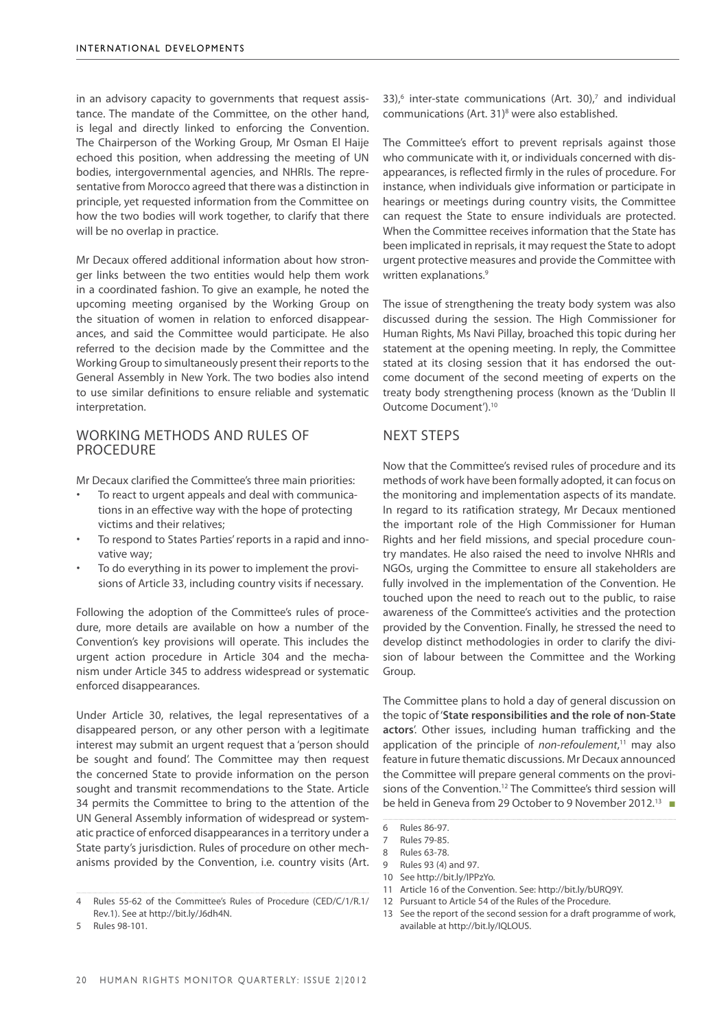in an advisory capacity to governments that request assistance. The mandate of the Committee, on the other hand, is legal and directly linked to enforcing the Convention. The Chairperson of the Working Group, Mr Osman El Haije echoed this position, when addressing the meeting of UN bodies, intergovernmental agencies, and NHRIs. The representative from Morocco agreed that there was a distinction in principle, yet requested information from the Committee on how the two bodies will work together, to clarify that there will be no overlap in practice.

Mr Decaux offered additional information about how stronger links between the two entities would help them work in a coordinated fashion. To give an example, he noted the upcoming meeting organised by the Working Group on the situation of women in relation to enforced disappearances, and said the Committee would participate. He also referred to the decision made by the Committee and the Working Group to simultaneously present their reports to the General Assembly in New York. The two bodies also intend to use similar definitions to ensure reliable and systematic interpretation.

## WORKING METHODS AND RULES OF PROCEDURE

Mr Decaux clarified the Committee's three main priorities:

- To react to urgent appeals and deal with communications in an effective way with the hope of protecting victims and their relatives;
- To respond to States Parties' reports in a rapid and innovative way;
- To do everything in its power to implement the provisions of Article 33, including country visits if necessary.

Following the adoption of the Committee's rules of procedure, more details are available on how a number of the Convention's key provisions will operate. This includes the urgent action procedure in Article 30[4] and the mechanism under Article 34[5] to address widespread or systematic enforced disappearances.

Under Article 30, relatives, the legal representatives of a disappeared person, or any other person with a legitimate interest may submit an urgent request that a 'person should be sought and found'. The Committee may then request the concerned State to provide information on the person sought and transmit recommendations to the State. Article 34 permits the Committee to bring to the attention of the UN General Assembly information of widespread or systematic practice of enforced disappearances in a territory under a State party's jurisdiction. Rules of procedure on other mechanisms provided by the Convention, i.e. country visits (Art. 33),[6] inter-state communications (Art. 30),[7] and individual communications (Art. 31)[8] were also established.

The Committee's effort to prevent reprisals against those who communicate with it, or individuals concerned with disappearances, is reflected firmly in the rules of procedure. For instance, when individuals give information or participate in hearings or meetings during country visits, the Committee can request the State to ensure individuals are protected. When the Committee receives information that the State has been implicated in reprisals, it may request the State to adopt urgent protective measures and provide the Committee with written explanations.[9]

The issue of strengthening the treaty body system was also discussed during the session. The High Commissioner for Human Rights, Ms Navi Pillay, broached this topic during her statement at the opening meeting. In reply, the Committee stated at its closing session that it has endorsed the outcome document of the second meeting of experts on the treaty body strengthening process (known as the 'Dublin II Outcome Document').[10]

## NEXT STEPS

Now that the Committee's revised rules of procedure and its methods of work have been formally adopted, it can focus on the monitoring and implementation aspects of its mandate. In regard to its ratification strategy, Mr Decaux mentioned the important role of the High Commissioner for Human Rights and her field missions, and special procedure country mandates. He also raised the need to involve NHRIs and NGOs, urging the Committee to ensure all stakeholders are fully involved in the implementation of the Convention. He touched upon the need to reach out to the public, to raise awareness of the Committee's activities and the protection provided by the Convention. Finally, he stressed the need to develop distinct methodologies in order to clarify the division of labour between the Committee and the Working Group.

The Committee plans to hold a day of general discussion on the topic of '**State responsibilities and the role of non-State actors**'. Other issues, including human trafficking and the application of the principle of *non-refoulement*,[11] may also feature in future thematic discussions. Mr Decaux announced the Committee will prepare general comments on the provisions of the Convention.[12] The Committee's third session will be held in Geneva from 29 October to 9 November 2012.[13] ■

---

4 Rules 55-62 of the Committee's Rules of Procedure (CED/C/1/R.1/Rev.1). See at http://bit.ly/J6dh4N.

5 Rules 98-101.

6 Rules 86-97.

7 Rules 79-85.

8 Rules 63-78.

9 Rules 93 (4) and 97.

10 See http://bit.ly/IPPzYo.

11 Article 16 of the Convention. See: http://bit.ly/bURQ9Y.

12 Pursuant to Article 54 of the Rules of the Procedure.

13 See the report of the second session for a draft programme of work, available at http://bit.ly/IQLOUS.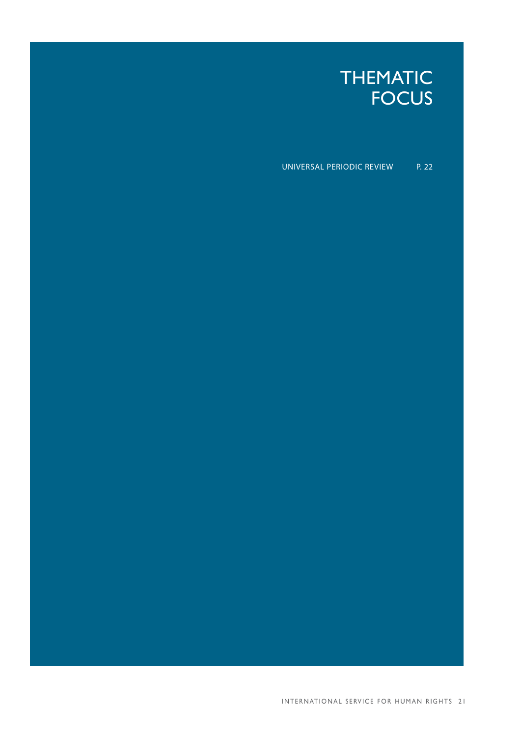# THEMATIC FOCUS

UNIVERSAL PERIODIC REVIEW P. 22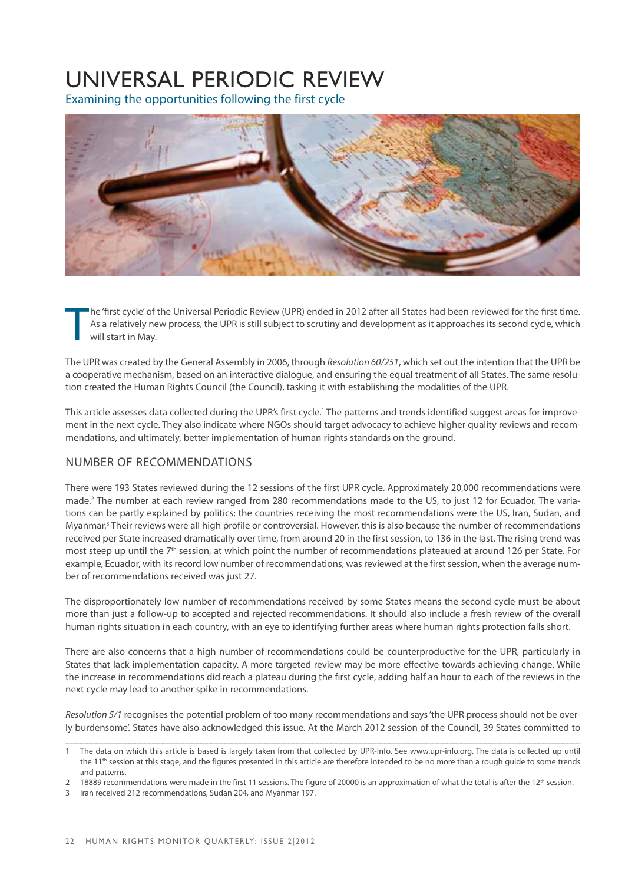# UNIVERSAL PERIODIC REVIEW

## Examining the opportunities following the first cycle

The 'first cycle' of the Universal Periodic Review (UPR) ended in 2012 after all States had been reviewed for the first time. As a relatively new process, the UPR is still subject to scrutiny and development as it approaches its second cycle, which will start in May.

The UPR was created by the General Assembly in 2006, through *Resolution 60/251*, which set out the intention that the UPR be a cooperative mechanism, based on an interactive dialogue, and ensuring the equal treatment of all States. The same resolution created the Human Rights Council (the Council), tasking it with establishing the modalities of the UPR.

This article assesses data collected during the UPR's first cycle.[1] The patterns and trends identified suggest areas for improvement in the next cycle. They also indicate where NGOs should target advocacy to achieve higher quality reviews and recommendations, and ultimately, better implementation of human rights standards on the ground.

### NUMBER OF RECOMMENDATIONS

There were 193 States reviewed during the 12 sessions of the first UPR cycle. Approximately 20,000 recommendations were made.[2] The number at each review ranged from 280 recommendations made to the US, to just 12 for Ecuador. The variations can be partly explained by politics; the countries receiving the most recommendations were the US, Iran, Sudan, and Myanmar.[3] Their reviews were all high profile or controversial. However, this is also because the number of recommendations received per State increased dramatically over time, from around 20 in the first session, to 136 in the last. The rising trend was most steep up until the 7th session, at which point the number of recommendations plateaued at around 126 per State. For example, Ecuador, with its record low number of recommendations, was reviewed at the first session, when the average number of recommendations received was just 27.

The disproportionately low number of recommendations received by some States means the second cycle must be about more than just a follow-up to accepted and rejected recommendations. It should also include a fresh review of the overall human rights situation in each country, with an eye to identifying further areas where human rights protection falls short.

There are also concerns that a high number of recommendations could be counterproductive for the UPR, particularly in States that lack implementation capacity. A more targeted review may be more effective towards achieving change. While the increase in recommendations did reach a plateau during the first cycle, adding half an hour to each of the reviews in the next cycle may lead to another spike in recommendations.

*Resolution 5/1* recognises the potential problem of too many recommendations and says 'the UPR process should not be overly burdensome'. States have also acknowledged this issue. At the March 2012 session of the Council, 39 States committed to

---

1 The data on which this article is based is largely taken from that collected by UPR-Info. See www.upr-info.org. The data is collected up until the 11th session at this stage, and the figures presented in this article are therefore intended to be no more than a rough guide to some trends and patterns.

2 18889 recommendations were made in the first 11 sessions. The figure of 20000 is an approximation of what the total is after the 12th session.

3 Iran received 212 recommendations, Sudan 204, and Myanmar 197.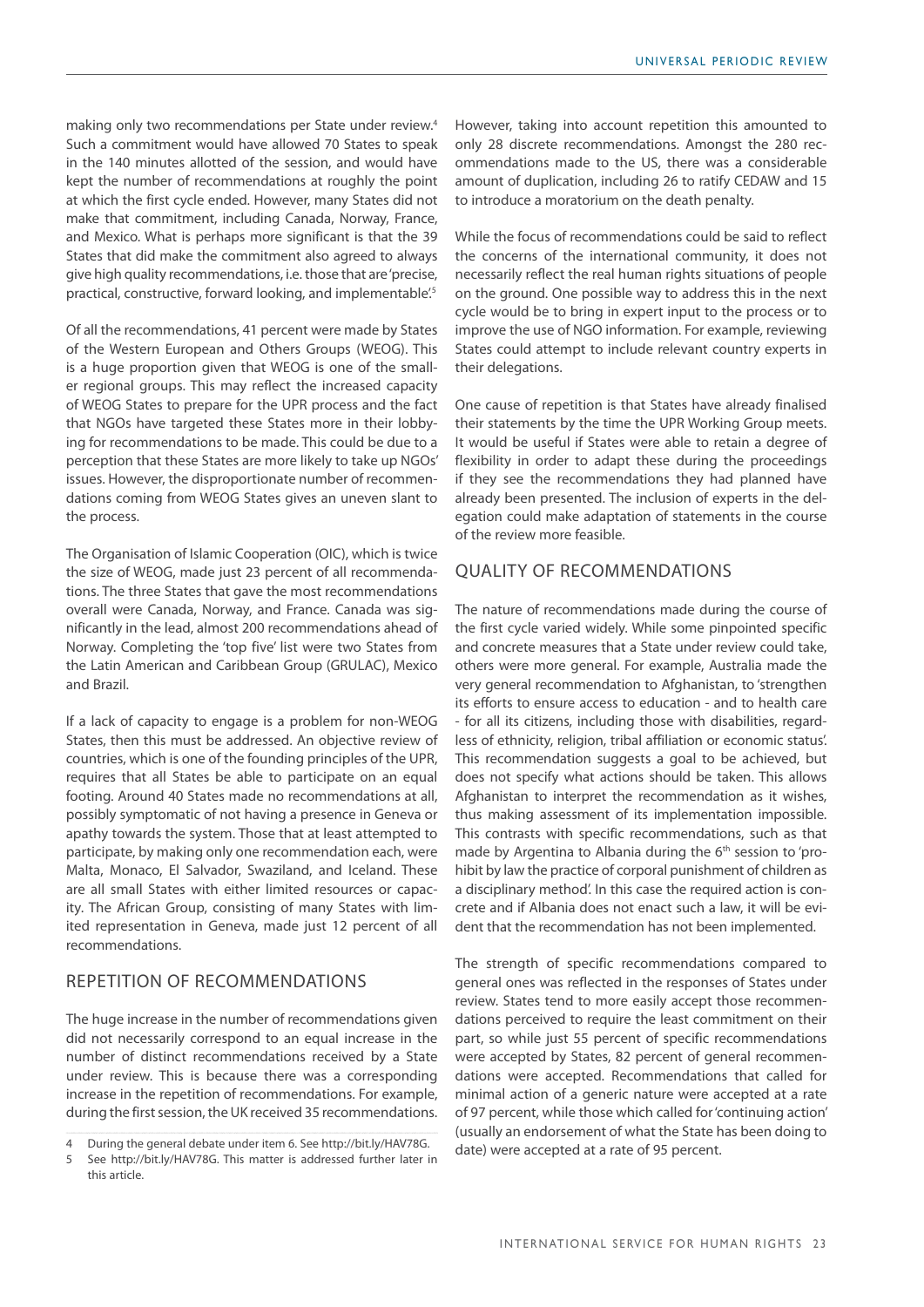making only two recommendations per State under review.[4] Such a commitment would have allowed 70 States to speak in the 140 minutes allotted of the session, and would have kept the number of recommendations at roughly the point at which the first cycle ended. However, many States did not make that commitment, including Canada, Norway, France, and Mexico. What is perhaps more significant is that the 39 States that did make the commitment also agreed to always give high quality recommendations, i.e. those that are 'precise, practical, constructive, forward looking, and implementable'.[5]

Of all the recommendations, 41 percent were made by States of the Western European and Others Groups (WEOG). This is a huge proportion given that WEOG is one of the smaller regional groups. This may reflect the increased capacity of WEOG States to prepare for the UPR process and the fact that NGOs have targeted these States more in their lobbying for recommendations to be made. This could be due to a perception that these States are more likely to take up NGOs' issues. However, the disproportionate number of recommendations coming from WEOG States gives an uneven slant to the process.

The Organisation of Islamic Cooperation (OIC), which is twice the size of WEOG, made just 23 percent of all recommendations. The three States that gave the most recommendations overall were Canada, Norway, and France. Canada was significantly in the lead, almost 200 recommendations ahead of Norway. Completing the 'top five' list were two States from the Latin American and Caribbean Group (GRULAC), Mexico and Brazil.

If a lack of capacity to engage is a problem for non-WEOG States, then this must be addressed. An objective review of countries, which is one of the founding principles of the UPR, requires that all States be able to participate on an equal footing. Around 40 States made no recommendations at all, possibly symptomatic of not having a presence in Geneva or apathy towards the system. Those that at least attempted to participate, by making only one recommendation each, were Malta, Monaco, El Salvador, Swaziland, and Iceland. These are all small States with either limited resources or capacity. The African Group, consisting of many States with limited representation in Geneva, made just 12 percent of all recommendations.

## REPETITION OF RECOMMENDATIONS

The huge increase in the number of recommendations given did not necessarily correspond to an equal increase in the number of distinct recommendations received by a State under review. This is because there was a corresponding increase in the repetition of recommendations. For example, during the first session, the UK received 35 recommendations. However, taking into account repetition this amounted to only 28 discrete recommendations. Amongst the 280 recommendations made to the US, there was a considerable amount of duplication, including 26 to ratify CEDAW and 15 to introduce a moratorium on the death penalty.

While the focus of recommendations could be said to reflect the concerns of the international community, it does not necessarily reflect the real human rights situations of people on the ground. One possible way to address this in the next cycle would be to bring in expert input to the process or to improve the use of NGO information. For example, reviewing States could attempt to include relevant country experts in their delegations.

One cause of repetition is that States have already finalised their statements by the time the UPR Working Group meets. It would be useful if States were able to retain a degree of flexibility in order to adapt these during the proceedings if they see the recommendations they had planned have already been presented. The inclusion of experts in the delegation could make adaptation of statements in the course of the review more feasible.

## QUALITY OF RECOMMENDATIONS

The nature of recommendations made during the course of the first cycle varied widely. While some pinpointed specific and concrete measures that a State under review could take, others were more general. For example, Australia made the very general recommendation to Afghanistan, to 'strengthen its efforts to ensure access to education - and to health care - for all its citizens, including those with disabilities, regardless of ethnicity, religion, tribal affiliation or economic status'. This recommendation suggests a goal to be achieved, but does not specify what actions should be taken. This allows Afghanistan to interpret the recommendation as it wishes, thus making assessment of its implementation impossible. This contrasts with specific recommendations, such as that made by Argentina to Albania during the 6th session to 'prohibit by law the practice of corporal punishment of children as a disciplinary method'. In this case the required action is concrete and if Albania does not enact such a law, it will be evident that the recommendation has not been implemented.

The strength of specific recommendations compared to general ones was reflected in the responses of States under review. States tend to more easily accept those recommendations perceived to require the least commitment on their part, so while just 55 percent of specific recommendations were accepted by States, 82 percent of general recommendations were accepted. Recommendations that called for minimal action of a generic nature were accepted at a rate of 97 percent, while those which called for 'continuing action' (usually an endorsement of what the State has been doing to date) were accepted at a rate of 95 percent.

---

4 During the general debate under item 6. See http://bit.ly/HAV78G.

5 See http://bit.ly/HAV78G. This matter is addressed further later in this article.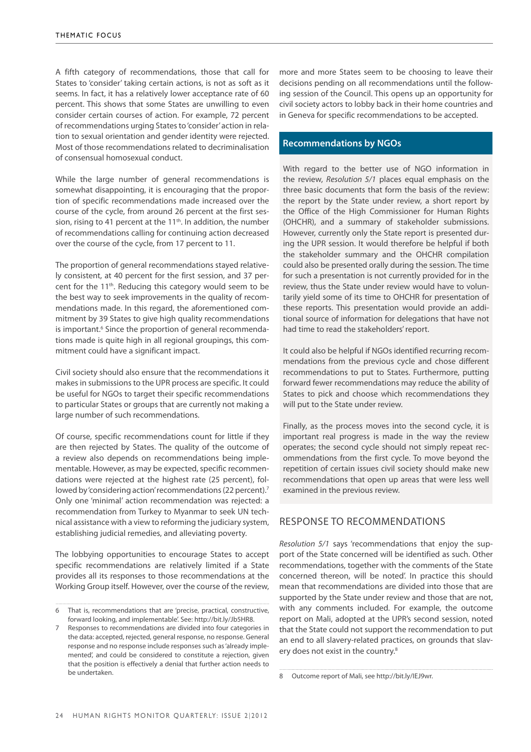A fifth category of recommendations, those that call for States to 'consider' taking certain actions, is not as soft as it seems. In fact, it has a relatively lower acceptance rate of 60 percent. This shows that some States are unwilling to even consider certain courses of action. For example, 72 percent of recommendations urging States to 'consider' action in relation to sexual orientation and gender identity were rejected. Most of those recommendations related to decriminalisation of consensual homosexual conduct.

While the large number of general recommendations is somewhat disappointing, it is encouraging that the proportion of specific recommendations made increased over the course of the cycle, from around 26 percent at the first session, rising to 41 percent at the 11th. In addition, the number of recommendations calling for continuing action decreased over the course of the cycle, from 17 percent to 11.

The proportion of general recommendations stayed relatively consistent, at 40 percent for the first session, and 37 percent for the 11th. Reducing this category would seem to be the best way to seek improvements in the quality of recommendations made. In this regard, the aforementioned commitment by 39 States to give high quality recommendations is important.[6] Since the proportion of general recommendations made is quite high in all regional groupings, this commitment could have a significant impact.

Civil society should also ensure that the recommendations it makes in submissions to the UPR process are specific. It could be useful for NGOs to target their specific recommendations to particular States or groups that are currently not making a large number of such recommendations.

Of course, specific recommendations count for little if they are then rejected by States. The quality of the outcome of a review also depends on recommendations being implementable. However, as may be expected, specific recommendations were rejected at the highest rate (25 percent), followed by 'considering action' recommendations (22 percent).[7] Only one 'minimal' action recommendation was rejected: a recommendation from Turkey to Myanmar to seek UN technical assistance with a view to reforming the judiciary system, establishing judicial remedies, and alleviating poverty.

The lobbying opportunities to encourage States to accept specific recommendations are relatively limited if a State provides all its responses to those recommendations at the Working Group itself. However, over the course of the review, more and more States seem to be choosing to leave their decisions pending on all recommendations until the following session of the Council. This opens up an opportunity for civil society actors to lobby back in their home countries and in Geneva for specific recommendations to be accepted.

## Recommendations by NGOs

With regard to the better use of NGO information in the review, *Resolution 5/1* places equal emphasis on the three basic documents that form the basis of the review: the report by the State under review, a short report by the Office of the High Commissioner for Human Rights (OHCHR), and a summary of stakeholder submissions. However, currently only the State report is presented during the UPR session. It would therefore be helpful if both the stakeholder summary and the OHCHR compilation could also be presented orally during the session. The time for such a presentation is not currently provided for in the review, thus the State under review would have to voluntarily yield some of its time to OHCHR for presentation of these reports. This presentation would provide an additional source of information for delegations that have not had time to read the stakeholders' report.

It could also be helpful if NGOs identified recurring recommendations from the previous cycle and chose different recommendations to put to States. Furthermore, putting forward fewer recommendations may reduce the ability of States to pick and choose which recommendations they will put to the State under review.

Finally, as the process moves into the second cycle, it is important real progress is made in the way the review operates; the second cycle should not simply repeat recommendations from the first cycle. To move beyond the repetition of certain issues civil society should make new recommendations that open up areas that were less well examined in the previous review.

## RESPONSE TO RECOMMENDATIONS

*Resolution 5/1* says 'recommendations that enjoy the support of the State concerned will be identified as such. Other recommendations, together with the comments of the State concerned thereon, will be noted'. In practice this should mean that recommendations are divided into those that are supported by the State under review and those that are not, with any comments included. For example, the outcome report on Mali, adopted at the UPR's second session, noted that the State could not support the recommendation to put an end to all slavery-related practices, on grounds that slavery does not exist in the country.[8]

---

6 That is, recommendations that are 'precise, practical, constructive, forward looking, and implementable'. See: http://bit.ly/Jb5HR8.

7 Responses to recommendations are divided into four categories in the data: accepted, rejected, general response, no response. General response and no response include responses such as 'already implemented', and could be considered to constitute a rejection, given that the position is effectively a denial that further action needs to be undertaken.

8 Outcome report of Mali, see http://bit.ly/IEJ9wr.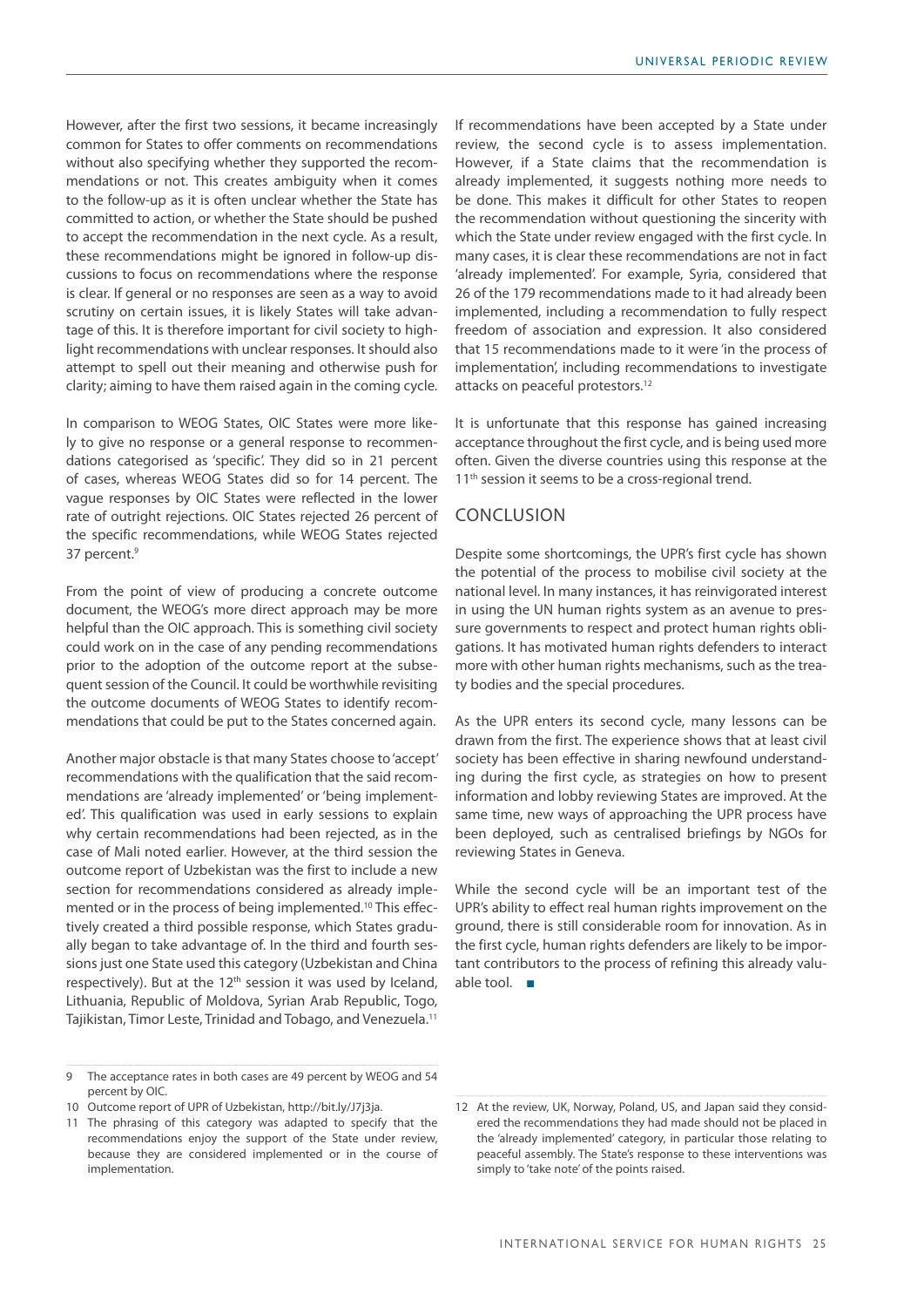However, after the first two sessions, it became increasingly common for States to offer comments on recommendations without also specifying whether they supported the recommendations or not. This creates ambiguity when it comes to the follow-up as it is often unclear whether the State has committed to action, or whether the State should be pushed to accept the recommendation in the next cycle. As a result, these recommendations might be ignored in follow-up discussions to focus on recommendations where the response is clear. If general or no responses are seen as a way to avoid scrutiny on certain issues, it is likely States will take advantage of this. It is therefore important for civil society to highlight recommendations with unclear responses. It should also attempt to spell out their meaning and otherwise push for clarity; aiming to have them raised again in the coming cycle.

In comparison to WEOG States, OIC States were more likely to give no response or a general response to recommendations categorised as 'specific'. They did so in 21 percent of cases, whereas WEOG States did so for 14 percent. The vague responses by OIC States were reflected in the lower rate of outright rejections. OIC States rejected 26 percent of the specific recommendations, while WEOG States rejected 37 percent.[9]

From the point of view of producing a concrete outcome document, the WEOG's more direct approach may be more helpful than the OIC approach. This is something civil society could work on in the case of any pending recommendations prior to the adoption of the outcome report at the subsequent session of the Council. It could be worthwhile revisiting the outcome documents of WEOG States to identify recommendations that could be put to the States concerned again.

Another major obstacle is that many States choose to 'accept' recommendations with the qualification that the said recommendations are 'already implemented' or 'being implemented'. This qualification was used in early sessions to explain why certain recommendations had been rejected, as in the case of Mali noted earlier. However, at the third session the outcome report of Uzbekistan was the first to include a new section for recommendations considered as already implemented or in the process of being implemented.[10] This effectively created a third possible response, which States gradually began to take advantage of. In the third and fourth sessions just one State used this category (Uzbekistan and China respectively). But at the 12th session it was used by Iceland, Lithuania, Republic of Moldova, Syrian Arab Republic, Togo, Tajikistan, Timor Leste, Trinidad and Tobago, and Venezuela.[11]

If recommendations have been accepted by a State under review, the second cycle is to assess implementation. However, if a State claims that the recommendation is already implemented, it suggests nothing more needs to be done. This makes it difficult for other States to reopen the recommendation without questioning the sincerity with which the State under review engaged with the first cycle. In many cases, it is clear these recommendations are not in fact 'already implemented'. For example, Syria, considered that 26 of the 179 recommendations made to it had already been implemented, including a recommendation to fully respect freedom of association and expression. It also considered that 15 recommendations made to it were 'in the process of implementation', including recommendations to investigate attacks on peaceful protestors.[12]

It is unfortunate that this response has gained increasing acceptance throughout the first cycle, and is being used more often. Given the diverse countries using this response at the 11th session it seems to be a cross-regional trend.

## CONCLUSION

Despite some shortcomings, the UPR's first cycle has shown the potential of the process to mobilise civil society at the national level. In many instances, it has reinvigorated interest in using the UN human rights system as an avenue to pressure governments to respect and protect human rights obligations. It has motivated human rights defenders to interact more with other human rights mechanisms, such as the treaty bodies and the special procedures.

As the UPR enters its second cycle, many lessons can be drawn from the first. The experience shows that at least civil society has been effective in sharing newfound understanding during the first cycle, as strategies on how to present information and lobby reviewing States are improved. At the same time, new ways of approaching the UPR process have been deployed, such as centralised briefings by NGOs for reviewing States in Geneva.

While the second cycle will be an important test of the UPR's ability to effect real human rights improvement on the ground, there is still considerable room for innovation. As in the first cycle, human rights defenders are likely to be important contributors to the process of refining this already valuable tool. ■

---

9 The acceptance rates in both cases are 49 percent by WEOG and 54 percent by OIC.

10 Outcome report of UPR of Uzbekistan, http://bit.ly/J7j3ja.

11 The phrasing of this category was adapted to specify that the recommendations enjoy the support of the State under review, because they are considered implemented or in the course of implementation.

12 At the review, UK, Norway, Poland, US, and Japan said they considered the recommendations they had made should not be placed in the 'already implemented' category, in particular those relating to peaceful assembly. The State's response to these interventions was simply to 'take note' of the points raised.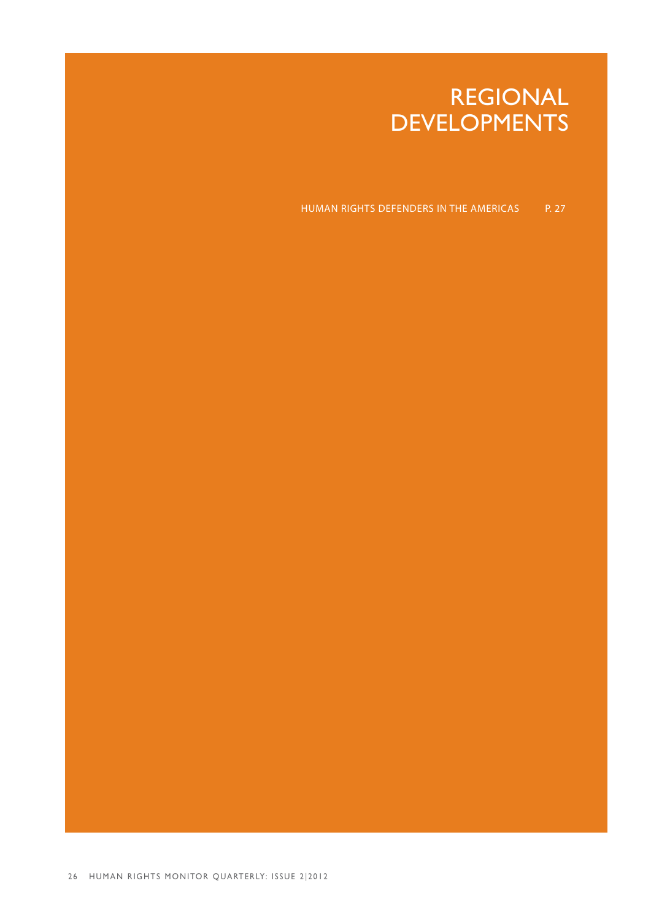# REGIONAL DEVELOPMENTS

HUMAN RIGHTS DEFENDERS IN THE AMERICAS P. 27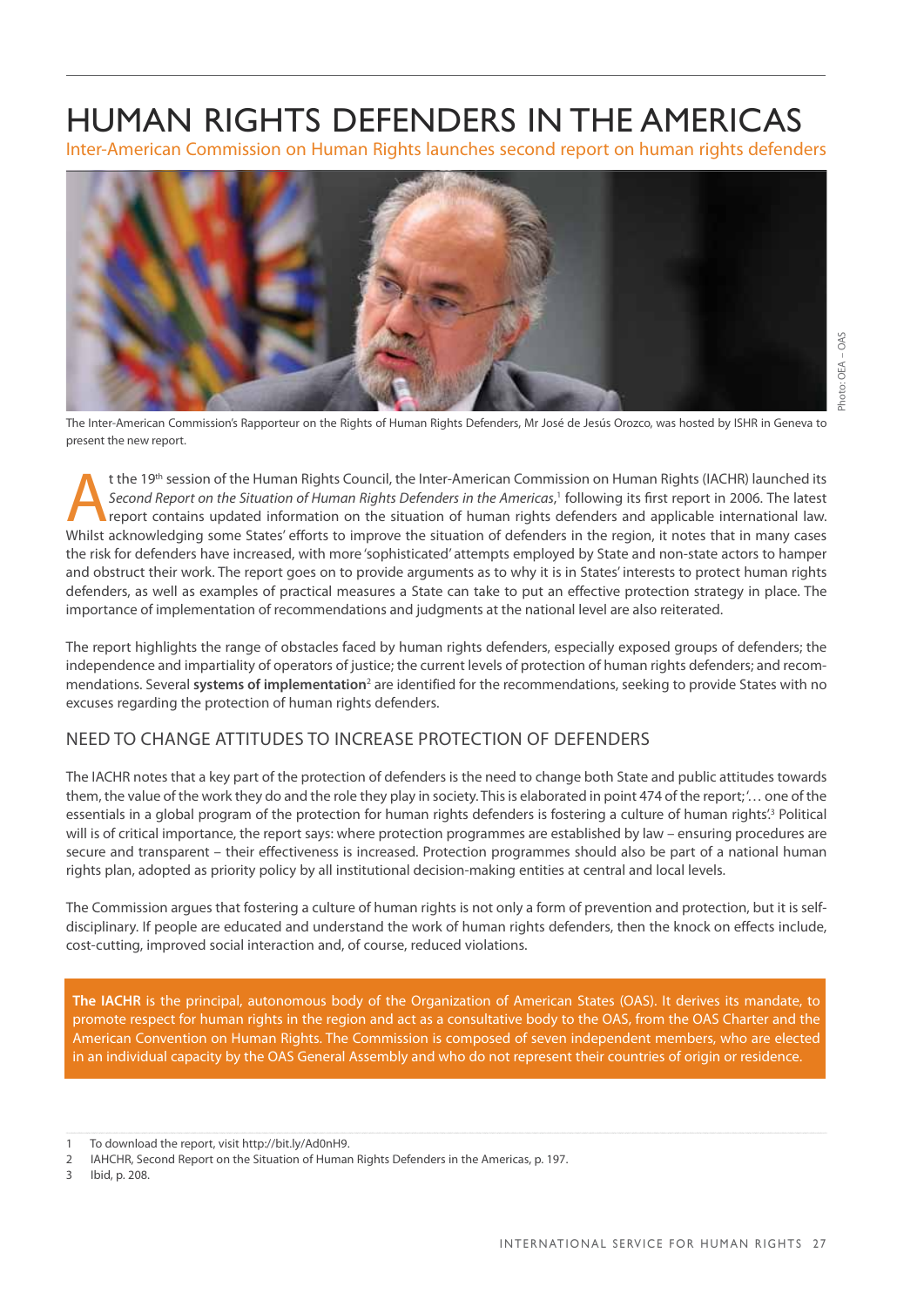# HUMAN RIGHTS DEFENDERS IN THE AMERICAS

Inter-American Commission on Human Rights launches second report on human rights defenders

The Inter-American Commission's Rapporteur on the Rights of Human Rights Defenders, Mr José de Jesús Orozco, was hosted by ISHR in Geneva to present the new report.

Photo: OEA – OAS

At the 19th session of the Human Rights Council, the Inter-American Commission on Human Rights (IACHR) launched its *Second Report on the Situation of Human Rights Defenders in the Americas*,[1] following its first report in 2006. The latest report contains updated information on the situation of human rights defenders and applicable international law. Whilst acknowledging some States' efforts to improve the situation of defenders in the region, it notes that in many cases the risk for defenders have increased, with more 'sophisticated' attempts employed by State and non-state actors to hamper and obstruct their work. The report goes on to provide arguments as to why it is in States' interests to protect human rights defenders, as well as examples of practical measures a State can take to put an effective protection strategy in place. The importance of implementation of recommendations and judgments at the national level are also reiterated.

The report highlights the range of obstacles faced by human rights defenders, especially exposed groups of defenders; the independence and impartiality of operators of justice; the current levels of protection of human rights defenders; and recommendations. Several **systems of implementation**[2] are identified for the recommendations, seeking to provide States with no excuses regarding the protection of human rights defenders.

## NEED TO CHANGE ATTITUDES TO INCREASE PROTECTION OF DEFENDERS

The IACHR notes that a key part of the protection of defenders is the need to change both State and public attitudes towards them, the value of the work they do and the role they play in society. This is elaborated in point 474 of the report; '… one of the essentials in a global program of the protection for human rights defenders is fostering a culture of human rights'.[3] Political will is of critical importance, the report says: where protection programmes are established by law – ensuring procedures are secure and transparent – their effectiveness is increased. Protection programmes should also be part of a national human rights plan, adopted as priority policy by all institutional decision-making entities at central and local levels.

The Commission argues that fostering a culture of human rights is not only a form of prevention and protection, but it is self-disciplinary. If people are educated and understand the work of human rights defenders, then the knock on effects include, cost-cutting, improved social interaction and, of course, reduced violations.

**The IACHR** is the principal, autonomous body of the Organization of American States (OAS). It derives its mandate, to promote respect for human rights in the region and act as a consultative body to the OAS, from the OAS Charter and the American Convention on Human Rights. The Commission is composed of seven independent members, who are elected in an individual capacity by the OAS General Assembly and who do not represent their countries of origin or residence.

---

1 To download the report, visit http://bit.ly/Ad0nH9.

2 IAHCHR, Second Report on the Situation of Human Rights Defenders in the Americas, p. 197.

3 Ibid, p. 208.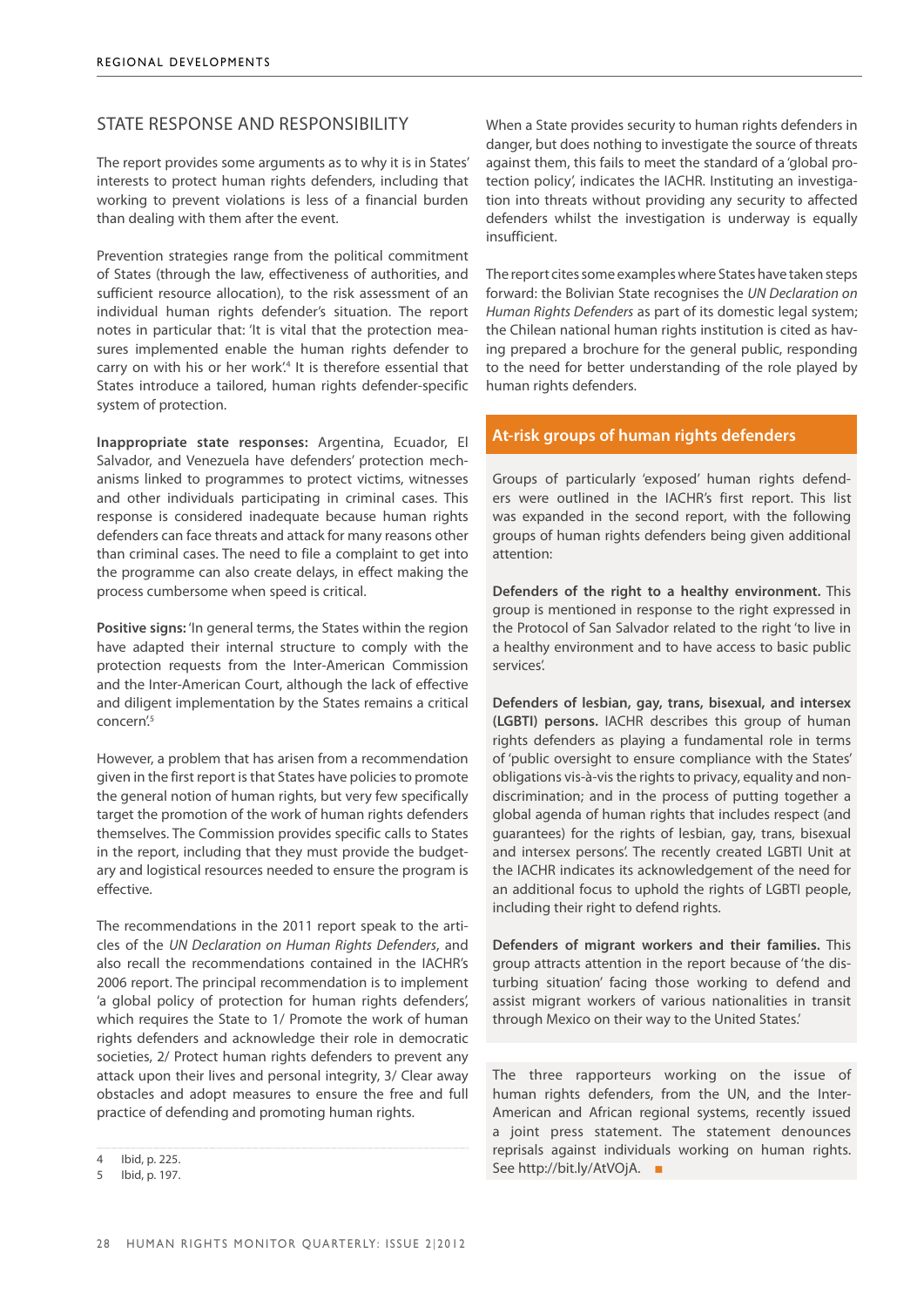## STATE RESPONSE AND RESPONSIBILITY

The report provides some arguments as to why it is in States' interests to protect human rights defenders, including that working to prevent violations is less of a financial burden than dealing with them after the event.

Prevention strategies range from the political commitment of States (through the law, effectiveness of authorities, and sufficient resource allocation), to the risk assessment of an individual human rights defender's situation. The report notes in particular that: 'It is vital that the protection measures implemented enable the human rights defender to carry on with his or her work.'[4] It is therefore essential that States introduce a tailored, human rights defender-specific system of protection.

**Inappropriate state responses:** Argentina, Ecuador, El Salvador, and Venezuela have defenders' protection mechanisms linked to programmes to protect victims, witnesses and other individuals participating in criminal cases. This response is considered inadequate because human rights defenders can face threats and attack for many reasons other than criminal cases. The need to file a complaint to get into the programme can also create delays, in effect making the process cumbersome when speed is critical.

**Positive signs:** 'In general terms, the States within the region have adapted their internal structure to comply with the protection requests from the Inter-American Commission and the Inter-American Court, although the lack of effective and diligent implementation by the States remains a critical concern.'[5]

However, a problem that has arisen from a recommendation given in the first report is that States have policies to promote the general notion of human rights, but very few specifically target the promotion of the work of human rights defenders themselves. The Commission provides specific calls to States in the report, including that they must provide the budgetary and logistical resources needed to ensure the program is effective.

The recommendations in the 2011 report speak to the articles of the *UN Declaration on Human Rights Defenders*, and also recall the recommendations contained in the IACHR's 2006 report. The principal recommendation is to implement 'a global policy of protection for human rights defenders', which requires the State to 1/ Promote the work of human rights defenders and acknowledge their role in democratic societies, 2/ Protect human rights defenders to prevent any attack upon their lives and personal integrity, 3/ Clear away obstacles and adopt measures to ensure the free and full practice of defending and promoting human rights.

When a State provides security to human rights defenders in danger, but does nothing to investigate the source of threats against them, this fails to meet the standard of a 'global protection policy', indicates the IACHR. Instituting an investigation into threats without providing any security to affected defenders whilst the investigation is underway is equally insufficient.

The report cites some examples where States have taken steps forward: the Bolivian State recognises the *UN Declaration on Human Rights Defenders* as part of its domestic legal system; the Chilean national human rights institution is cited as having prepared a brochure for the general public, responding to the need for better understanding of the role played by human rights defenders.

### At-risk groups of human rights defenders

Groups of particularly 'exposed' human rights defenders were outlined in the IACHR's first report. This list was expanded in the second report, with the following groups of human rights defenders being given additional attention:

**Defenders of the right to a healthy environment.** This group is mentioned in response to the right expressed in the Protocol of San Salvador related to the right 'to live in a healthy environment and to have access to basic public services'.

**Defenders of lesbian, gay, trans, bisexual, and intersex (LGBTI) persons.** IACHR describes this group of human rights defenders as playing a fundamental role in terms of 'public oversight to ensure compliance with the States' obligations vis-à-vis the rights to privacy, equality and non-discrimination; and in the process of putting together a global agenda of human rights that includes respect (and guarantees) for the rights of lesbian, gay, trans, bisexual and intersex persons'. The recently created LGBTI Unit at the IACHR indicates its acknowledgement of the need for an additional focus to uphold the rights of LGBTI people, including their right to defend rights.

**Defenders of migrant workers and their families.** This group attracts attention in the report because of 'the disturbing situation' facing those working to defend and assist migrant workers of various nationalities in transit through Mexico on their way to the United States.'

The three rapporteurs working on the issue of human rights defenders, from the UN, and the Inter-American and African regional systems, recently issued a joint press statement. The statement denounces reprisals against individuals working on human rights. See http://bit.ly/AtVOjA. ■

---

4 Ibid, p. 225.
5 Ibid, p. 197.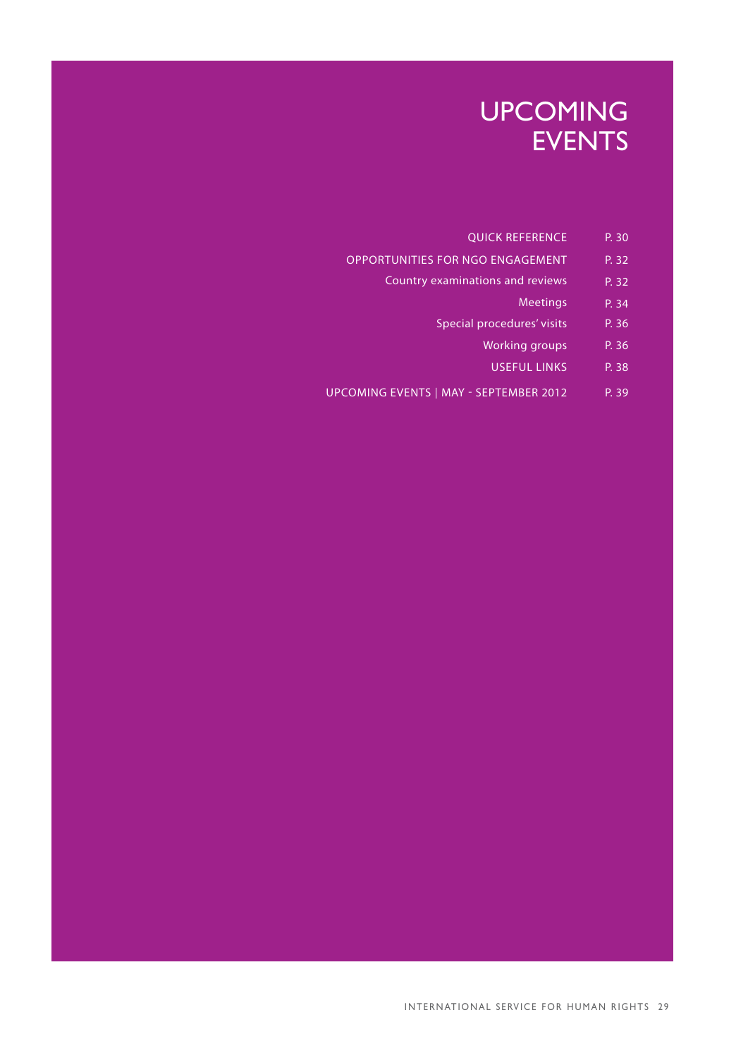# UPCOMING EVENTS

| | |
|---|---|
| QUICK REFERENCE | P. 30 |
| OPPORTUNITIES FOR NGO ENGAGEMENT | P. 32 |
| Country examinations and reviews | P. 32 |
| Meetings | P. 34 |
| Special procedures' visits | P. 36 |
| Working groups | P. 36 |
| USEFUL LINKS | P. 38 |
| UPCOMING EVENTS \| MAY - SEPTEMBER 2012 | P. 39 |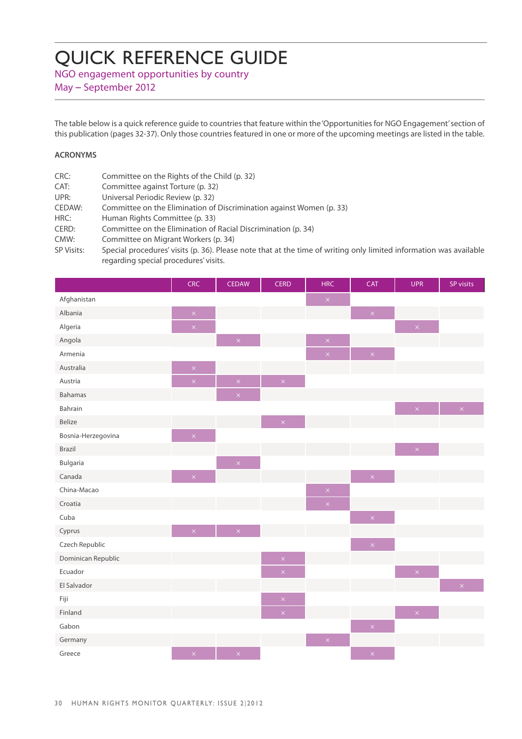# QUICK REFERENCE GUIDE

NGO engagement opportunities by country

May – September 2012

The table below is a quick reference guide to countries that feature within the 'Opportunities for NGO Engagement' section of this publication (pages 32-37). Only those countries featured in one or more of the upcoming meetings are listed in the table.

**ACRONYMS**

| | |
|---|---|
| CRC: | Committee on the Rights of the Child (p. 32) |
| CAT: | Committee against Torture (p. 32) |
| UPR: | Universal Periodic Review (p. 32) |
| CEDAW: | Committee on the Elimination of Discrimination against Women (p. 33) |
| HRC: | Human Rights Committee (p. 33) |
| CERD: | Committee on the Elimination of Racial Discrimination (p. 34) |
| CMW: | Committee on Migrant Workers (p. 34) |
| SP Visits: | Special procedures' visits (p. 36). Please note that at the time of writing only limited information was available regarding special procedures' visits. |

| | CRC | CEDAW | CERD | HRC | CAT | UPR | SP visits |
|---|---|---|---|---|---|---|---|
| Afghanistan | | | | × | | | |
| Albania | × | | | | × | | |
| Algeria | × | | | | | × | |
| Angola | | × | | × | | | |
| Armenia | | | | × | × | | |
| Australia | × | | | | | | |
| Austria | × | × | × | | | | |
| Bahamas | | × | | | | | |
| Bahrain | | | | | | × | × |
| Belize | | | × | | | | |
| Bosnia-Herzegovina | × | | | | | | |
| Brazil | | | | | | × | |
| Bulgaria | | × | | | | | |
| Canada | × | | | | × | | |
| China-Macao | | | | × | | | |
| Croatia | | | | × | | | |
| Cuba | | | | | × | | |
| Cyprus | × | × | | | | | |
| Czech Republic | | | | | × | | |
| Dominican Republic | | | × | | | | |
| Ecuador | | | × | | | × | |
| El Salvador | | | | | | | × |
| Fiji | | | × | | | | |
| Finland | | | × | | | × | |
| Gabon | | | | | × | | |
| Germany | | | | × | | | |
| Greece | × | × | | | × | | |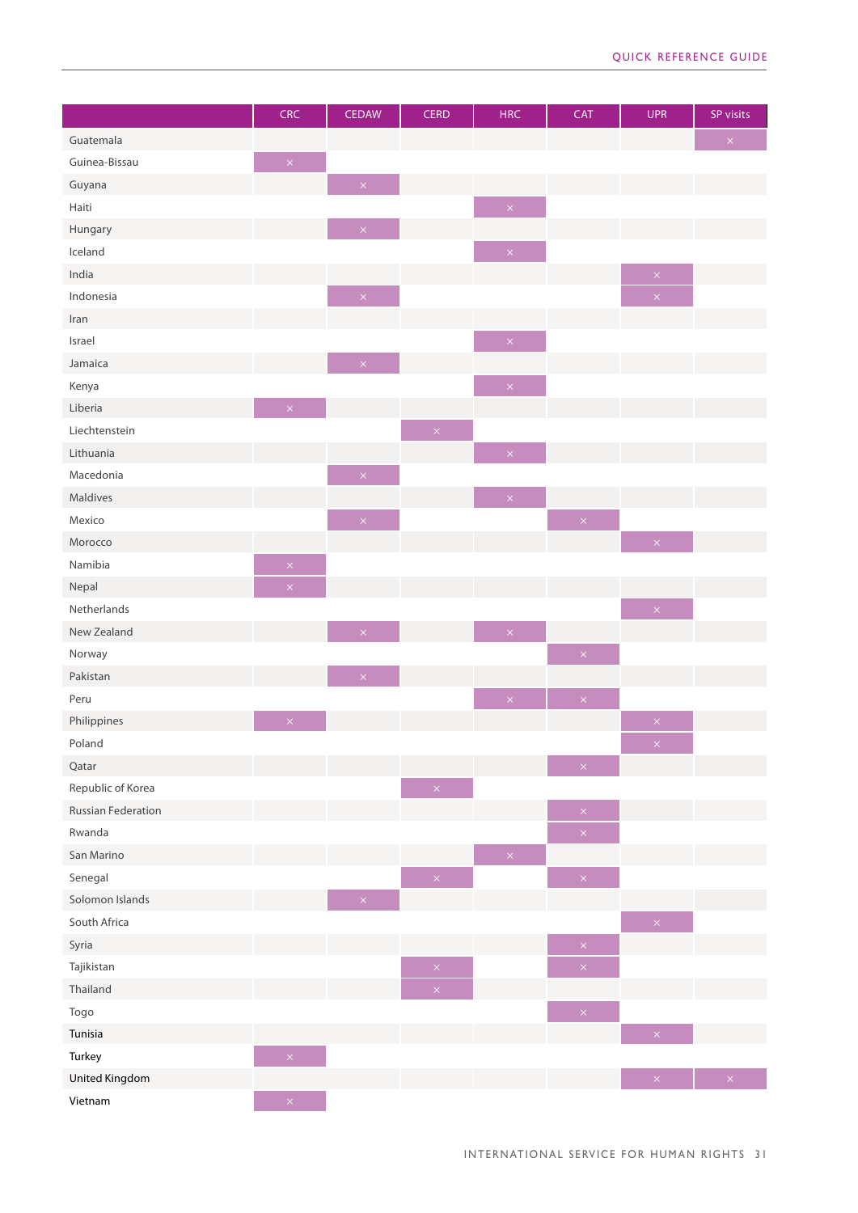| | CRC | CEDAW | CERD | HRC | CAT | UPR | SP visits |
|---|---|---|---|---|---|---|---|
| Guatemala | | | | | | | × |
| Guinea-Bissau | × | | | | | | |
| Guyana | | × | | | | | |
| Haiti | | | | × | | | |
| Hungary | | × | | | | | |
| Iceland | | | | × | | | |
| India | | | | | | × | |
| Indonesia | | × | | | | × | |
| Iran | | | | | | | |
| Israel | | | | × | | | |
| Jamaica | | × | | | | | |
| Kenya | | | | × | | | |
| Liberia | × | | | | | | |
| Liechtenstein | | | × | | | | |
| Lithuania | | | | × | | | |
| Macedonia | | × | | | | | |
| Maldives | | | | × | | | |
| Mexico | | × | | | × | | |
| Morocco | | | | | | × | |
| Namibia | × | | | | | | |
| Nepal | × | | | | | | |
| Netherlands | | | | | | × | |
| New Zealand | | × | | × | | | |
| Norway | | | | | × | | |
| Pakistan | | × | | | | | |
| Peru | | | | × | × | | |
| Philippines | × | | | | | × | |
| Poland | | | | | | × | |
| Qatar | | | | | × | | |
| Republic of Korea | | | × | | | | |
| Russian Federation | | | | | × | | |
| Rwanda | | | | | × | | |
| San Marino | | | | × | | | |
| Senegal | | | × | | × | | |
| Solomon Islands | | × | | | | | |
| South Africa | | | | | | × | |
| Syria | | | | | × | | |
| Tajikistan | | | × | | × | | |
| Thailand | | | × | | | | |
| Togo | | | | | × | | |
| Tunisia | | | | | | × | |
| Turkey | × | | | | | | |
| United Kingdom | | | | | | × | × |
| Vietnam | × | | | | | | |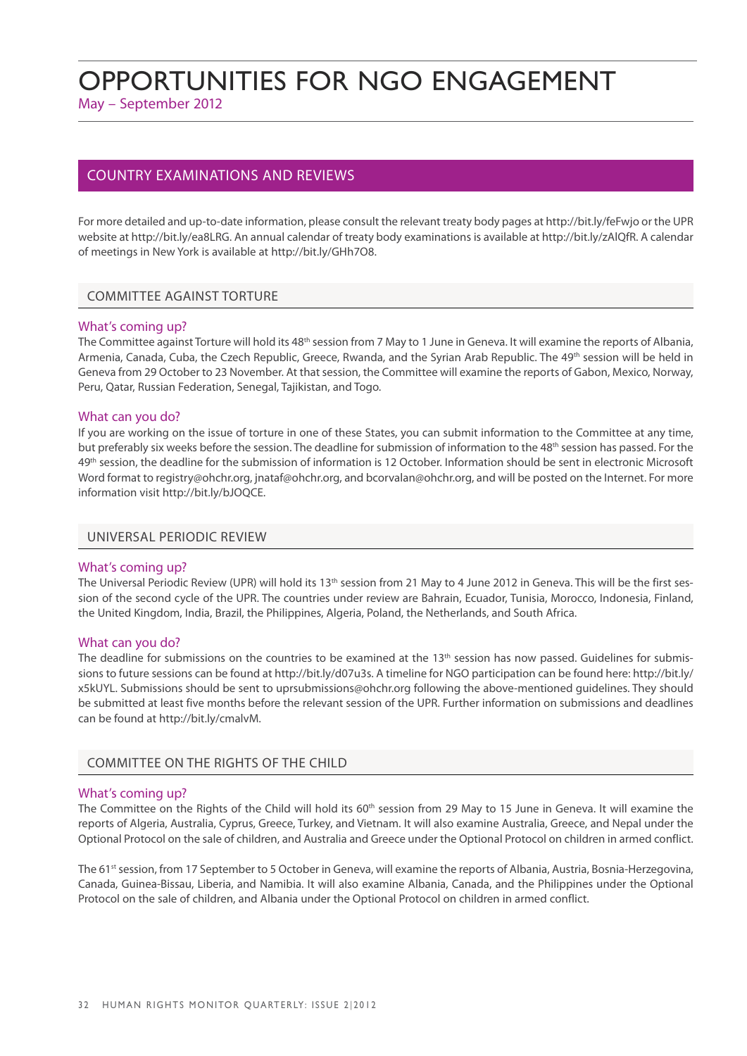# OPPORTUNITIES FOR NGO ENGAGEMENT

May – September 2012

## COUNTRY EXAMINATIONS AND REVIEWS

For more detailed and up-to-date information, please consult the relevant treaty body pages at http://bit.ly/feFwjo or the UPR website at http://bit.ly/ea8LRG. An annual calendar of treaty body examinations is available at http://bit.ly/zAlQfR. A calendar of meetings in New York is available at http://bit.ly/GHh7O8.

### COMMITTEE AGAINST TORTURE

#### What's coming up?

The Committee against Torture will hold its 48th session from 7 May to 1 June in Geneva. It will examine the reports of Albania, Armenia, Canada, Cuba, the Czech Republic, Greece, Rwanda, and the Syrian Arab Republic. The 49th session will be held in Geneva from 29 October to 23 November. At that session, the Committee will examine the reports of Gabon, Mexico, Norway, Peru, Qatar, Russian Federation, Senegal, Tajikistan, and Togo.

#### What can you do?

If you are working on the issue of torture in one of these States, you can submit information to the Committee at any time, but preferably six weeks before the session. The deadline for submission of information to the 48th session has passed. For the 49th session, the deadline for the submission of information is 12 October. Information should be sent in electronic Microsoft Word format to registry@ohchr.org, jnataf@ohchr.org, and bcorvalan@ohchr.org, and will be posted on the Internet. For more information visit http://bit.ly/bJOQCE.

### UNIVERSAL PERIODIC REVIEW

#### What's coming up?

The Universal Periodic Review (UPR) will hold its 13th session from 21 May to 4 June 2012 in Geneva. This will be the first session of the second cycle of the UPR. The countries under review are Bahrain, Ecuador, Tunisia, Morocco, Indonesia, Finland, the United Kingdom, India, Brazil, the Philippines, Algeria, Poland, the Netherlands, and South Africa.

#### What can you do?

The deadline for submissions on the countries to be examined at the 13th session has now passed. Guidelines for submissions to future sessions can be found at http://bit.ly/d07u3s. A timeline for NGO participation can be found here: http://bit.ly/x5kUYL. Submissions should be sent to uprsubmissions@ohchr.org following the above-mentioned guidelines. They should be submitted at least five months before the relevant session of the UPR. Further information on submissions and deadlines can be found at http://bit.ly/cmalvM.

### COMMITTEE ON THE RIGHTS OF THE CHILD

#### What's coming up?

The Committee on the Rights of the Child will hold its 60th session from 29 May to 15 June in Geneva. It will examine the reports of Algeria, Australia, Cyprus, Greece, Turkey, and Vietnam. It will also examine Australia, Greece, and Nepal under the Optional Protocol on the sale of children, and Australia and Greece under the Optional Protocol on children in armed conflict.

The 61st session, from 17 September to 5 October in Geneva, will examine the reports of Albania, Austria, Bosnia-Herzegovina, Canada, Guinea-Bissau, Liberia, and Namibia. It will also examine Albania, Canada, and the Philippines under the Optional Protocol on the sale of children, and Albania under the Optional Protocol on children in armed conflict.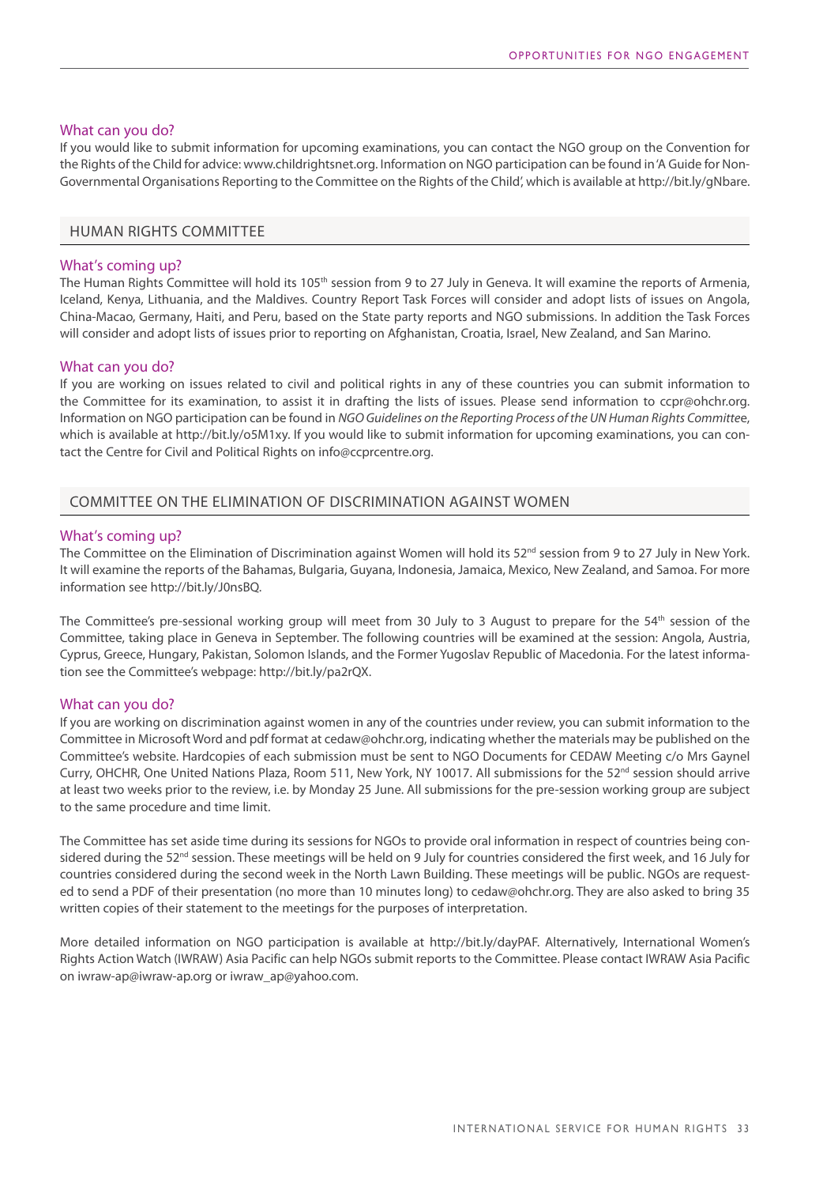### What can you do?

If you would like to submit information for upcoming examinations, you can contact the NGO group on the Convention for the Rights of the Child for advice: www.childrightsnet.org. Information on NGO participation can be found in 'A Guide for Non-Governmental Organisations Reporting to the Committee on the Rights of the Child', which is available at http://bit.ly/gNbare.

## HUMAN RIGHTS COMMITTEE

### What's coming up?

The Human Rights Committee will hold its 105th session from 9 to 27 July in Geneva. It will examine the reports of Armenia, Iceland, Kenya, Lithuania, and the Maldives. Country Report Task Forces will consider and adopt lists of issues on Angola, China-Macao, Germany, Haiti, and Peru, based on the State party reports and NGO submissions. In addition the Task Forces will consider and adopt lists of issues prior to reporting on Afghanistan, Croatia, Israel, New Zealand, and San Marino.

### What can you do?

If you are working on issues related to civil and political rights in any of these countries you can submit information to the Committee for its examination, to assist it in drafting the lists of issues. Please send information to ccpr@ohchr.org. Information on NGO participation can be found in *NGO Guidelines on the Reporting Process of the UN Human Rights Committee*, which is available at http://bit.ly/o5M1xy. If you would like to submit information for upcoming examinations, you can contact the Centre for Civil and Political Rights on info@ccprcentre.org.

## COMMITTEE ON THE ELIMINATION OF DISCRIMINATION AGAINST WOMEN

### What's coming up?

The Committee on the Elimination of Discrimination against Women will hold its 52nd session from 9 to 27 July in New York. It will examine the reports of the Bahamas, Bulgaria, Guyana, Indonesia, Jamaica, Mexico, New Zealand, and Samoa. For more information see http://bit.ly/J0nsBQ.

The Committee's pre-sessional working group will meet from 30 July to 3 August to prepare for the 54th session of the Committee, taking place in Geneva in September. The following countries will be examined at the session: Angola, Austria, Cyprus, Greece, Hungary, Pakistan, Solomon Islands, and the Former Yugoslav Republic of Macedonia. For the latest information see the Committee's webpage: http://bit.ly/pa2rQX.

### What can you do?

If you are working on discrimination against women in any of the countries under review, you can submit information to the Committee in Microsoft Word and pdf format at cedaw@ohchr.org, indicating whether the materials may be published on the Committee's website. Hardcopies of each submission must be sent to NGO Documents for CEDAW Meeting c/o Mrs Gaynel Curry, OHCHR, One United Nations Plaza, Room 511, New York, NY 10017. All submissions for the 52nd session should arrive at least two weeks prior to the review, i.e. by Monday 25 June. All submissions for the pre-session working group are subject to the same procedure and time limit.

The Committee has set aside time during its sessions for NGOs to provide oral information in respect of countries being considered during the 52nd session. These meetings will be held on 9 July for countries considered the first week, and 16 July for countries considered during the second week in the North Lawn Building. These meetings will be public. NGOs are requested to send a PDF of their presentation (no more than 10 minutes long) to cedaw@ohchr.org. They are also asked to bring 35 written copies of their statement to the meetings for the purposes of interpretation.

More detailed information on NGO participation is available at http://bit.ly/dayPAF. Alternatively, International Women's Rights Action Watch (IWRAW) Asia Pacific can help NGOs submit reports to the Committee. Please contact IWRAW Asia Pacific on iwraw-ap@iwraw-ap.org or iwraw_ap@yahoo.com.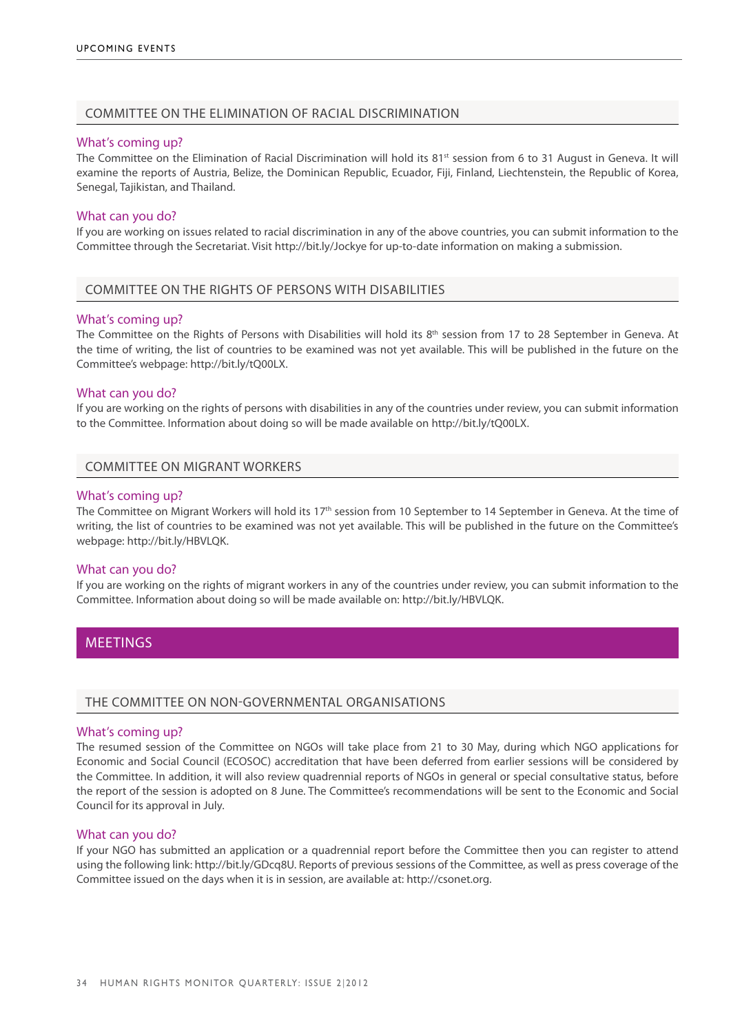## COMMITTEE ON THE ELIMINATION OF RACIAL DISCRIMINATION

### What's coming up?

The Committee on the Elimination of Racial Discrimination will hold its 81st session from 6 to 31 August in Geneva. It will examine the reports of Austria, Belize, the Dominican Republic, Ecuador, Fiji, Finland, Liechtenstein, the Republic of Korea, Senegal, Tajikistan, and Thailand.

### What can you do?

If you are working on issues related to racial discrimination in any of the above countries, you can submit information to the Committee through the Secretariat. Visit http://bit.ly/Jockye for up-to-date information on making a submission.

## COMMITTEE ON THE RIGHTS OF PERSONS WITH DISABILITIES

### What's coming up?

The Committee on the Rights of Persons with Disabilities will hold its 8th session from 17 to 28 September in Geneva. At the time of writing, the list of countries to be examined was not yet available. This will be published in the future on the Committee's webpage: http://bit.ly/tQ00LX.

### What can you do?

If you are working on the rights of persons with disabilities in any of the countries under review, you can submit information to the Committee. Information about doing so will be made available on http://bit.ly/tQ00LX.

## COMMITTEE ON MIGRANT WORKERS

### What's coming up?

The Committee on Migrant Workers will hold its 17th session from 10 September to 14 September in Geneva. At the time of writing, the list of countries to be examined was not yet available. This will be published in the future on the Committee's webpage: http://bit.ly/HBVLQK.

### What can you do?

If you are working on the rights of migrant workers in any of the countries under review, you can submit information to the Committee. Information about doing so will be made available on: http://bit.ly/HBVLQK.

# MEETINGS

## THE COMMITTEE ON NON-GOVERNMENTAL ORGANISATIONS

### What's coming up?

The resumed session of the Committee on NGOs will take place from 21 to 30 May, during which NGO applications for Economic and Social Council (ECOSOC) accreditation that have been deferred from earlier sessions will be considered by the Committee. In addition, it will also review quadrennial reports of NGOs in general or special consultative status, before the report of the session is adopted on 8 June. The Committee's recommendations will be sent to the Economic and Social Council for its approval in July.

### What can you do?

If your NGO has submitted an application or a quadrennial report before the Committee then you can register to attend using the following link: http://bit.ly/GDcq8U. Reports of previous sessions of the Committee, as well as press coverage of the Committee issued on the days when it is in session, are available at: http://csonet.org.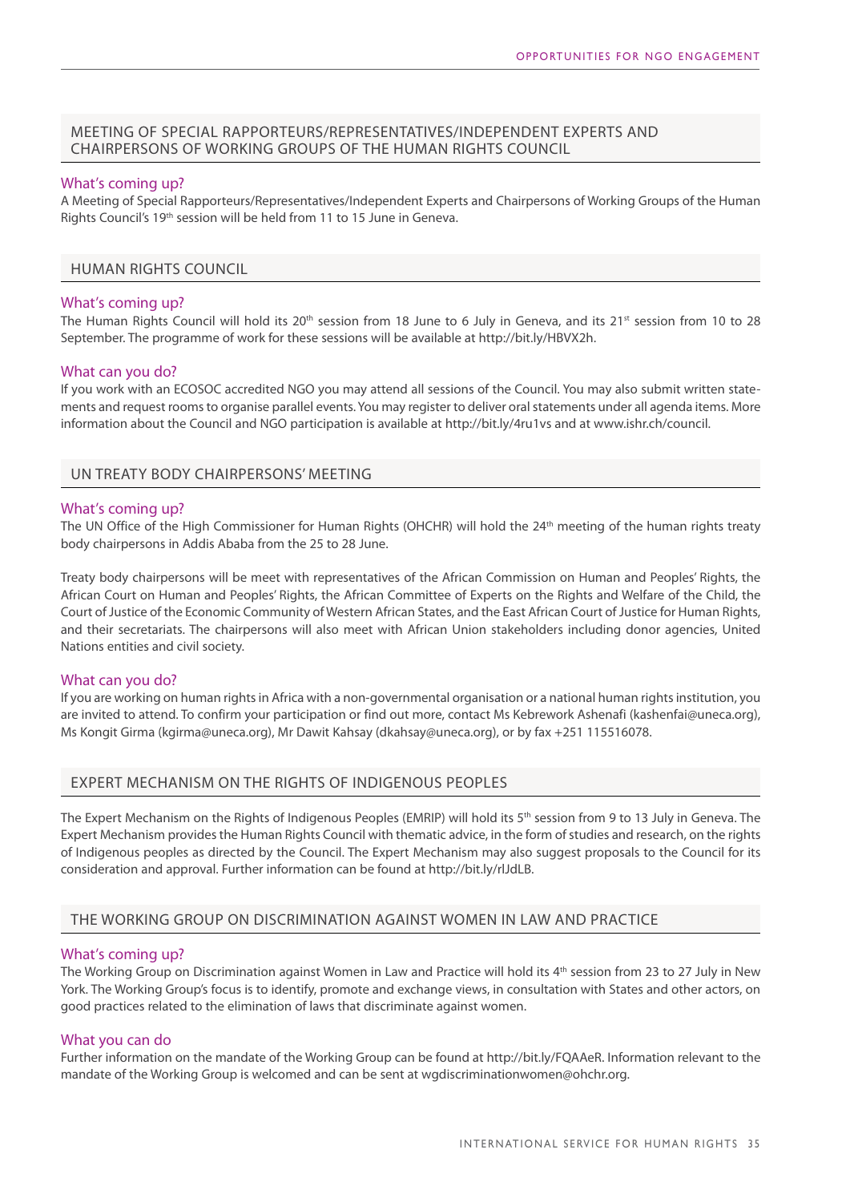## MEETING OF SPECIAL RAPPORTEURS/REPRESENTATIVES/INDEPENDENT EXPERTS AND CHAIRPERSONS OF WORKING GROUPS OF THE HUMAN RIGHTS COUNCIL

### What's coming up?

A Meeting of Special Rapporteurs/Representatives/Independent Experts and Chairpersons of Working Groups of the Human Rights Council's 19th session will be held from 11 to 15 June in Geneva.

## HUMAN RIGHTS COUNCIL

### What's coming up?

The Human Rights Council will hold its 20th session from 18 June to 6 July in Geneva, and its 21st session from 10 to 28 September. The programme of work for these sessions will be available at http://bit.ly/HBVX2h.

### What can you do?

If you work with an ECOSOC accredited NGO you may attend all sessions of the Council. You may also submit written statements and request rooms to organise parallel events. You may register to deliver oral statements under all agenda items. More information about the Council and NGO participation is available at http://bit.ly/4ru1vs and at www.ishr.ch/council.

## UN TREATY BODY CHAIRPERSONS' MEETING

### What's coming up?

The UN Office of the High Commissioner for Human Rights (OHCHR) will hold the 24th meeting of the human rights treaty body chairpersons in Addis Ababa from the 25 to 28 June.

Treaty body chairpersons will be meet with representatives of the African Commission on Human and Peoples' Rights, the African Court on Human and Peoples' Rights, the African Committee of Experts on the Rights and Welfare of the Child, the Court of Justice of the Economic Community of Western African States, and the East African Court of Justice for Human Rights, and their secretariats. The chairpersons will also meet with African Union stakeholders including donor agencies, United Nations entities and civil society.

### What can you do?

If you are working on human rights in Africa with a non-governmental organisation or a national human rights institution, you are invited to attend. To confirm your participation or find out more, contact Ms Kebrework Ashenafi (kashenfai@uneca.org), Ms Kongit Girma (kgirma@uneca.org), Mr Dawit Kahsay (dkahsay@uneca.org), or by fax +251 115516078.

## EXPERT MECHANISM ON THE RIGHTS OF INDIGENOUS PEOPLES

The Expert Mechanism on the Rights of Indigenous Peoples (EMRIP) will hold its 5th session from 9 to 13 July in Geneva. The Expert Mechanism provides the Human Rights Council with thematic advice, in the form of studies and research, on the rights of Indigenous peoples as directed by the Council. The Expert Mechanism may also suggest proposals to the Council for its consideration and approval. Further information can be found at http://bit.ly/rlJdLB.

## THE WORKING GROUP ON DISCRIMINATION AGAINST WOMEN IN LAW AND PRACTICE

### What's coming up?

The Working Group on Discrimination against Women in Law and Practice will hold its 4th session from 23 to 27 July in New York. The Working Group's focus is to identify, promote and exchange views, in consultation with States and other actors, on good practices related to the elimination of laws that discriminate against women.

### What you can do

Further information on the mandate of the Working Group can be found at http://bit.ly/FQAAeR. Information relevant to the mandate of the Working Group is welcomed and can be sent at wgdiscriminationwomen@ohchr.org.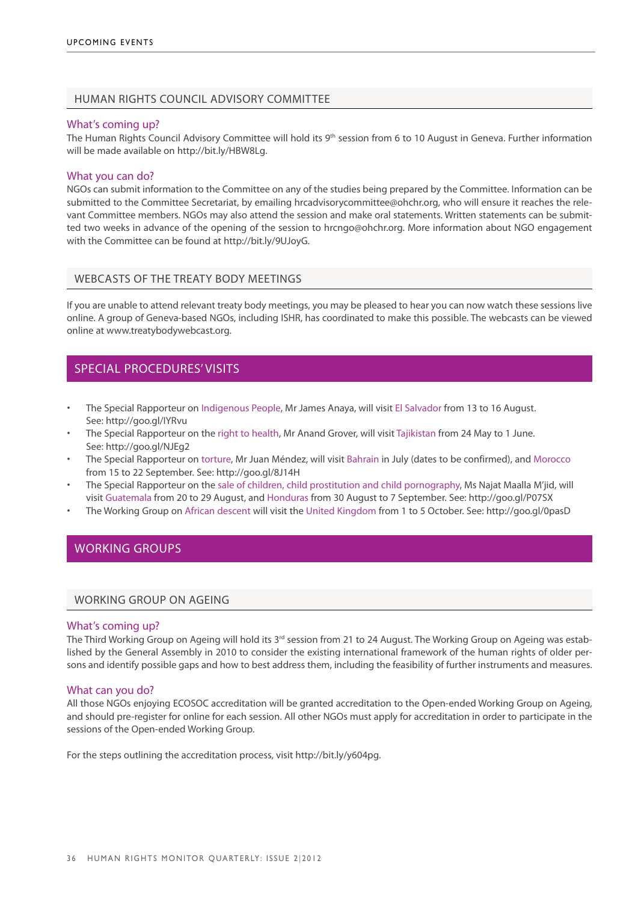## HUMAN RIGHTS COUNCIL ADVISORY COMMITTEE

### What's coming up?

The Human Rights Council Advisory Committee will hold its 9th session from 6 to 10 August in Geneva. Further information will be made available on http://bit.ly/HBW8Lg.

### What you can do?

NGOs can submit information to the Committee on any of the studies being prepared by the Committee. Information can be submitted to the Committee Secretariat, by emailing hrcadvisorycommittee@ohchr.org, who will ensure it reaches the relevant Committee members. NGOs may also attend the session and make oral statements. Written statements can be submitted two weeks in advance of the opening of the session to hrcngo@ohchr.org. More information about NGO engagement with the Committee can be found at http://bit.ly/9UJoyG.

## WEBCASTS OF THE TREATY BODY MEETINGS

If you are unable to attend relevant treaty body meetings, you may be pleased to hear you can now watch these sessions live online. A group of Geneva-based NGOs, including ISHR, has coordinated to make this possible. The webcasts can be viewed online at www.treatybodywebcast.org.

# SPECIAL PROCEDURES' VISITS

- The Special Rapporteur on Indigenous People, Mr James Anaya, will visit El Salvador from 13 to 16 August. See: http://goo.gl/IYRvu
- The Special Rapporteur on the right to health, Mr Anand Grover, will visit Tajikistan from 24 May to 1 June. See: http://goo.gl/NJEg2
- The Special Rapporteur on torture, Mr Juan Méndez, will visit Bahrain in July (dates to be confirmed), and Morocco from 15 to 22 September. See: http://goo.gl/8J14H
- The Special Rapporteur on the sale of children, child prostitution and child pornography, Ms Najat Maalla M'jid, will visit Guatemala from 20 to 29 August, and Honduras from 30 August to 7 September. See: http://goo.gl/P07SX
- The Working Group on African descent will visit the United Kingdom from 1 to 5 October. See: http://goo.gl/0pasD

# WORKING GROUPS

## WORKING GROUP ON AGEING

### What's coming up?

The Third Working Group on Ageing will hold its 3rd session from 21 to 24 August. The Working Group on Ageing was established by the General Assembly in 2010 to consider the existing international framework of the human rights of older persons and identify possible gaps and how to best address them, including the feasibility of further instruments and measures.

### What can you do?

All those NGOs enjoying ECOSOC accreditation will be granted accreditation to the Open-ended Working Group on Ageing, and should pre-register for online for each session. All other NGOs must apply for accreditation in order to participate in the sessions of the Open-ended Working Group.

For the steps outlining the accreditation process, visit http://bit.ly/y604pg.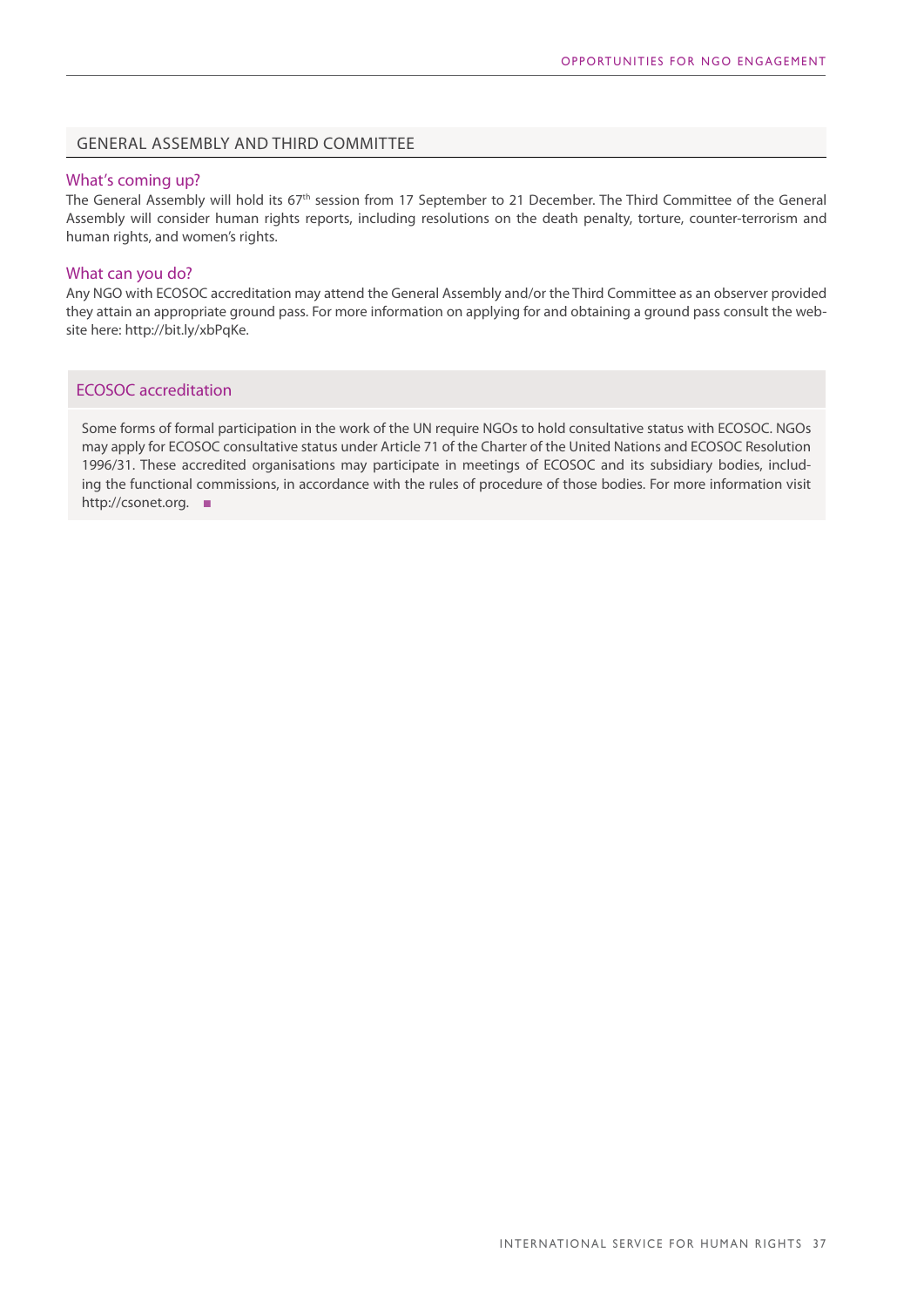## GENERAL ASSEMBLY AND THIRD COMMITTEE

### What's coming up?

The General Assembly will hold its 67th session from 17 September to 21 December. The Third Committee of the General Assembly will consider human rights reports, including resolutions on the death penalty, torture, counter-terrorism and human rights, and women's rights.

### What can you do?

Any NGO with ECOSOC accreditation may attend the General Assembly and/or the Third Committee as an observer provided they attain an appropriate ground pass. For more information on applying for and obtaining a ground pass consult the website here: http://bit.ly/xbPqKe.

### ECOSOC accreditation

Some forms of formal participation in the work of the UN require NGOs to hold consultative status with ECOSOC. NGOs may apply for ECOSOC consultative status under Article 71 of the Charter of the United Nations and ECOSOC Resolution 1996/31. These accredited organisations may participate in meetings of ECOSOC and its subsidiary bodies, including the functional commissions, in accordance with the rules of procedure of those bodies. For more information visit http://csonet.org. ■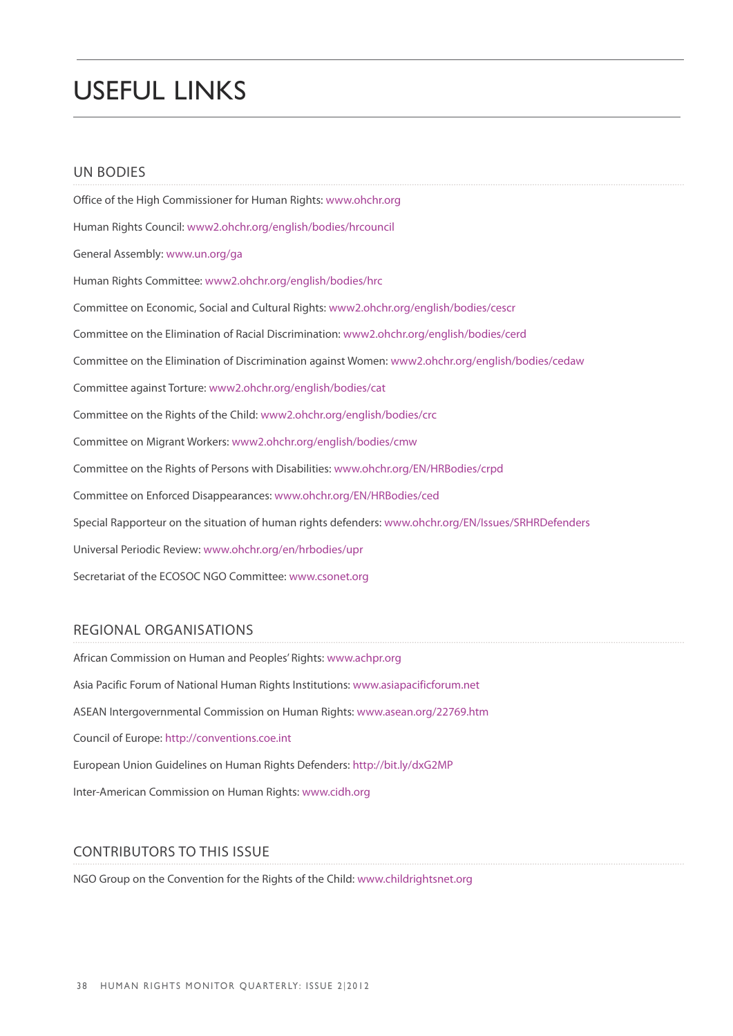# USEFUL LINKS

## UN BODIES

Office of the High Commissioner for Human Rights: www.ohchr.org

Human Rights Council: www2.ohchr.org/english/bodies/hrcouncil

General Assembly: www.un.org/ga

Human Rights Committee: www2.ohchr.org/english/bodies/hrc

Committee on Economic, Social and Cultural Rights: www2.ohchr.org/english/bodies/cescr

Committee on the Elimination of Racial Discrimination: www2.ohchr.org/english/bodies/cerd

Committee on the Elimination of Discrimination against Women: www2.ohchr.org/english/bodies/cedaw

Committee against Torture: www2.ohchr.org/english/bodies/cat

Committee on the Rights of the Child: www2.ohchr.org/english/bodies/crc

Committee on Migrant Workers: www2.ohchr.org/english/bodies/cmw

Committee on the Rights of Persons with Disabilities: www.ohchr.org/EN/HRBodies/crpd

Committee on Enforced Disappearances: www.ohchr.org/EN/HRBodies/ced

Special Rapporteur on the situation of human rights defenders: www.ohchr.org/EN/Issues/SRHRDefenders

Universal Periodic Review: www.ohchr.org/en/hrbodies/upr

Secretariat of the ECOSOC NGO Committee: www.csonet.org

## REGIONAL ORGANISATIONS

African Commission on Human and Peoples' Rights: www.achpr.org

Asia Pacific Forum of National Human Rights Institutions: www.asiapacificforum.net

ASEAN Intergovernmental Commission on Human Rights: www.asean.org/22769.htm

Council of Europe: http://conventions.coe.int

European Union Guidelines on Human Rights Defenders: http://bit.ly/dxG2MP

Inter-American Commission on Human Rights: www.cidh.org

## CONTRIBUTORS TO THIS ISSUE

NGO Group on the Convention for the Rights of the Child: www.childrightsnet.org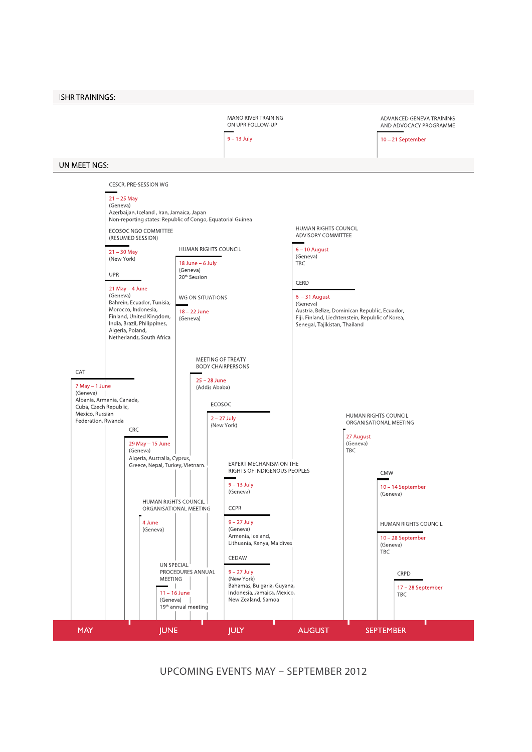## ISHR TRAININGS:

MANO RIVER TRAINING ON UPR FOLLOW-UP
9 – 13 July

ADVANCED GENEVA TRAINING AND ADVOCACY PROGRAMME
10 – 21 September

## UN MEETINGS:

CESCR, PRE-SESSION WG
21 – 25 May
(Geneva)
Azerbaijan, Iceland , Iran, Jamaica, Japan
Non-reporting states: Republic of Congo, Equatorial Guinea

ECOSOC NGO COMMITTEE (RESUMED SESSION)
21 – 30 May
(New York)

UPR
21 May – 4 June
(Geneva)
Bahrein, Ecuador, Tunisia, Morocco, Indonesia, Finland, United Kingdom, India, Brazil, Philippines, Algeria, Poland, Netherlands, South Africa

CAT
7 May – 1 June
(Geneva)
Albania, Armenia, Canada, Cuba, Czech Republic, Mexico, Russian Federation, Rwanda

CRC
29 May – 15 June
(Geneva)
Algeria, Australia, Cyprus, Greece, Nepal, Turkey, Vietnam.

HUMAN RIGHTS COUNCIL ORGANISATIONAL MEETING
4 June
(Geneva)

UN SPECIAL PROCEDURES ANNUAL MEETING
11 – 16 June
(Geneva)
19th annual meeting

HUMAN RIGHTS COUNCIL
18 June – 6 July
(Geneva)
20th Session

WG ON SITUATIONS
18 – 22 June
(Geneva)

MEETING OF TREATY BODY CHAIRPERSONS
25 – 28 June
(Addis Ababa)

ECOSOC
2 – 27 July
(New York)

EXPERT MECHANISM ON THE RIGHTS OF INDIGENOUS PEOPLES
9 – 13 July
(Geneva)

CCPR
9 – 27 July
(Geneva)
Armenia, Iceland, Lithuania, Kenya, Maldives

CEDAW
9 – 27 July
(New York)
Bahamas, Bulgaria, Guyana, Indonesia, Jamaica, Mexico, New Zealand, Samoa

HUMAN RIGHTS COUNCIL ADVISORY COMMITTEE
6 – 10 August
(Geneva)
TBC

CERD
6 – 31 August
(Geneva)
Austria, Belize, Dominican Republic, Ecuador, Fiji, Finland, Liechtenstein, Republic of Korea, Senegal, Tajikistan, Thailand

HUMAN RIGHTS COUNCIL ORGANISATIONAL MEETING
27 August
(Geneva)
TBC

CMW
10 – 14 September
(Geneva)

HUMAN RIGHTS COUNCIL
10 – 28 September
(Geneva)
TBC

CRPD
17 – 28 September
TBC

MAY | JUNE | JULY | AUGUST | SEPTEMBER

UPCOMING EVENTS MAY – SEPTEMBER 2012